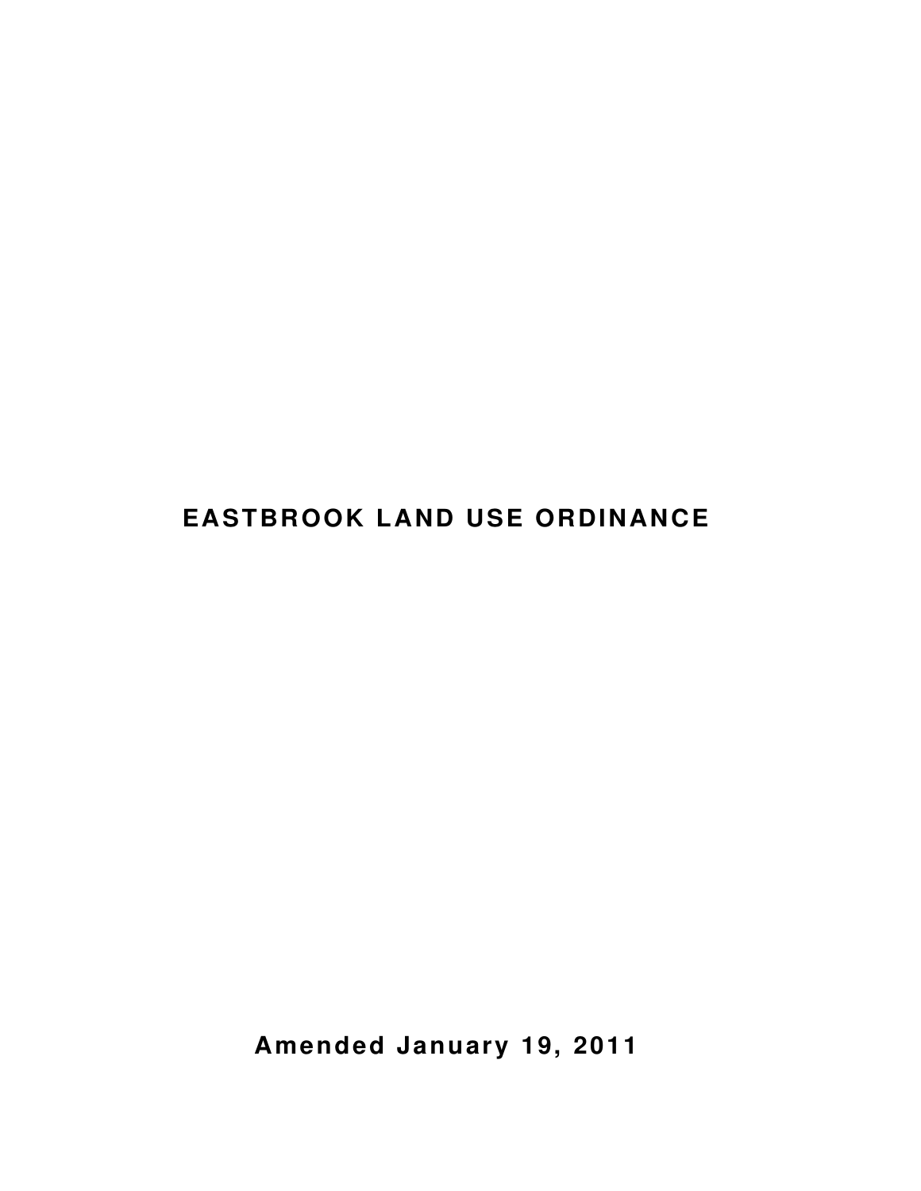# EASTBROOK LAND USE ORDINANCE

**Amended January 19, 2011**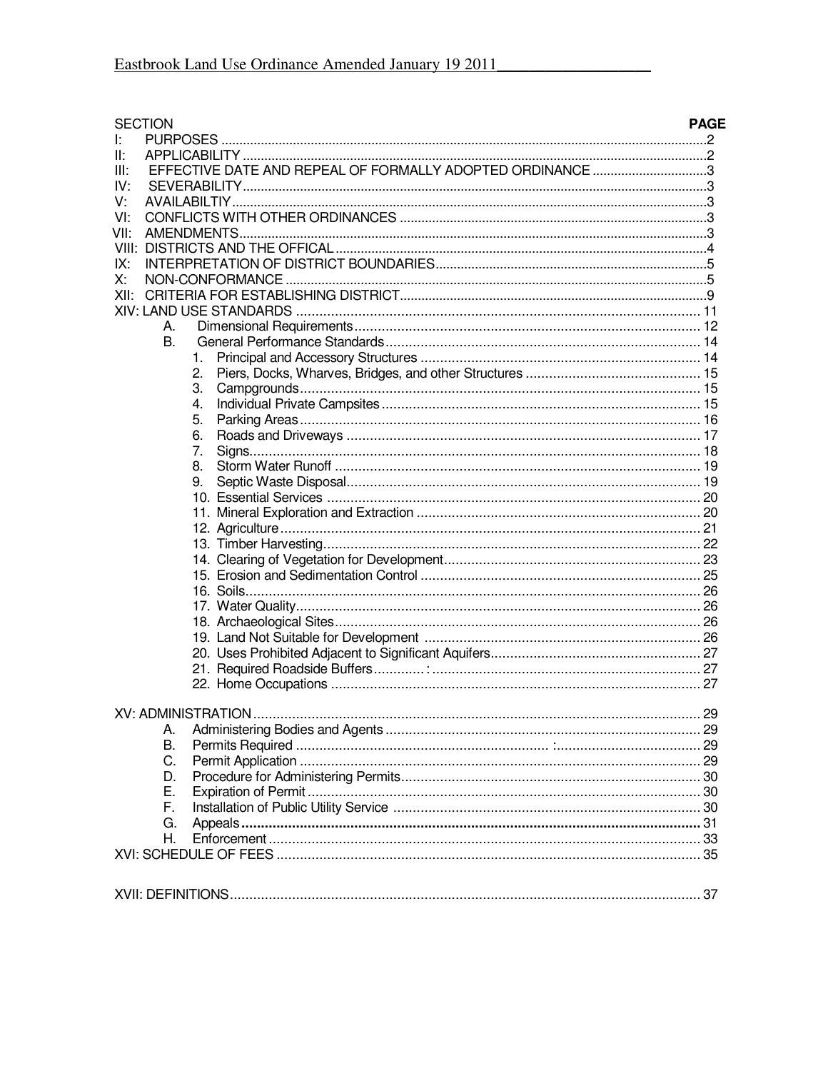| SECTION | | PAGE |
|---|---|---|
| I: | PURPOSES | 2 |
| II: | APPLICABILITY | 2 |
| III: | EFFECTIVE DATE AND REPEAL OF FORMALLY ADOPTED ORDINANCE | 3 |
| IV: | SEVERABILITY | 3 |
| V: | AVAILABILTIY | 3 |
| VI: | CONFLICTS WITH OTHER ORDINANCES | 3 |
| VII: | AMENDMENTS | 3 |
| VIII: | DISTRICTS AND THE OFFICAL | 4 |
| IX: | INTERPRETATION OF DISTRICT BOUNDARIES | 5 |
| X: | NON-CONFORMANCE | 5 |
| XII: | CRITERIA FOR ESTABLISHING DISTRICT | 9 |
| XIV: LAND USE STANDARDS | | 11 |
| | A. Dimensional Requirements | 12 |
| | B. General Performance Standards | 14 |
| | 1. Principal and Accessory Structures | 14 |
| | 2. Piers, Docks, Wharves, Bridges, and other Structures | 15 |
| | 3. Campgrounds | 15 |
| | 4. Individual Private Campsites | 15 |
| | 5. Parking Areas | 16 |
| | 6. Roads and Driveways | 17 |
| | 7. Signs | 18 |
| | 8. Storm Water Runoff | 19 |
| | 9. Septic Waste Disposal | 19 |
| | 10. Essential Services | 20 |
| | 11. Mineral Exploration and Extraction | 20 |
| | 12. Agriculture | 21 |
| | 13. Timber Harvesting | 22 |
| | 14. Clearing of Vegetation for Development | 23 |
| | 15. Erosion and Sedimentation Control | 25 |
| | 16. Soils | 26 |
| | 17. Water Quality | 26 |
| | 18. Archaeological Sites | 26 |
| | 19. Land Not Suitable for Development | 26 |
| | 20. Uses Prohibited Adjacent to Significant Aquifers | 27 |
| | 21. Required Roadside Buffers | 27 |
| | 22. Home Occupations | 27 |
| XV: ADMINISTRATION | | 29 |
| | A. Administering Bodies and Agents | 29 |
| | B. Permits Required | 29 |
| | C. Permit Application | 29 |
| | D. Procedure for Administering Permits | 30 |
| | E. Expiration of Permit | 30 |
| | F. Installation of Public Utility Service | 30 |
| | G. Appeals | 31 |
| | H. Enforcement | 33 |
| XVI: SCHEDULE OF FEES | | 35 |
| XVII: DEFINITIONS | | 37 |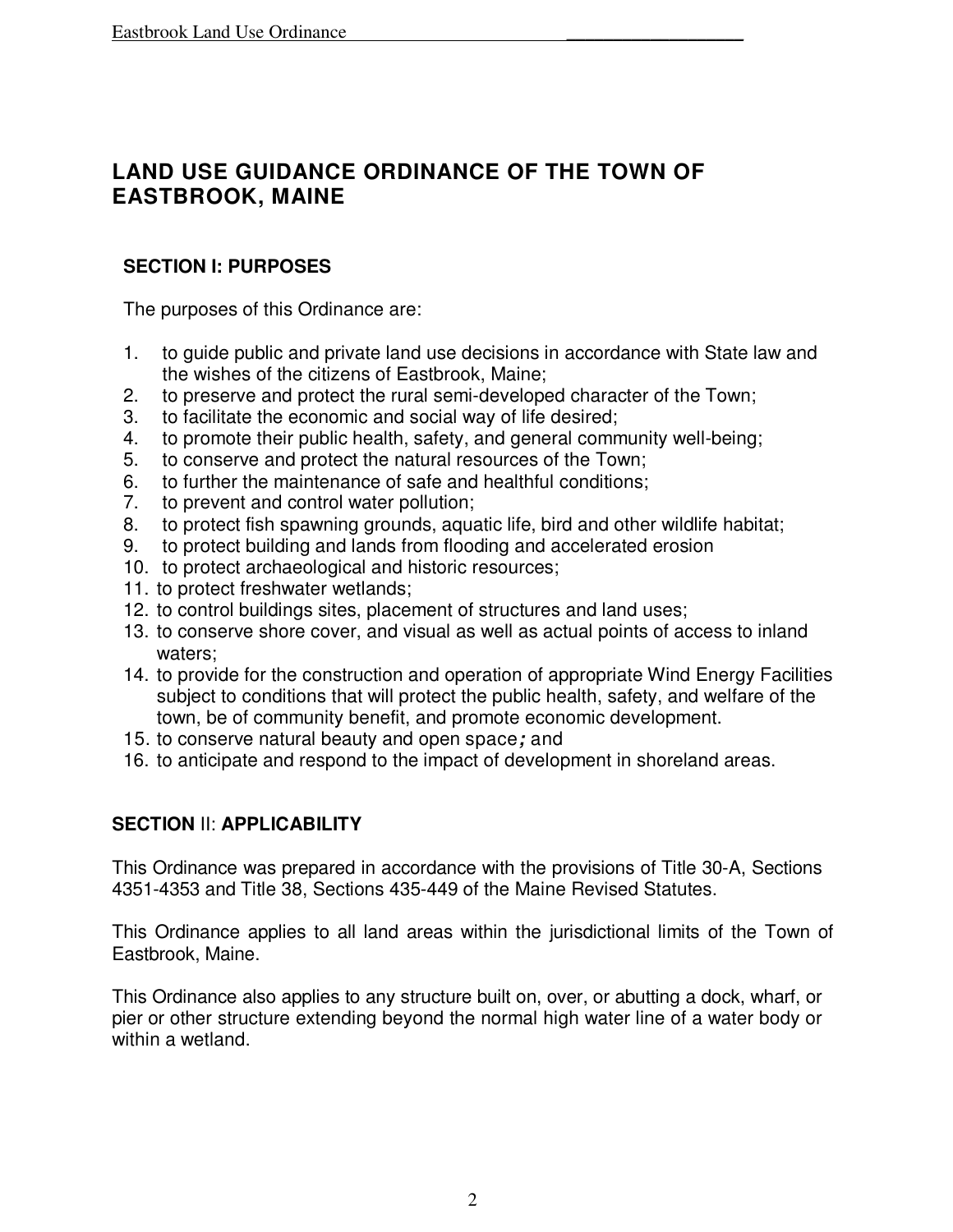# LAND USE GUIDANCE ORDINANCE OF THE TOWN OF EASTBROOK, MAINE

## SECTION I: PURPOSES

The purposes of this Ordinance are:

1. to guide public and private land use decisions in accordance with State law and the wishes of the citizens of Eastbrook, Maine;
2. to preserve and protect the rural semi-developed character of the Town;
3. to facilitate the economic and social way of life desired;
4. to promote their public health, safety, and general community well-being;
5. to conserve and protect the natural resources of the Town;
6. to further the maintenance of safe and healthful conditions;
7. to prevent and control water pollution;
8. to protect fish spawning grounds, aquatic life, bird and other wildlife habitat;
9. to protect building and lands from flooding and accelerated erosion
10. to protect archaeological and historic resources;
11. to protect freshwater wetlands;
12. to control buildings sites, placement of structures and land uses;
13. to conserve shore cover, and visual as well as actual points of access to inland waters;
14. to provide for the construction and operation of appropriate Wind Energy Facilities subject to conditions that will protect the public health, safety, and welfare of the town, be of community benefit, and promote economic development.
15. to conserve natural beauty and open space; and
16. to anticipate and respond to the impact of development in shoreland areas.

## SECTION II: APPLICABILITY

This Ordinance was prepared in accordance with the provisions of Title 30-A, Sections 4351-4353 and Title 38, Sections 435-449 of the Maine Revised Statutes.

This Ordinance applies to all land areas within the jurisdictional limits of the Town of Eastbrook, Maine.

This Ordinance also applies to any structure built on, over, or abutting a dock, wharf, or pier or other structure extending beyond the normal high water line of a water body or within a wetland.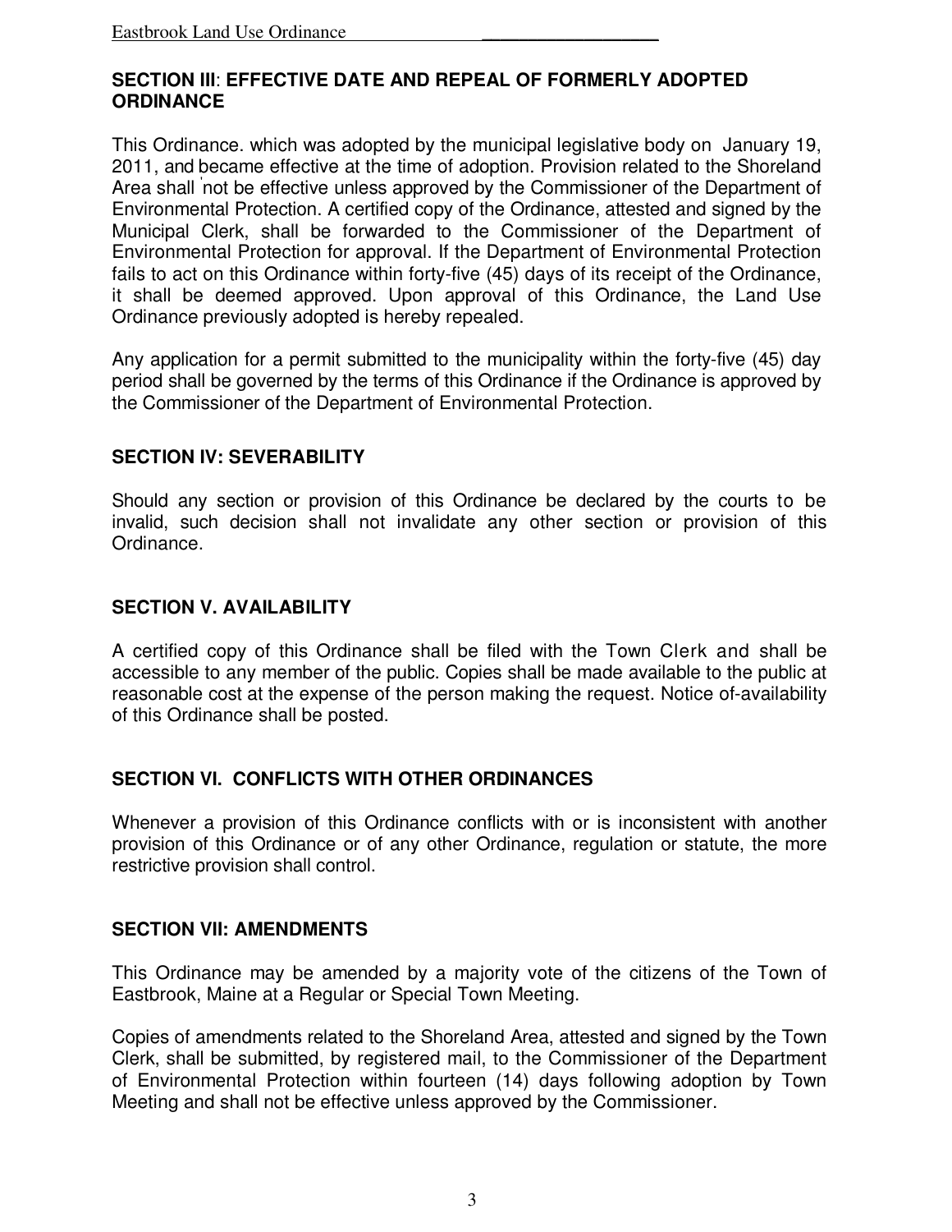## SECTION III: EFFECTIVE DATE AND REPEAL OF FORMERLY ADOPTED ORDINANCE

This Ordinance. which was adopted by the municipal legislative body on January 19, 2011, and became effective at the time of adoption. Provision related to the Shoreland Area shall not be effective unless approved by the Commissioner of the Department of Environmental Protection. A certified copy of the Ordinance, attested and signed by the Municipal Clerk, shall be forwarded to the Commissioner of the Department of Environmental Protection for approval. If the Department of Environmental Protection fails to act on this Ordinance within forty-five (45) days of its receipt of the Ordinance, it shall be deemed approved. Upon approval of this Ordinance, the Land Use Ordinance previously adopted is hereby repealed.

Any application for a permit submitted to the municipality within the forty-five (45) day period shall be governed by the terms of this Ordinance if the Ordinance is approved by the Commissioner of the Department of Environmental Protection.

## SECTION IV: SEVERABILITY

Should any section or provision of this Ordinance be declared by the courts to be invalid, such decision shall not invalidate any other section or provision of this Ordinance.

## SECTION V. AVAILABILITY

A certified copy of this Ordinance shall be filed with the Town Clerk and shall be accessible to any member of the public. Copies shall be made available to the public at reasonable cost at the expense of the person making the request. Notice of-availability of this Ordinance shall be posted.

## SECTION VI. CONFLICTS WITH OTHER ORDINANCES

Whenever a provision of this Ordinance conflicts with or is inconsistent with another provision of this Ordinance or of any other Ordinance, regulation or statute, the more restrictive provision shall control.

## SECTION VII: AMENDMENTS

This Ordinance may be amended by a majority vote of the citizens of the Town of Eastbrook, Maine at a Regular or Special Town Meeting.

Copies of amendments related to the Shoreland Area, attested and signed by the Town Clerk, shall be submitted, by registered mail, to the Commissioner of the Department of Environmental Protection within fourteen (14) days following adoption by Town Meeting and shall not be effective unless approved by the Commissioner.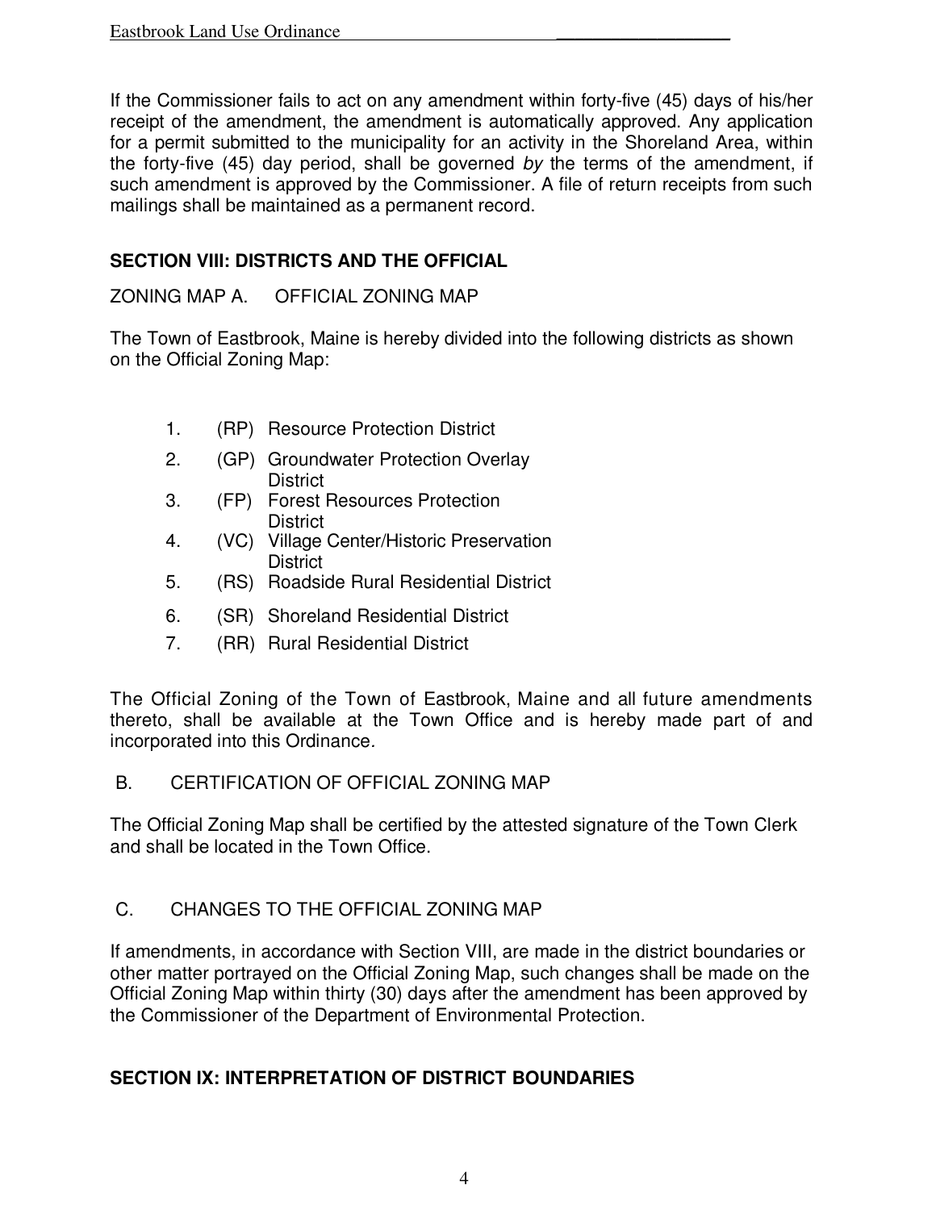If the Commissioner fails to act on any amendment within forty-five (45) days of his/her receipt of the amendment, the amendment is automatically approved. Any application for a permit submitted to the municipality for an activity in the Shoreland Area, within the forty-five (45) day period, shall be governed *by* the terms of the amendment, if such amendment is approved by the Commissioner. A file of return receipts from such mailings shall be maintained as a permanent record.

## SECTION VIII: DISTRICTS AND THE OFFICIAL

ZONING MAP A. OFFICIAL ZONING MAP

The Town of Eastbrook, Maine is hereby divided into the following districts as shown on the Official Zoning Map:

1. (RP) Resource Protection District
2. (GP) Groundwater Protection Overlay District
3. (FP) Forest Resources Protection District
4. (VC) Village Center/Historic Preservation District
5. (RS) Roadside Rural Residential District
6. (SR) Shoreland Residential District
7. (RR) Rural Residential District

The Official Zoning of the Town of Eastbrook, Maine and all future amendments thereto, shall be available at the Town Office and is hereby made part of and incorporated into this Ordinance.

B. CERTIFICATION OF OFFICIAL ZONING MAP

The Official Zoning Map shall be certified by the attested signature of the Town Clerk and shall be located in the Town Office.

C. CHANGES TO THE OFFICIAL ZONING MAP

If amendments, in accordance with Section VIII, are made in the district boundaries or other matter portrayed on the Official Zoning Map, such changes shall be made on the Official Zoning Map within thirty (30) days after the amendment has been approved by the Commissioner of the Department of Environmental Protection.

## SECTION IX: INTERPRETATION OF DISTRICT BOUNDARIES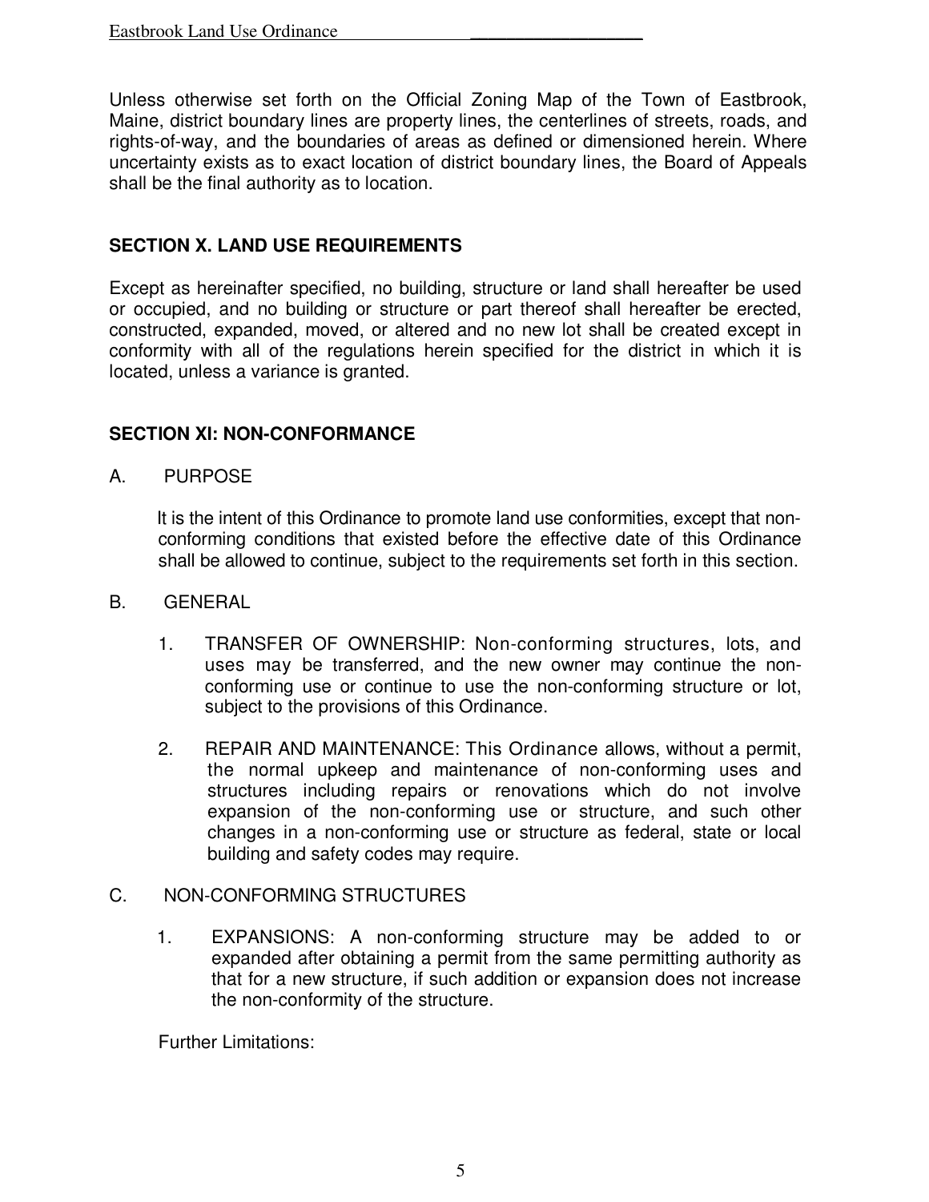Unless otherwise set forth on the Official Zoning Map of the Town of Eastbrook, Maine, district boundary lines are property lines, the centerlines of streets, roads, and rights-of-way, and the boundaries of areas as defined or dimensioned herein. Where uncertainty exists as to exact location of district boundary lines, the Board of Appeals shall be the final authority as to location.

## SECTION X. LAND USE REQUIREMENTS

Except as hereinafter specified, no building, structure or land shall hereafter be used or occupied, and no building or structure or part thereof shall hereafter be erected, constructed, expanded, moved, or altered and no new lot shall be created except in conformity with all of the regulations herein specified for the district in which it is located, unless a variance is granted.

## SECTION XI: NON-CONFORMANCE

A. PURPOSE

It is the intent of this Ordinance to promote land use conformities, except that non-conforming conditions that existed before the effective date of this Ordinance shall be allowed to continue, subject to the requirements set forth in this section.

B. GENERAL

1. TRANSFER OF OWNERSHIP: Non-conforming structures, lots, and uses may be transferred, and the new owner may continue the non-conforming use or continue to use the non-conforming structure or lot, subject to the provisions of this Ordinance.

2. REPAIR AND MAINTENANCE: This Ordinance allows, without a permit, the normal upkeep and maintenance of non-conforming uses and structures including repairs or renovations which do not involve expansion of the non-conforming use or structure, and such other changes in a non-conforming use or structure as federal, state or local building and safety codes may require.

C. NON-CONFORMING STRUCTURES

1. EXPANSIONS: A non-conforming structure may be added to or expanded after obtaining a permit from the same permitting authority as that for a new structure, if such addition or expansion does not increase the non-conformity of the structure.

Further Limitations: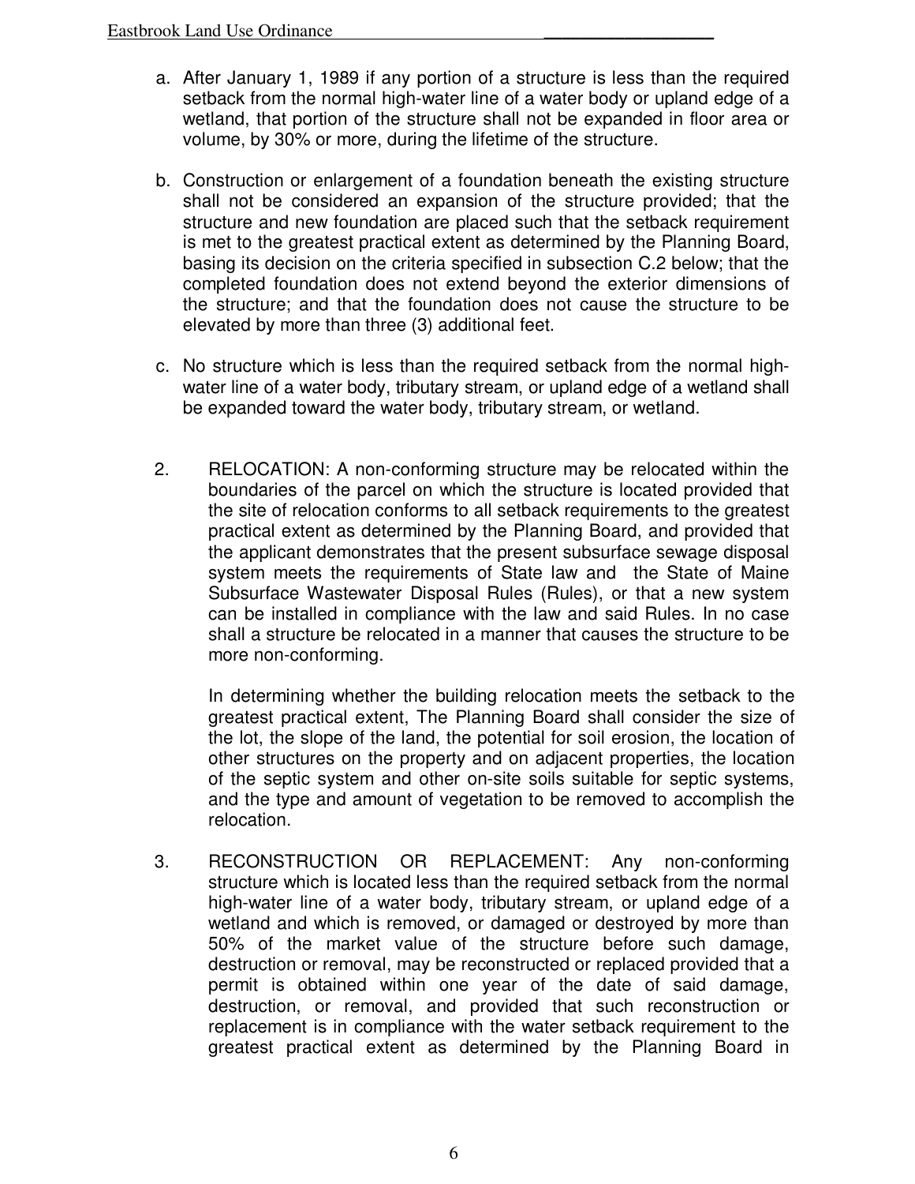a. After January 1, 1989 if any portion of a structure is less than the required setback from the normal high-water line of a water body or upland edge of a wetland, that portion of the structure shall not be expanded in floor area or volume, by 30% or more, during the lifetime of the structure.

b. Construction or enlargement of a foundation beneath the existing structure shall not be considered an expansion of the structure provided; that the structure and new foundation are placed such that the setback requirement is met to the greatest practical extent as determined by the Planning Board, basing its decision on the criteria specified in subsection C.2 below; that the completed foundation does not extend beyond the exterior dimensions of the structure; and that the foundation does not cause the structure to be elevated by more than three (3) additional feet.

c. No structure which is less than the required setback from the normal high-water line of a water body, tributary stream, or upland edge of a wetland shall be expanded toward the water body, tributary stream, or wetland.

2. RELOCATION: A non-conforming structure may be relocated within the boundaries of the parcel on which the structure is located provided that the site of relocation conforms to all setback requirements to the greatest practical extent as determined by the Planning Board, and provided that the applicant demonstrates that the present subsurface sewage disposal system meets the requirements of State law and the State of Maine Subsurface Wastewater Disposal Rules (Rules), or that a new system can be installed in compliance with the law and said Rules. In no case shall a structure be relocated in a manner that causes the structure to be more non-conforming.

   In determining whether the building relocation meets the setback to the greatest practical extent, The Planning Board shall consider the size of the lot, the slope of the land, the potential for soil erosion, the location of other structures on the property and on adjacent properties, the location of the septic system and other on-site soils suitable for septic systems, and the type and amount of vegetation to be removed to accomplish the relocation.

3. RECONSTRUCTION OR REPLACEMENT: Any non-conforming structure which is located less than the required setback from the normal high-water line of a water body, tributary stream, or upland edge of a wetland and which is removed, or damaged or destroyed by more than 50% of the market value of the structure before such damage, destruction or removal, may be reconstructed or replaced provided that a permit is obtained within one year of the date of said damage, destruction, or removal, and provided that such reconstruction or replacement is in compliance with the water setback requirement to the greatest practical extent as determined by the Planning Board in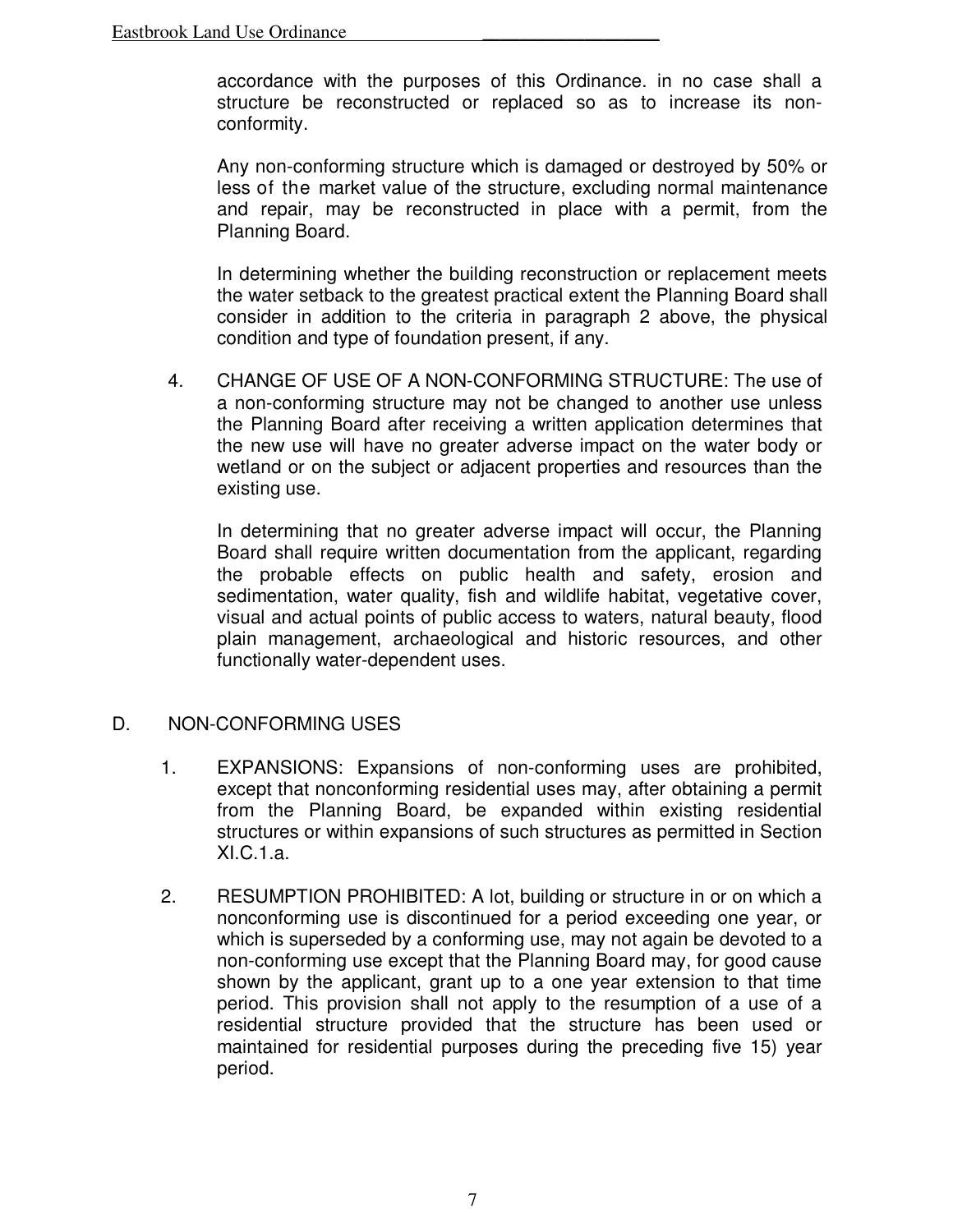accordance with the purposes of this Ordinance. in no case shall a structure be reconstructed or replaced so as to increase its non-conformity.

Any non-conforming structure which is damaged or destroyed by 50% or less of the market value of the structure, excluding normal maintenance and repair, may be reconstructed in place with a permit, from the Planning Board.

In determining whether the building reconstruction or replacement meets the water setback to the greatest practical extent the Planning Board shall consider in addition to the criteria in paragraph 2 above, the physical condition and type of foundation present, if any.

4. CHANGE OF USE OF A NON-CONFORMING STRUCTURE: The use of a non-conforming structure may not be changed to another use unless the Planning Board after receiving a written application determines that the new use will have no greater adverse impact on the water body or wetland or on the subject or adjacent properties and resources than the existing use.

   In determining that no greater adverse impact will occur, the Planning Board shall require written documentation from the applicant, regarding the probable effects on public health and safety, erosion and sedimentation, water quality, fish and wildlife habitat, vegetative cover, visual and actual points of public access to waters, natural beauty, flood plain management, archaeological and historic resources, and other functionally water-dependent uses.

D. NON-CONFORMING USES

1. EXPANSIONS: Expansions of non-conforming uses are prohibited, except that nonconforming residential uses may, after obtaining a permit from the Planning Board, be expanded within existing residential structures or within expansions of such structures as permitted in Section XI.C.1.a.

2. RESUMPTION PROHIBITED: A lot, building or structure in or on which a nonconforming use is discontinued for a period exceeding one year, or which is superseded by a conforming use, may not again be devoted to a non-conforming use except that the Planning Board may, for good cause shown by the applicant, grant up to a one year extension to that time period. This provision shall not apply to the resumption of a use of a residential structure provided that the structure has been used or maintained for residential purposes during the preceding five 15) year period.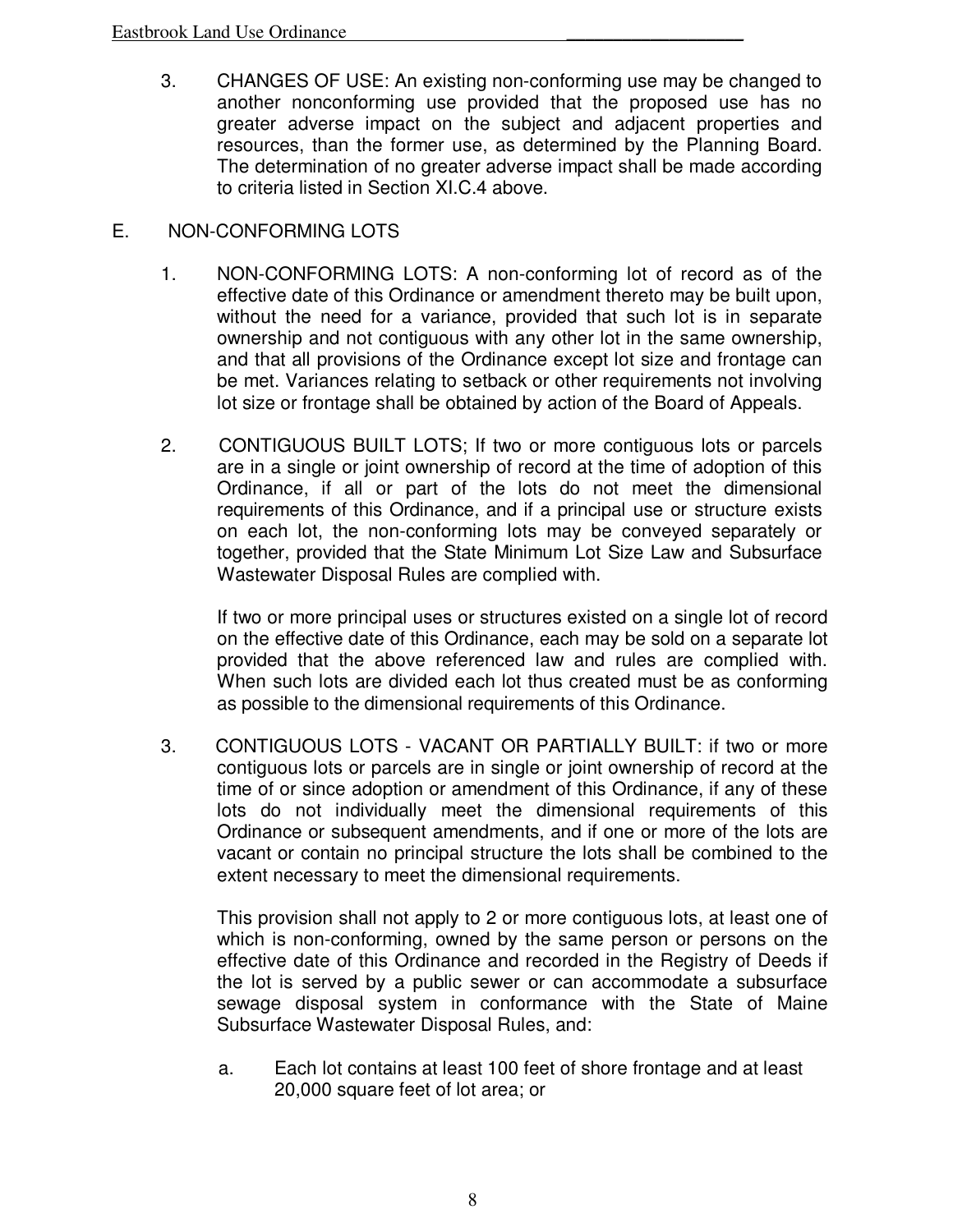3. CHANGES OF USE: An existing non-conforming use may be changed to another nonconforming use provided that the proposed use has no greater adverse impact on the subject and adjacent properties and resources, than the former use, as determined by the Planning Board. The determination of no greater adverse impact shall be made according to criteria listed in Section XI.C.4 above.

E. NON-CONFORMING LOTS

1. NON-CONFORMING LOTS: A non-conforming lot of record as of the effective date of this Ordinance or amendment thereto may be built upon, without the need for a variance, provided that such lot is in separate ownership and not contiguous with any other lot in the same ownership, and that all provisions of the Ordinance except lot size and frontage can be met. Variances relating to setback or other requirements not involving lot size or frontage shall be obtained by action of the Board of Appeals.

2. CONTIGUOUS BUILT LOTS; If two or more contiguous lots or parcels are in a single or joint ownership of record at the time of adoption of this Ordinance, if all or part of the lots do not meet the dimensional requirements of this Ordinance, and if a principal use or structure exists on each lot, the non-conforming lots may be conveyed separately or together, provided that the State Minimum Lot Size Law and Subsurface Wastewater Disposal Rules are complied with.

   If two or more principal uses or structures existed on a single lot of record on the effective date of this Ordinance, each may be sold on a separate lot provided that the above referenced law and rules are complied with. When such lots are divided each lot thus created must be as conforming as possible to the dimensional requirements of this Ordinance.

3. CONTIGUOUS LOTS - VACANT OR PARTIALLY BUILT: if two or more contiguous lots or parcels are in single or joint ownership of record at the time of or since adoption or amendment of this Ordinance, if any of these lots do not individually meet the dimensional requirements of this Ordinance or subsequent amendments, and if one or more of the lots are vacant or contain no principal structure the lots shall be combined to the extent necessary to meet the dimensional requirements.

   This provision shall not apply to 2 or more contiguous lots, at least one of which is non-conforming, owned by the same person or persons on the effective date of this Ordinance and recorded in the Registry of Deeds if the lot is served by a public sewer or can accommodate a subsurface sewage disposal system in conformance with the State of Maine Subsurface Wastewater Disposal Rules, and:

   a. Each lot contains at least 100 feet of shore frontage and at least 20,000 square feet of lot area; or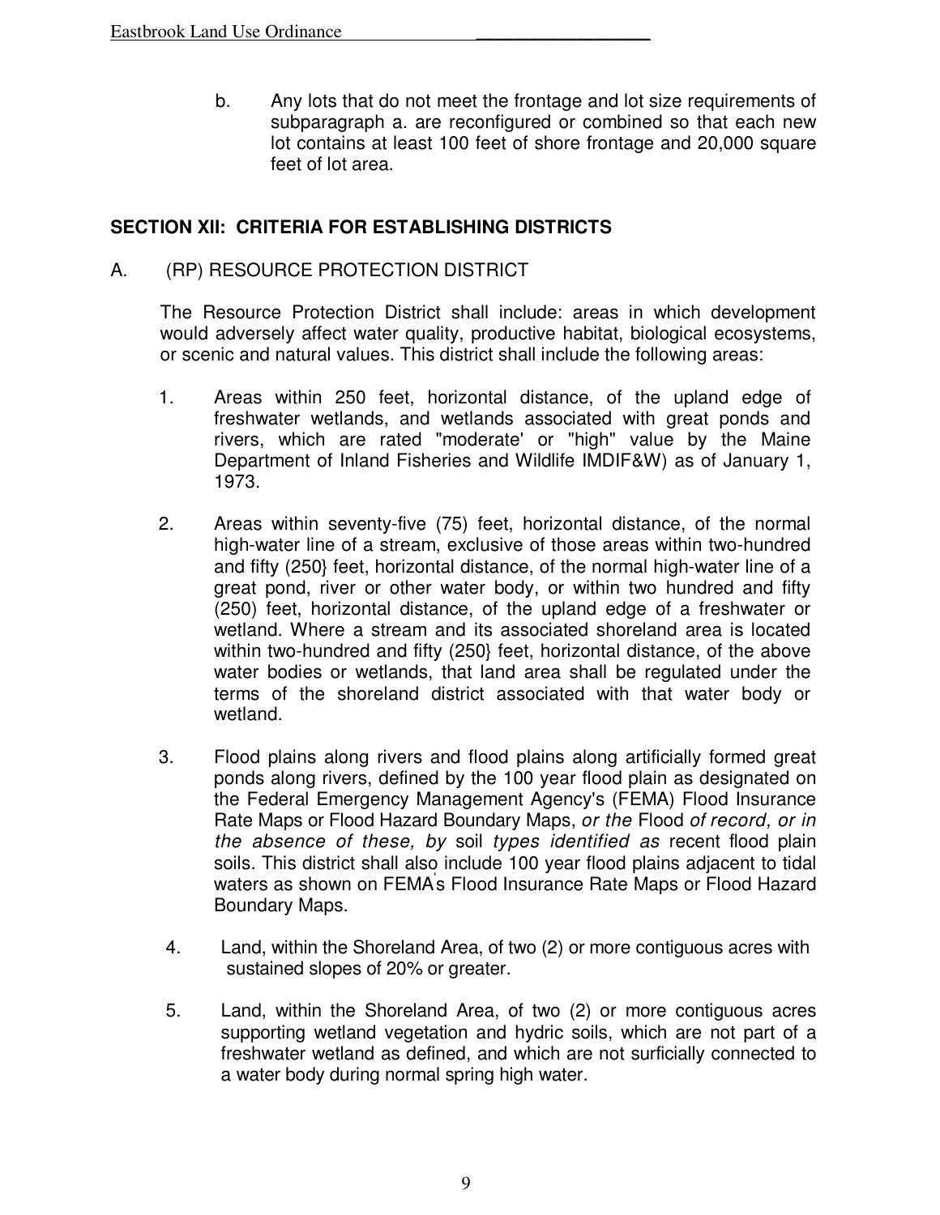b. Any lots that do not meet the frontage and lot size requirements of subparagraph a. are reconfigured or combined so that each new lot contains at least 100 feet of shore frontage and 20,000 square feet of lot area.

## SECTION XII: CRITERIA FOR ESTABLISHING DISTRICTS

A. (RP) RESOURCE PROTECTION DISTRICT

The Resource Protection District shall include: areas in which development would adversely affect water quality, productive habitat, biological ecosystems, or scenic and natural values. This district shall include the following areas:

1. Areas within 250 feet, horizontal distance, of the upland edge of freshwater wetlands, and wetlands associated with great ponds and rivers, which are rated "moderate' or "high" value by the Maine Department of Inland Fisheries and Wildlife IMDIF&W) as of January 1, 1973.

2. Areas within seventy-five (75) feet, horizontal distance, of the normal high-water line of a stream, exclusive of those areas within two-hundred and fifty (250} feet, horizontal distance, of the normal high-water line of a great pond, river or other water body, or within two hundred and fifty (250) feet, horizontal distance, of the upland edge of a freshwater or wetland. Where a stream and its associated shoreland area is located within two-hundred and fifty (250} feet, horizontal distance, of the above water bodies or wetlands, that land area shall be regulated under the terms of the shoreland district associated with that water body or wetland.

3. Flood plains along rivers and flood plains along artificially formed great ponds along rivers, defined by the 100 year flood plain as designated on the Federal Emergency Management Agency's (FEMA) Flood Insurance Rate Maps or Flood Hazard Boundary Maps, *or the* Flood *of record, or in the absence of these, by* soil *types identified as* recent flood plain soils. This district shall also include 100 year flood plains adjacent to tidal waters as shown on FEMA's Flood Insurance Rate Maps or Flood Hazard Boundary Maps.

4. Land, within the Shoreland Area, of two (2) or more contiguous acres with sustained slopes of 20% or greater.

5. Land, within the Shoreland Area, of two (2) or more contiguous acres supporting wetland vegetation and hydric soils, which are not part of a freshwater wetland as defined, and which are not surficially connected to a water body during normal spring high water.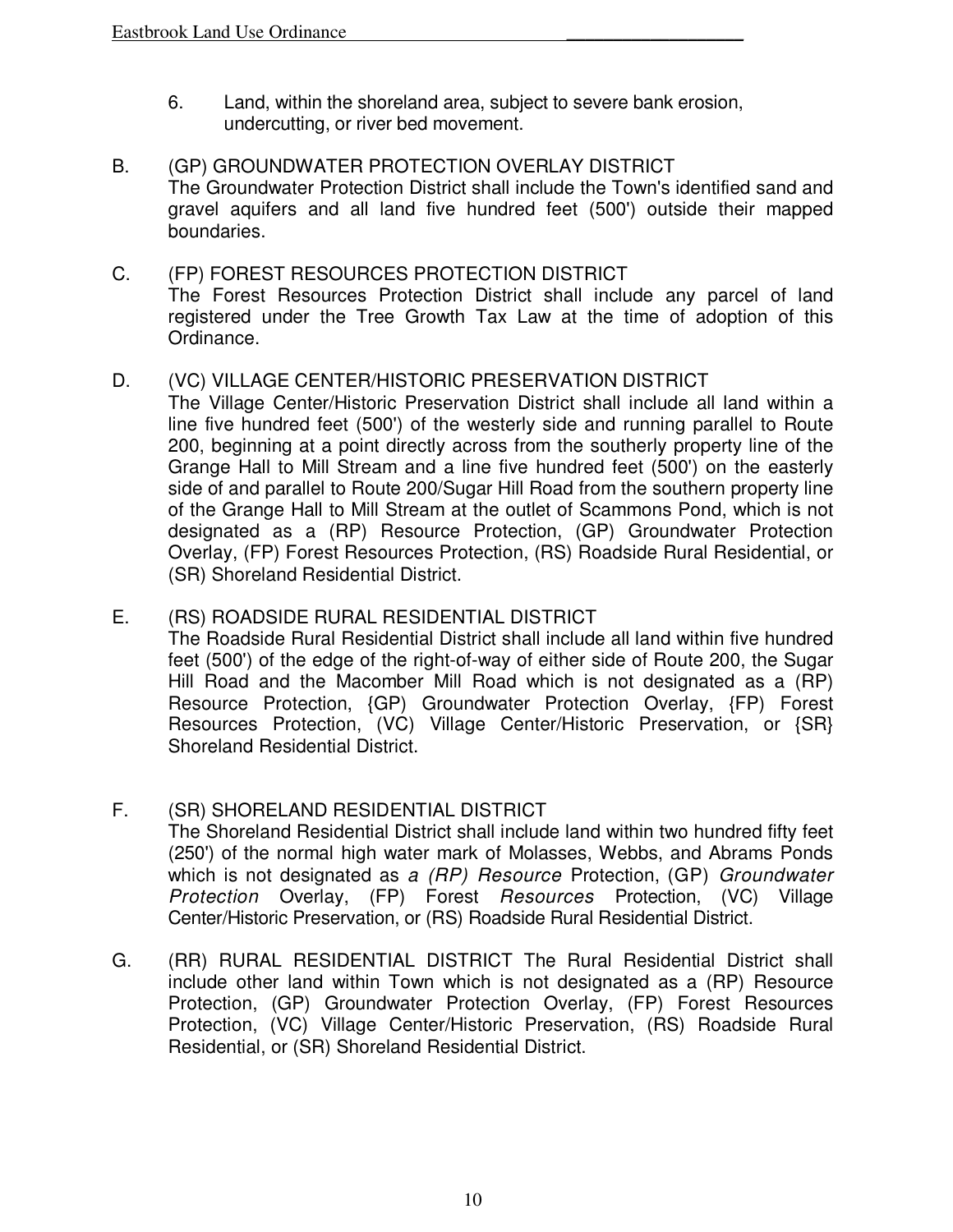6. Land, within the shoreland area, subject to severe bank erosion, undercutting, or river bed movement.

B. (GP) GROUNDWATER PROTECTION OVERLAY DISTRICT
The Groundwater Protection District shall include the Town's identified sand and gravel aquifers and all land five hundred feet (500') outside their mapped boundaries.

C. (FP) FOREST RESOURCES PROTECTION DISTRICT
The Forest Resources Protection District shall include any parcel of land registered under the Tree Growth Tax Law at the time of adoption of this Ordinance.

D. (VC) VILLAGE CENTER/HISTORIC PRESERVATION DISTRICT
The Village Center/Historic Preservation District shall include all land within a line five hundred feet (500') of the westerly side and running parallel to Route 200, beginning at a point directly across from the southerly property line of the Grange Hall to Mill Stream and a line five hundred feet (500') on the easterly side of and parallel to Route 200/Sugar Hill Road from the southern property line of the Grange Hall to Mill Stream at the outlet of Scammons Pond, which is not designated as a (RP) Resource Protection, (GP) Groundwater Protection Overlay, (FP) Forest Resources Protection, (RS) Roadside Rural Residential, or (SR) Shoreland Residential District.

E. (RS) ROADSIDE RURAL RESIDENTIAL DISTRICT
The Roadside Rural Residential District shall include all land within five hundred feet (500') of the edge of the right-of-way of either side of Route 200, the Sugar Hill Road and the Macomber Mill Road which is not designated as a (RP) Resource Protection, {GP) Groundwater Protection Overlay, {FP) Forest Resources Protection, (VC) Village Center/Historic Preservation, or {SR} Shoreland Residential District.

F. (SR) SHORELAND RESIDENTIAL DISTRICT
The Shoreland Residential District shall include land within two hundred fifty feet (250') of the normal high water mark of Molasses, Webbs, and Abrams Ponds which is not designated as *a (RP) Resource* Protection, (GP) *Groundwater Protection* Overlay, (FP) Forest *Resources* Protection, (VC) Village Center/Historic Preservation, or (RS) Roadside Rural Residential District.

G. (RR) RURAL RESIDENTIAL DISTRICT The Rural Residential District shall include other land within Town which is not designated as a (RP) Resource Protection, (GP) Groundwater Protection Overlay, (FP) Forest Resources Protection, (VC) Village Center/Historic Preservation, (RS) Roadside Rural Residential, or (SR) Shoreland Residential District.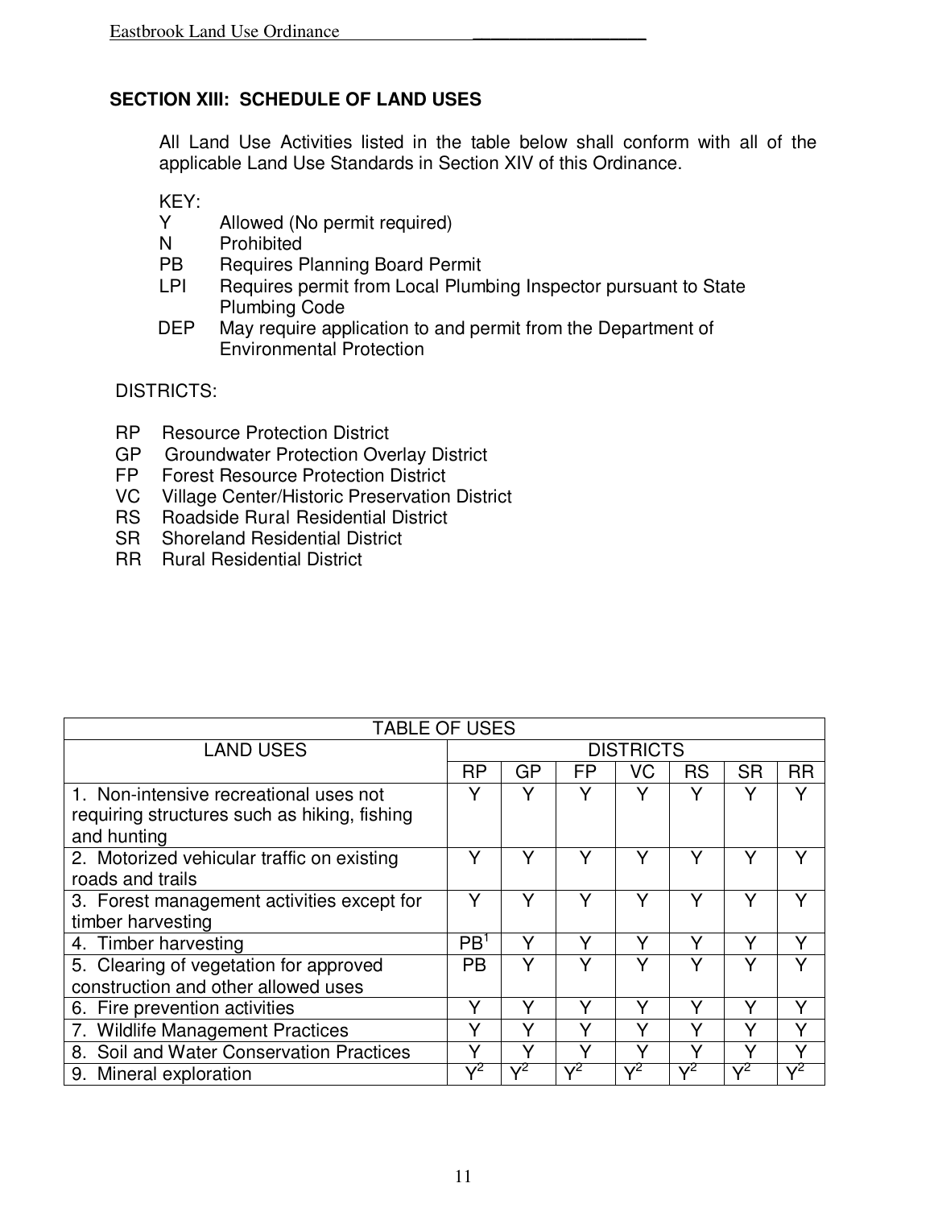## SECTION XIII: SCHEDULE OF LAND USES

All Land Use Activities listed in the table below shall conform with all of the applicable Land Use Standards in Section XIV of this Ordinance.

KEY:

- Y Allowed (No permit required)
- N Prohibited
- PB Requires Planning Board Permit
- LPI Requires permit from Local Plumbing Inspector pursuant to State Plumbing Code
- DEP May require application to and permit from the Department of Environmental Protection

DISTRICTS:

- RP Resource Protection District
- GP Groundwater Protection Overlay District
- FP Forest Resource Protection District
- VC Village Center/Historic Preservation District
- RS Roadside Rural Residential District
- SR Shoreland Residential District
- RR Rural Residential District

| TABLE OF USES | | | | | | | |
|---|---|---|---|---|---|---|---|
| LAND USES | DISTRICTS | | | | | | |
| | RP | GP | FP | VC | RS | SR | RR |
| 1. Non-intensive recreational uses not requiring structures such as hiking, fishing and hunting | Y | Y | Y | Y | Y | Y | Y |
| 2. Motorized vehicular traffic on existing roads and trails | Y | Y | Y | Y | Y | Y | Y |
| 3. Forest management activities except for timber harvesting | Y | Y | Y | Y | Y | Y | Y |
| 4. Timber harvesting | PB[1] | Y | Y | Y | Y | Y | Y |
| 5. Clearing of vegetation for approved construction and other allowed uses | PB | Y | Y | Y | Y | Y | Y |
| 6. Fire prevention activities | Y | Y | Y | Y | Y | Y | Y |
| 7. Wildlife Management Practices | Y | Y | Y | Y | Y | Y | Y |
| 8. Soil and Water Conservation Practices | Y | Y | Y | Y | Y | Y | Y |
| 9. Mineral exploration | Y[2] | Y[2] | Y[2] | Y[2] | Y[2] | Y[2] | Y[2] |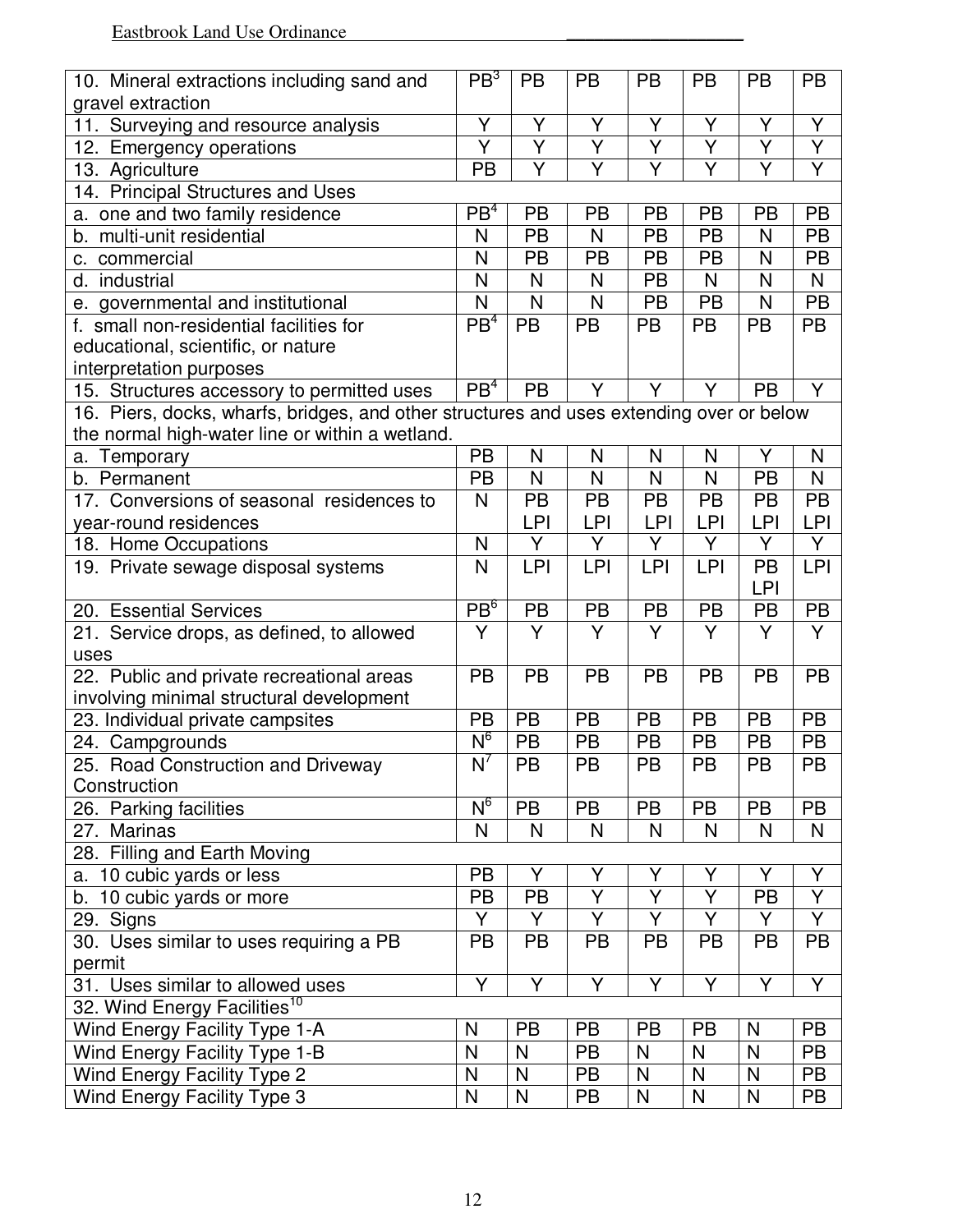| | | | | | | | |
|---|---|---|---|---|---|---|---|
| 10. Mineral extractions including sand and gravel extraction | PB[3] | PB | PB | PB | PB | PB | PB |
| 11. Surveying and resource analysis | Y | Y | Y | Y | Y | Y | Y |
| 12. Emergency operations | Y | Y | Y | Y | Y | Y | Y |
| 13. Agriculture | PB | Y | Y | Y | Y | Y | Y |
| 14. Principal Structures and Uses | | | | | | | |
| a. one and two family residence | PB[4] | PB | PB | PB | PB | PB | PB |
| b. multi-unit residential | N | PB | N | PB | PB | N | PB |
| c. commercial | N | PB | PB | PB | PB | N | PB |
| d. industrial | N | N | N | PB | N | N | N |
| e. governmental and institutional | N | N | N | PB | PB | N | PB |
| f. small non-residential facilities for educational, scientific, or nature interpretation purposes | PB[4] | PB | PB | PB | PB | PB | PB |
| 15. Structures accessory to permitted uses | PB[4] | PB | Y | Y | Y | PB | Y |
| 16. Piers, docks, wharfs, bridges, and other structures and uses extending over or below the normal high-water line or within a wetland. | | | | | | | |
| a. Temporary | PB | N | N | N | N | Y | N |
| b. Permanent | PB | N | N | N | N | PB | N |
| 17. Conversions of seasonal residences to year-round residences | N | PB LPI | PB LPI | PB LPI | PB LPI | PB LPI | PB LPI |
| 18. Home Occupations | N | Y | Y | Y | Y | Y | Y |
| 19. Private sewage disposal systems | N | LPI | LPI | LPI | LPI | PB LPI | LPI |
| 20. Essential Services | PB[6] | PB | PB | PB | PB | PB | PB |
| 21. Service drops, as defined, to allowed uses | Y | Y | Y | Y | Y | Y | Y |
| 22. Public and private recreational areas involving minimal structural development | PB | PB | PB | PB | PB | PB | PB |
| 23. Individual private campsites | PB | PB | PB | PB | PB | PB | PB |
| 24. Campgrounds | N[6] | PB | PB | PB | PB | PB | PB |
| 25. Road Construction and Driveway Construction | N[7] | PB | PB | PB | PB | PB | PB |
| 26. Parking facilities | N[6] | PB | PB | PB | PB | PB | PB |
| 27. Marinas | N | N | N | N | N | N | N |
| 28. Filling and Earth Moving | | | | | | | |
| a. 10 cubic yards or less | PB | Y | Y | Y | Y | Y | Y |
| b. 10 cubic yards or more | PB | PB | Y | Y | Y | PB | Y |
| 29. Signs | Y | Y | Y | Y | Y | Y | Y |
| 30. Uses similar to uses requiring a PB permit | PB | PB | PB | PB | PB | PB | PB |
| 31. Uses similar to allowed uses | Y | Y | Y | Y | Y | Y | Y |
| 32. Wind Energy Facilities[10] | | | | | | | |
| Wind Energy Facility Type 1-A | N | PB | PB | PB | PB | N | PB |
| Wind Energy Facility Type 1-B | N | N | PB | N | N | N | PB |
| Wind Energy Facility Type 2 | N | N | PB | N | N | N | PB |
| Wind Energy Facility Type 3 | N | N | PB | N | N | N | PB |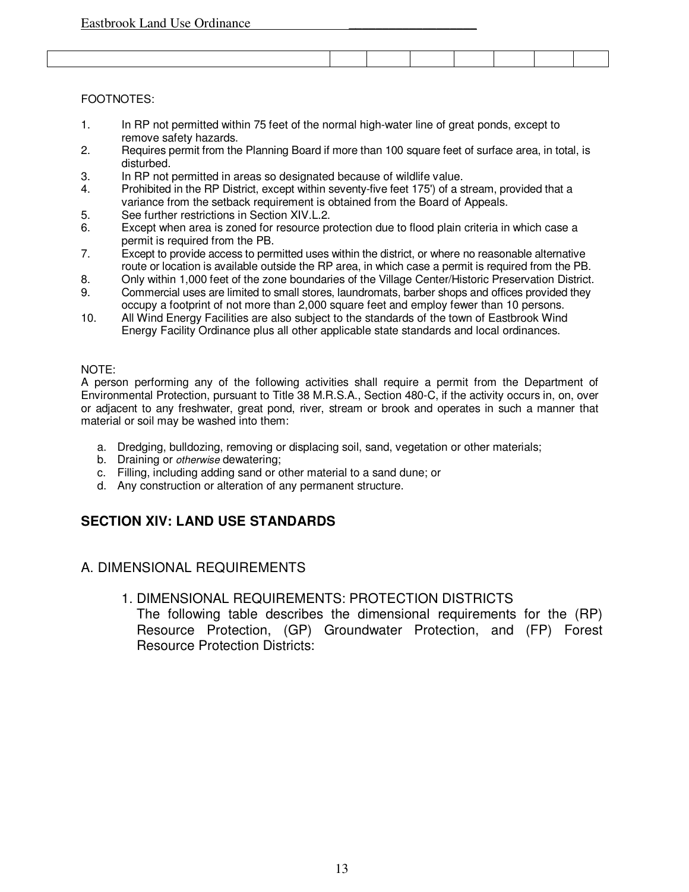| | | | | | | | |
|---|---|---|---|---|---|---|---|
| | | | | | | | |

FOOTNOTES:

1. In RP not permitted within 75 feet of the normal high-water line of great ponds, except to remove safety hazards.
2. Requires permit from the Planning Board if more than 100 square feet of surface area, in total, is disturbed.
3. In RP not permitted in areas so designated because of wildlife value.
4. Prohibited in the RP District, except within seventy-five feet 175') of a stream, provided that a variance from the setback requirement is obtained from the Board of Appeals.
5. See further restrictions in Section XIV.L.2.
6. Except when area is zoned for resource protection due to flood plain criteria in which case a permit is required from the PB.
7. Except to provide access to permitted uses within the district, or where no reasonable alternative route or location is available outside the RP area, in which case a permit is required from the PB.
8. Only within 1,000 feet of the zone boundaries of the Village Center/Historic Preservation District.
9. Commercial uses are limited to small stores, laundromats, barber shops and offices provided they occupy a footprint of not more than 2,000 square feet and employ fewer than 10 persons.
10. All Wind Energy Facilities are also subject to the standards of the town of Eastbrook Wind Energy Facility Ordinance plus all other applicable state standards and local ordinances.

NOTE:
A person performing any of the following activities shall require a permit from the Department of Environmental Protection, pursuant to Title 38 M.R.S.A., Section 480-C, if the activity occurs in, on, over or adjacent to any freshwater, great pond, river, stream or brook and operates in such a manner that material or soil may be washed into them:

a. Dredging, bulldozing, removing or displacing soil, sand, vegetation or other materials;
b. Draining or *otherwise* dewatering;
c. Filling, including adding sand or other material to a sand dune; or
d. Any construction or alteration of any permanent structure.

## SECTION XIV: LAND USE STANDARDS

### A. DIMENSIONAL REQUIREMENTS

#### 1. DIMENSIONAL REQUIREMENTS: PROTECTION DISTRICTS

The following table describes the dimensional requirements for the (RP) Resource Protection, (GP) Groundwater Protection, and (FP) Forest Resource Protection Districts: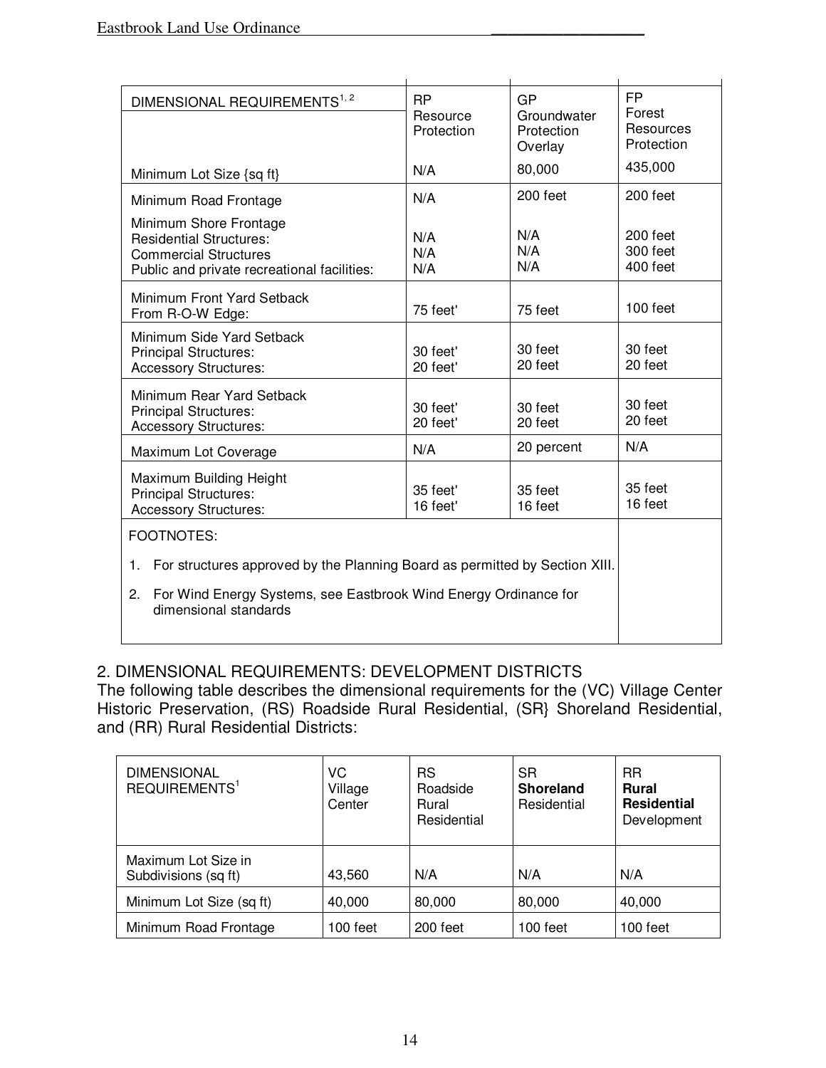| DIMENSIONAL REQUIREMENTS[1, 2] | RP Resource Protection | GP Groundwater Protection Overlay | FP Forest Resources Protection |
|---|---|---|---|
| Minimum Lot Size {sq ft} | N/A | 80,000 | 435,000 |
| Minimum Road Frontage | N/A | 200 feet | 200 feet |
| Minimum Shore Frontage<br>Residential Structures:<br>Commercial Structures<br>Public and private recreational facilities: | <br>N/A<br>N/A<br>N/A | <br>N/A<br>N/A<br>N/A | <br>200 feet<br>300 feet<br>400 feet |
| Minimum Front Yard Setback<br>From R-O-W Edge: | 75 feet' | 75 feet | 100 feet |
| Minimum Side Yard Setback<br>Principal Structures:<br>Accessory Structures: | <br>30 feet'<br>20 feet' | <br>30 feet<br>20 feet | <br>30 feet<br>20 feet |
| Minimum Rear Yard Setback<br>Principal Structures:<br>Accessory Structures: | <br>30 feet'<br>20 feet' | <br>30 feet<br>20 feet | <br>30 feet<br>20 feet |
| Maximum Lot Coverage | N/A | 20 percent | N/A |
| Maximum Building Height<br>Principal Structures:<br>Accessory Structures: | <br>35 feet'<br>16 feet' | <br>35 feet<br>16 feet | <br>35 feet<br>16 feet |

FOOTNOTES:

1. For structures approved by the Planning Board as permitted by Section XIII.
2. For Wind Energy Systems, see Eastbrook Wind Energy Ordinance for dimensional standards

2. DIMENSIONAL REQUIREMENTS: DEVELOPMENT DISTRICTS

The following table describes the dimensional requirements for the (VC) Village Center Historic Preservation, (RS) Roadside Rural Residential, (SR} Shoreland Residential, and (RR) Rural Residential Districts:

| DIMENSIONAL REQUIREMENTS[1] | VC Village Center | RS Roadside Rural Residential | SR **Shoreland** Residential | RR **Rural Residential** Development |
|---|---|---|---|---|
| Maximum Lot Size in Subdivisions (sq ft) | 43,560 | N/A | N/A | N/A |
| Minimum Lot Size (sq ft) | 40,000 | 80,000 | 80,000 | 40,000 |
| Minimum Road Frontage | 100 feet | 200 feet | 100 feet | 100 feet |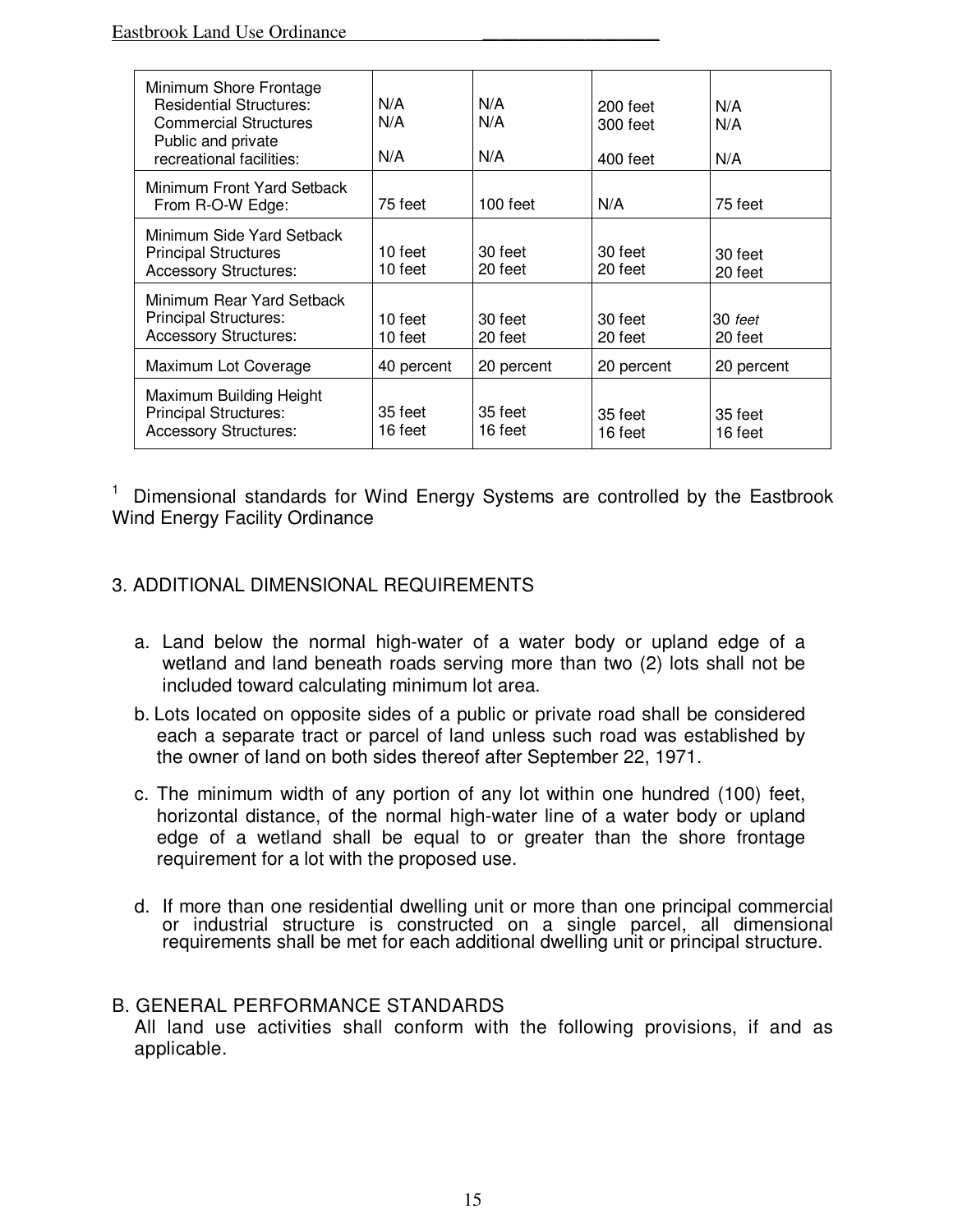| | | | | |
|---|---|---|---|---|
| Minimum Shore Frontage<br>Residential Structures:<br>Commercial Structures<br>Public and private recreational facilities: | N/A<br>N/A<br>N/A | N/A<br>N/A<br>N/A | 200 feet<br>300 feet<br>400 feet | N/A<br>N/A<br>N/A |
| Minimum Front Yard Setback<br>From R-O-W Edge: | 75 feet | 100 feet | N/A | 75 feet |
| Minimum Side Yard Setback<br>Principal Structures<br>Accessory Structures: | 10 feet<br>10 feet | 30 feet<br>20 feet | 30 feet<br>20 feet | 30 feet<br>20 feet |
| Minimum Rear Yard Setback<br>Principal Structures:<br>Accessory Structures: | 10 feet<br>10 feet | 30 feet<br>20 feet | 30 feet<br>20 feet | 30 *feet*<br>20 feet |
| Maximum Lot Coverage | 40 percent | 20 percent | 20 percent | 20 percent |
| Maximum Building Height<br>Principal Structures:<br>Accessory Structures: | 35 feet<br>16 feet | 35 feet<br>16 feet | 35 feet<br>16 feet | 35 feet<br>16 feet |

[1] Dimensional standards for Wind Energy Systems are controlled by the Eastbrook Wind Energy Facility Ordinance

3. ADDITIONAL DIMENSIONAL REQUIREMENTS

a. Land below the normal high-water of a water body or upland edge of a wetland and land beneath roads serving more than two (2) lots shall not be included toward calculating minimum lot area.

b. Lots located on opposite sides of a public or private road shall be considered each a separate tract or parcel of land unless such road was established by the owner of land on both sides thereof after September 22, 1971.

c. The minimum width of any portion of any lot within one hundred (100) feet, horizontal distance, of the normal high-water line of a water body or upland edge of a wetland shall be equal to or greater than the shore frontage requirement for a lot with the proposed use.

d. If more than one residential dwelling unit or more than one principal commercial or industrial structure is constructed on a single parcel, all dimensional requirements shall be met for each additional dwelling unit or principal structure.

B. GENERAL PERFORMANCE STANDARDS

All land use activities shall conform with the following provisions, if and as applicable.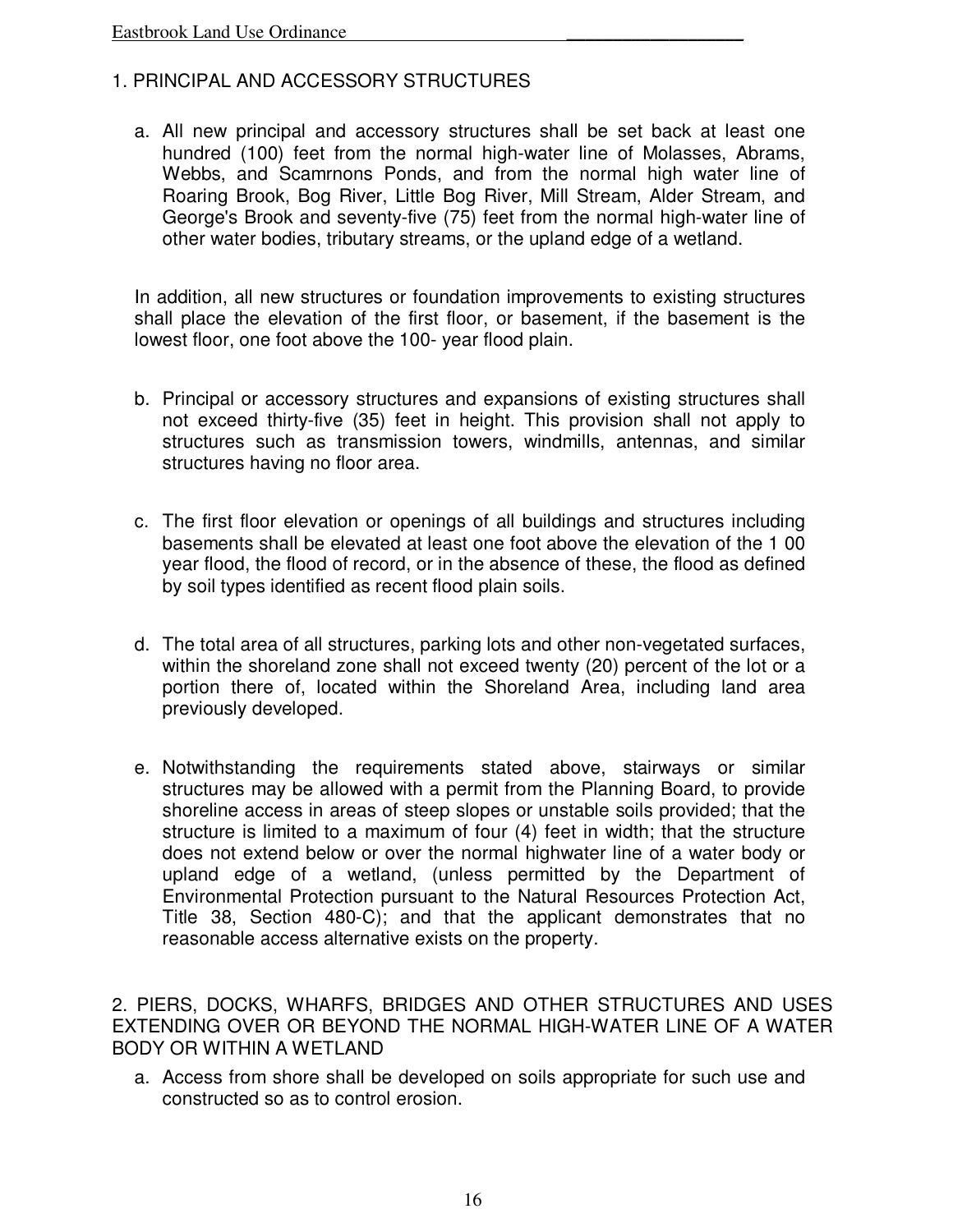## 1. PRINCIPAL AND ACCESSORY STRUCTURES

a. All new principal and accessory structures shall be set back at least one hundred (100) feet from the normal high-water line of Molasses, Abrams, Webbs, and Scamrnons Ponds, and from the normal high water line of Roaring Brook, Bog River, Little Bog River, Mill Stream, Alder Stream, and George's Brook and seventy-five (75) feet from the normal high-water line of other water bodies, tributary streams, or the upland edge of a wetland.

In addition, all new structures or foundation improvements to existing structures shall place the elevation of the first floor, or basement, if the basement is the lowest floor, one foot above the 100- year flood plain.

b. Principal or accessory structures and expansions of existing structures shall not exceed thirty-five (35) feet in height. This provision shall not apply to structures such as transmission towers, windmills, antennas, and similar structures having no floor area.

c. The first floor elevation or openings of all buildings and structures including basements shall be elevated at least one foot above the elevation of the 1 00 year flood, the flood of record, or in the absence of these, the flood as defined by soil types identified as recent flood plain soils.

d. The total area of all structures, parking lots and other non-vegetated surfaces, within the shoreland zone shall not exceed twenty (20) percent of the lot or a portion there of, located within the Shoreland Area, including land area previously developed.

e. Notwithstanding the requirements stated above, stairways or similar structures may be allowed with a permit from the Planning Board, to provide shoreline access in areas of steep slopes or unstable soils provided; that the structure is limited to a maximum of four (4) feet in width; that the structure does not extend below or over the normal highwater line of a water body or upland edge of a wetland, (unless permitted by the Department of Environmental Protection pursuant to the Natural Resources Protection Act, Title 38, Section 480-C); and that the applicant demonstrates that no reasonable access alternative exists on the property.

## 2. PIERS, DOCKS, WHARFS, BRIDGES AND OTHER STRUCTURES AND USES EXTENDING OVER OR BEYOND THE NORMAL HIGH-WATER LINE OF A WATER BODY OR WITHIN A WETLAND

a. Access from shore shall be developed on soils appropriate for such use and constructed so as to control erosion.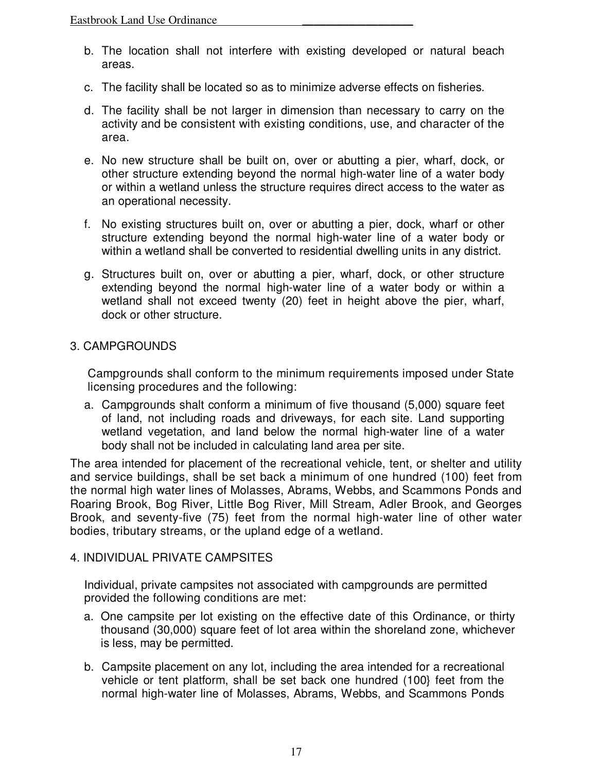b. The location shall not interfere with existing developed or natural beach areas.

c. The facility shall be located so as to minimize adverse effects on fisheries.

d. The facility shall be not larger in dimension than necessary to carry on the activity and be consistent with existing conditions, use, and character of the area.

e. No new structure shall be built on, over or abutting a pier, wharf, dock, or other structure extending beyond the normal high-water line of a water body or within a wetland unless the structure requires direct access to the water as an operational necessity.

f. No existing structures built on, over or abutting a pier, dock, wharf or other structure extending beyond the normal high-water line of a water body or within a wetland shall be converted to residential dwelling units in any district.

g. Structures built on, over or abutting a pier, wharf, dock, or other structure extending beyond the normal high-water line of a water body or within a wetland shall not exceed twenty (20) feet in height above the pier, wharf, dock or other structure.

3. CAMPGROUNDS

Campgrounds shall conform to the minimum requirements imposed under State licensing procedures and the following:

a. Campgrounds shalt conform a minimum of five thousand (5,000) square feet of land, not including roads and driveways, for each site. Land supporting wetland vegetation, and land below the normal high-water line of a water body shall not be included in calculating land area per site.

The area intended for placement of the recreational vehicle, tent, or shelter and utility and service buildings, shall be set back a minimum of one hundred (100) feet from the normal high water lines of Molasses, Abrams, Webbs, and Scammons Ponds and Roaring Brook, Bog River, Little Bog River, Mill Stream, Adler Brook, and Georges Brook, and seventy-five (75) feet from the normal high-water line of other water bodies, tributary streams, or the upland edge of a wetland.

4. INDIVIDUAL PRIVATE CAMPSITES

Individual, private campsites not associated with campgrounds are permitted provided the following conditions are met:

a. One campsite per lot existing on the effective date of this Ordinance, or thirty thousand (30,000) square feet of lot area within the shoreland zone, whichever is less, may be permitted.

b. Campsite placement on any lot, including the area intended for a recreational vehicle or tent platform, shall be set back one hundred (100} feet from the normal high-water line of Molasses, Abrams, Webbs, and Scammons Ponds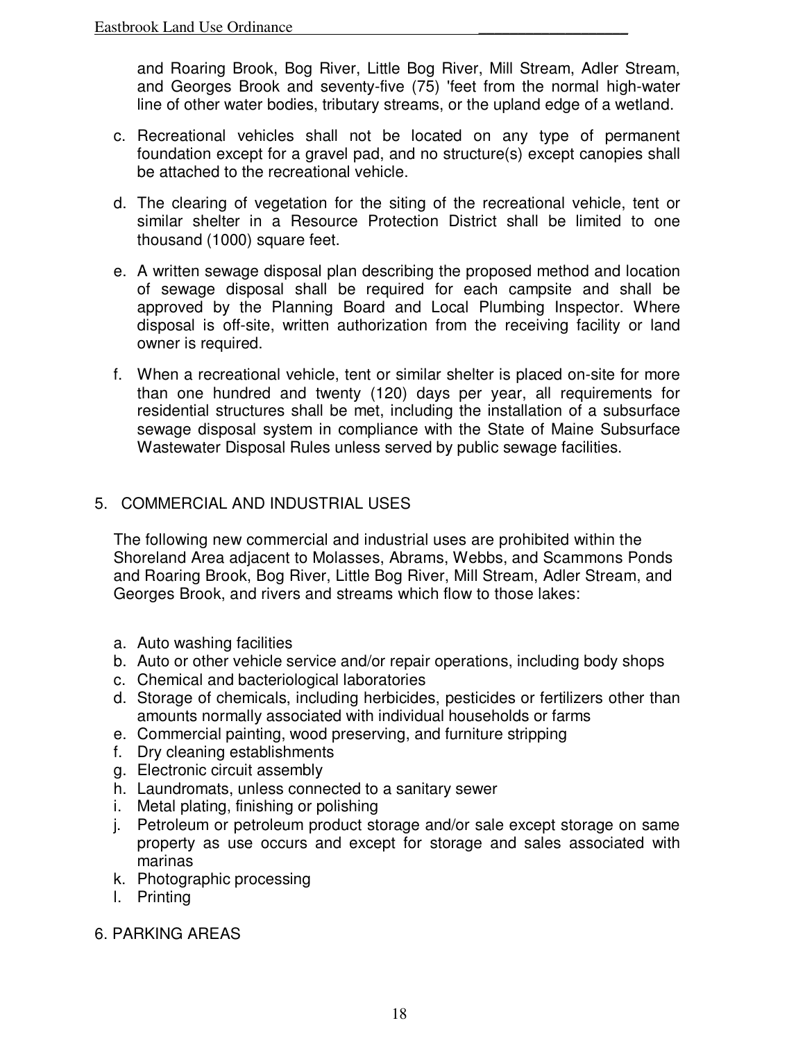and Roaring Brook, Bog River, Little Bog River, Mill Stream, Adler Stream, and Georges Brook and seventy-five (75) 'feet from the normal high-water line of other water bodies, tributary streams, or the upland edge of a wetland.

c. Recreational vehicles shall not be located on any type of permanent foundation except for a gravel pad, and no structure(s) except canopies shall be attached to the recreational vehicle.

d. The clearing of vegetation for the siting of the recreational vehicle, tent or similar shelter in a Resource Protection District shall be limited to one thousand (1000) square feet.

e. A written sewage disposal plan describing the proposed method and location of sewage disposal shall be required for each campsite and shall be approved by the Planning Board and Local Plumbing Inspector. Where disposal is off-site, written authorization from the receiving facility or land owner is required.

f. When a recreational vehicle, tent or similar shelter is placed on-site for more than one hundred and twenty (120) days per year, all requirements for residential structures shall be met, including the installation of a subsurface sewage disposal system in compliance with the State of Maine Subsurface Wastewater Disposal Rules unless served by public sewage facilities.

5. COMMERCIAL AND INDUSTRIAL USES

The following new commercial and industrial uses are prohibited within the Shoreland Area adjacent to Molasses, Abrams, Webbs, and Scammons Ponds and Roaring Brook, Bog River, Little Bog River, Mill Stream, Adler Stream, and Georges Brook, and rivers and streams which flow to those lakes:

a. Auto washing facilities
b. Auto or other vehicle service and/or repair operations, including body shops
c. Chemical and bacteriological laboratories
d. Storage of chemicals, including herbicides, pesticides or fertilizers other than amounts normally associated with individual households or farms
e. Commercial painting, wood preserving, and furniture stripping
f. Dry cleaning establishments
g. Electronic circuit assembly
h. Laundromats, unless connected to a sanitary sewer
i. Metal plating, finishing or polishing
j. Petroleum or petroleum product storage and/or sale except storage on same property as use occurs and except for storage and sales associated with marinas
k. Photographic processing
l. Printing

6. PARKING AREAS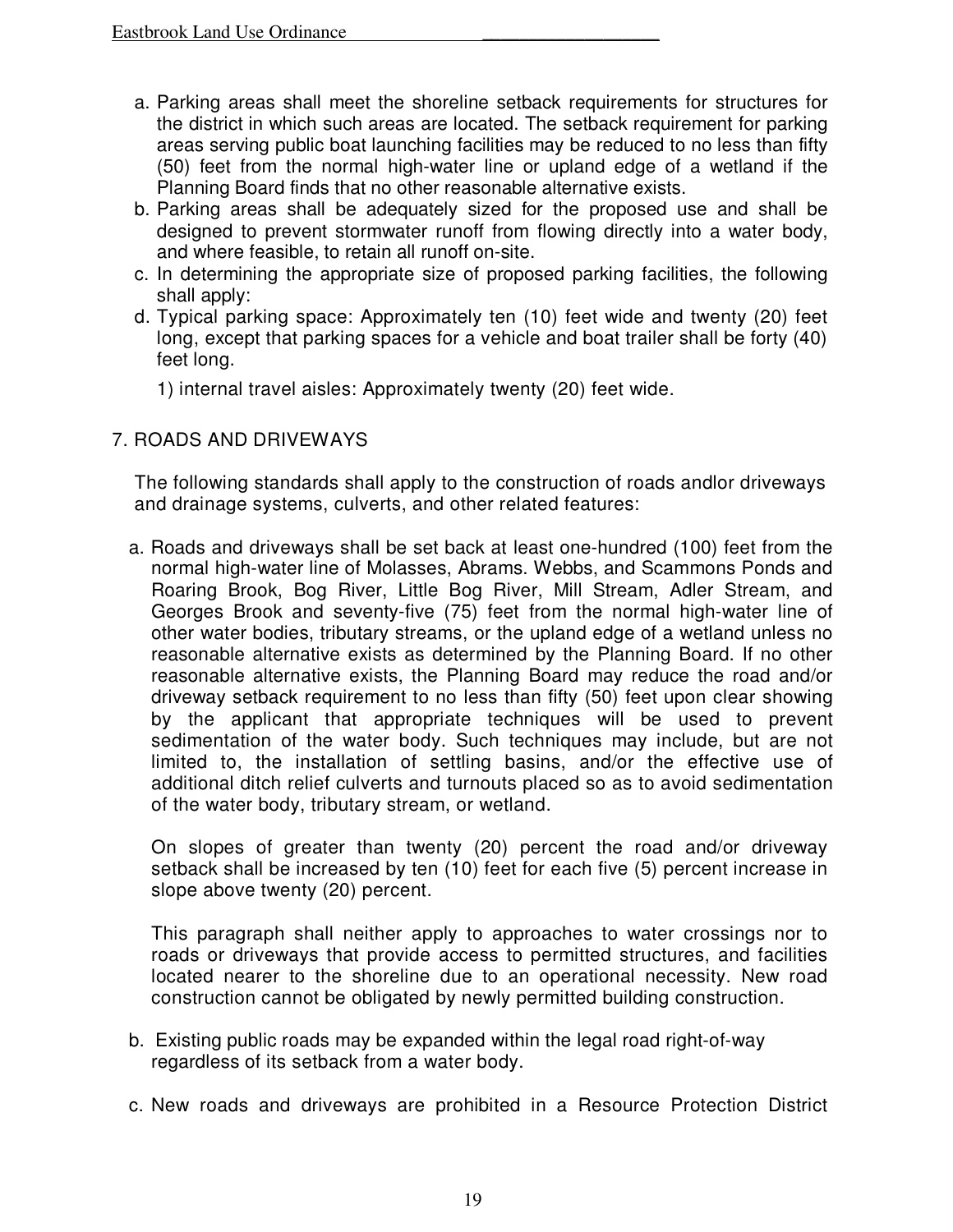a. Parking areas shall meet the shoreline setback requirements for structures for the district in which such areas are located. The setback requirement for parking areas serving public boat launching facilities may be reduced to no less than fifty (50) feet from the normal high-water line or upland edge of a wetland if the Planning Board finds that no other reasonable alternative exists.
b. Parking areas shall be adequately sized for the proposed use and shall be designed to prevent stormwater runoff from flowing directly into a water body, and where feasible, to retain all runoff on-site.
c. In determining the appropriate size of proposed parking facilities, the following shall apply:
d. Typical parking space: Approximately ten (10) feet wide and twenty (20) feet long, except that parking spaces for a vehicle and boat trailer shall be forty (40) feet long.

   1) internal travel aisles: Approximately twenty (20) feet wide.

7. ROADS AND DRIVEWAYS

The following standards shall apply to the construction of roads andlor driveways and drainage systems, culverts, and other related features:

a. Roads and driveways shall be set back at least one-hundred (100) feet from the normal high-water line of Molasses, Abrams. Webbs, and Scammons Ponds and Roaring Brook, Bog River, Little Bog River, Mill Stream, Adler Stream, and Georges Brook and seventy-five (75) feet from the normal high-water line of other water bodies, tributary streams, or the upland edge of a wetland unless no reasonable alternative exists as determined by the Planning Board. If no other reasonable alternative exists, the Planning Board may reduce the road and/or driveway setback requirement to no less than fifty (50) feet upon clear showing by the applicant that appropriate techniques will be used to prevent sedimentation of the water body. Such techniques may include, but are not limited to, the installation of settling basins, and/or the effective use of additional ditch relief culverts and turnouts placed so as to avoid sedimentation of the water body, tributary stream, or wetland.

   On slopes of greater than twenty (20) percent the road and/or driveway setback shall be increased by ten (10) feet for each five (5) percent increase in slope above twenty (20) percent.

   This paragraph shall neither apply to approaches to water crossings nor to roads or driveways that provide access to permitted structures, and facilities located nearer to the shoreline due to an operational necessity. New road construction cannot be obligated by newly permitted building construction.

b. Existing public roads may be expanded within the legal road right-of-way regardless of its setback from a water body.

c. New roads and driveways are prohibited in a Resource Protection District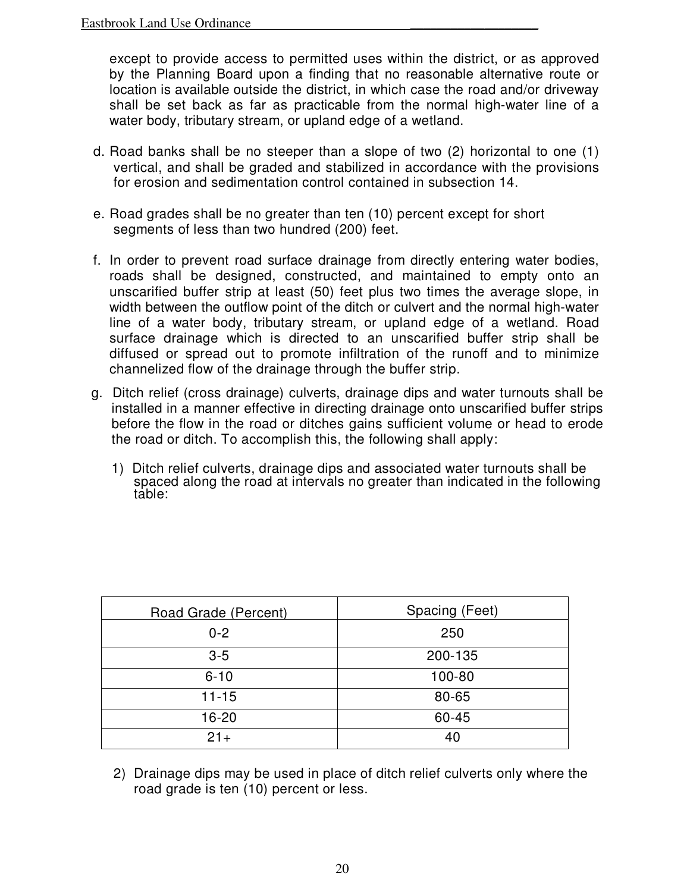except to provide access to permitted uses within the district, or as approved by the Planning Board upon a finding that no reasonable alternative route or location is available outside the district, in which case the road and/or driveway shall be set back as far as practicable from the normal high-water line of a water body, tributary stream, or upland edge of a wetland.

d. Road banks shall be no steeper than a slope of two (2) horizontal to one (1) vertical, and shall be graded and stabilized in accordance with the provisions for erosion and sedimentation control contained in subsection 14.

e. Road grades shall be no greater than ten (10) percent except for short segments of less than two hundred (200) feet.

f. In order to prevent road surface drainage from directly entering water bodies, roads shall be designed, constructed, and maintained to empty onto an unscarified buffer strip at least (50) feet plus two times the average slope, in width between the outflow point of the ditch or culvert and the normal high-water line of a water body, tributary stream, or upland edge of a wetland. Road surface drainage which is directed to an unscarified buffer strip shall be diffused or spread out to promote infiltration of the runoff and to minimize channelized flow of the drainage through the buffer strip.

g. Ditch relief (cross drainage) culverts, drainage dips and water turnouts shall be installed in a manner effective in directing drainage onto unscarified buffer strips before the flow in the road or ditches gains sufficient volume or head to erode the road or ditch. To accomplish this, the following shall apply:

1) Ditch relief culverts, drainage dips and associated water turnouts shall be spaced along the road at intervals no greater than indicated in the following table:

| Road Grade (Percent) | Spacing (Feet) |
|---|---|
| 0-2 | 250 |
| 3-5 | 200-135 |
| 6-10 | 100-80 |
| 11-15 | 80-65 |
| 16-20 | 60-45 |
| 21+ | 40 |

2) Drainage dips may be used in place of ditch relief culverts only where the road grade is ten (10) percent or less.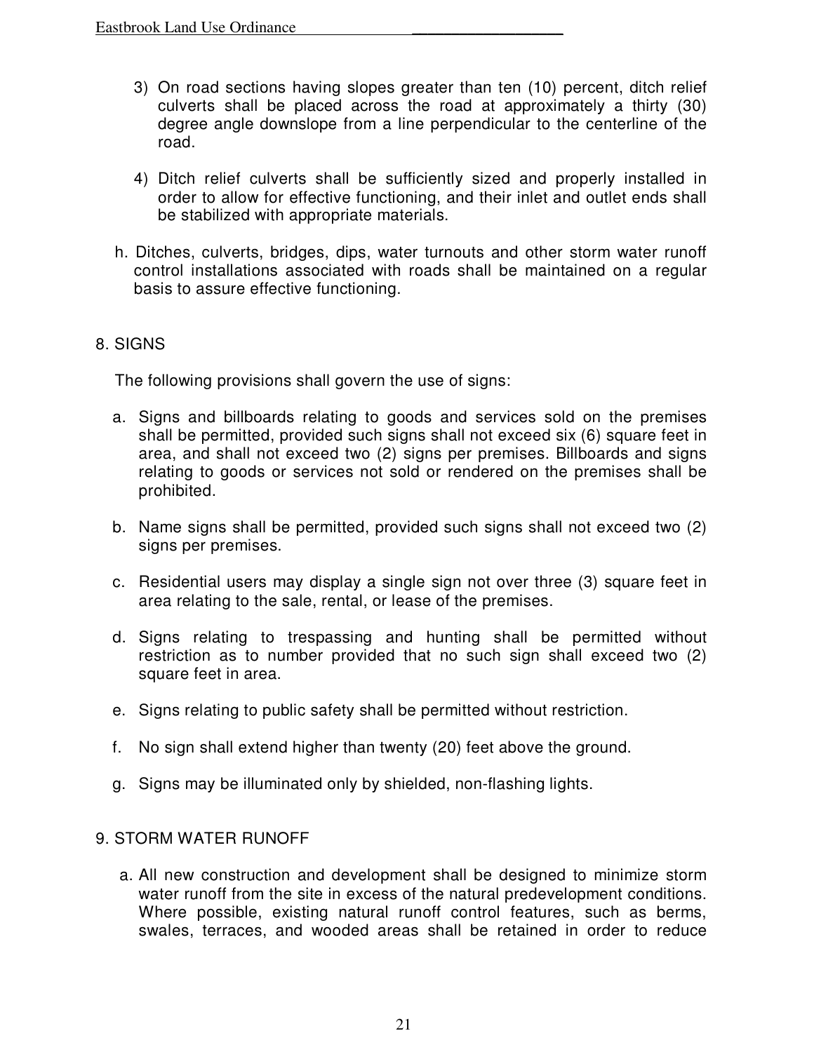3) On road sections having slopes greater than ten (10) percent, ditch relief culverts shall be placed across the road at approximately a thirty (30) degree angle downslope from a line perpendicular to the centerline of the road.

4) Ditch relief culverts shall be sufficiently sized and properly installed in order to allow for effective functioning, and their inlet and outlet ends shall be stabilized with appropriate materials.

h. Ditches, culverts, bridges, dips, water turnouts and other storm water runoff control installations associated with roads shall be maintained on a regular basis to assure effective functioning.

## 8. SIGNS

The following provisions shall govern the use of signs:

a. Signs and billboards relating to goods and services sold on the premises shall be permitted, provided such signs shall not exceed six (6) square feet in area, and shall not exceed two (2) signs per premises. Billboards and signs relating to goods or services not sold or rendered on the premises shall be prohibited.

b. Name signs shall be permitted, provided such signs shall not exceed two (2) signs per premises.

c. Residential users may display a single sign not over three (3) square feet in area relating to the sale, rental, or lease of the premises.

d. Signs relating to trespassing and hunting shall be permitted without restriction as to number provided that no such sign shall exceed two (2) square feet in area.

e. Signs relating to public safety shall be permitted without restriction.

f. No sign shall extend higher than twenty (20) feet above the ground.

g. Signs may be illuminated only by shielded, non-flashing lights.

## 9. STORM WATER RUNOFF

a. All new construction and development shall be designed to minimize storm water runoff from the site in excess of the natural predevelopment conditions. Where possible, existing natural runoff control features, such as berms, swales, terraces, and wooded areas shall be retained in order to reduce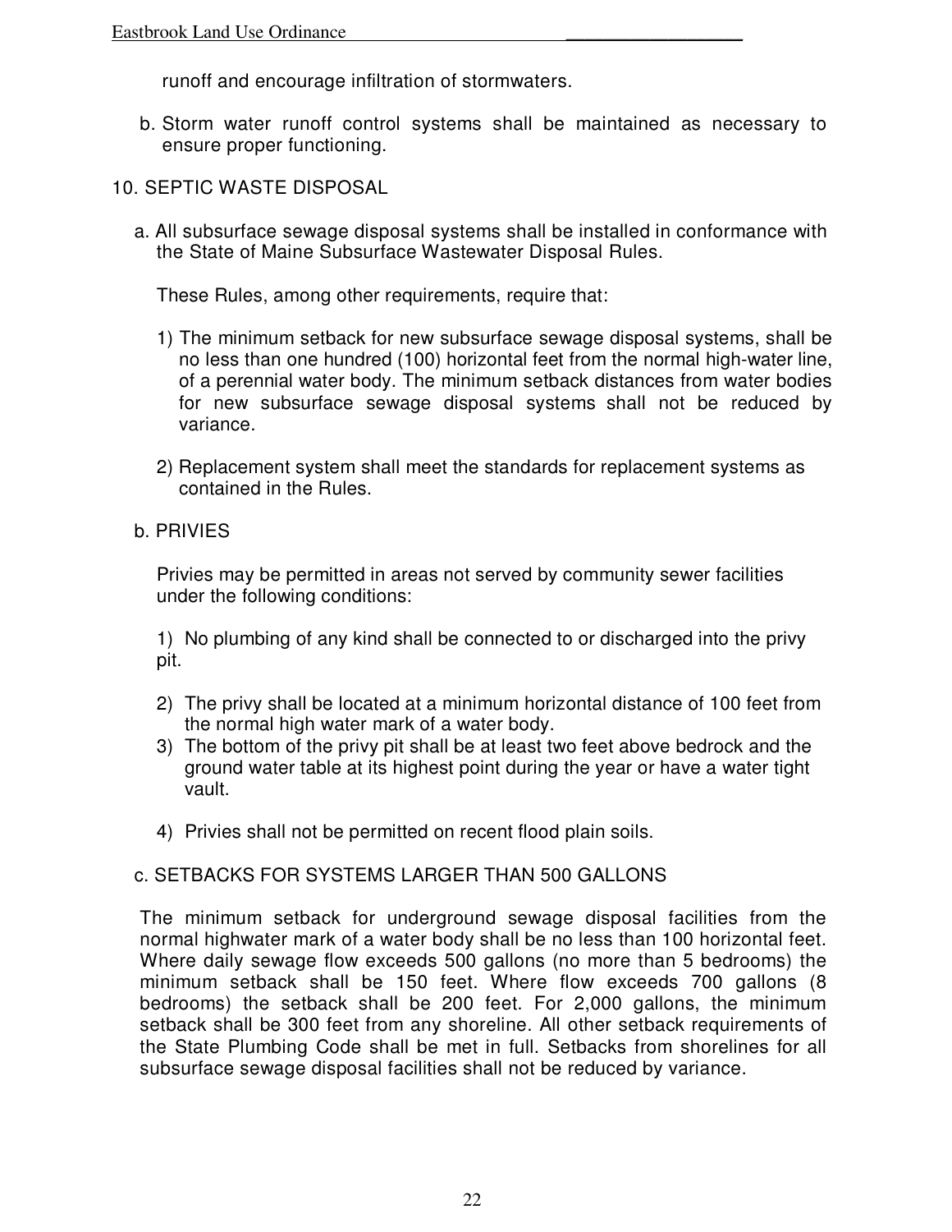runoff and encourage infiltration of stormwaters.

b. Storm water runoff control systems shall be maintained as necessary to ensure proper functioning.

10. SEPTIC WASTE DISPOSAL

a. All subsurface sewage disposal systems shall be installed in conformance with the State of Maine Subsurface Wastewater Disposal Rules.

These Rules, among other requirements, require that:

1) The minimum setback for new subsurface sewage disposal systems, shall be no less than one hundred (100) horizontal feet from the normal high-water line, of a perennial water body. The minimum setback distances from water bodies for new subsurface sewage disposal systems shall not be reduced by variance.

2) Replacement system shall meet the standards for replacement systems as contained in the Rules.

b. PRIVIES

Privies may be permitted in areas not served by community sewer facilities under the following conditions:

1) No plumbing of any kind shall be connected to or discharged into the privy pit.

2) The privy shall be located at a minimum horizontal distance of 100 feet from the normal high water mark of a water body.

3) The bottom of the privy pit shall be at least two feet above bedrock and the ground water table at its highest point during the year or have a water tight vault.

4) Privies shall not be permitted on recent flood plain soils.

c. SETBACKS FOR SYSTEMS LARGER THAN 500 GALLONS

The minimum setback for underground sewage disposal facilities from the normal highwater mark of a water body shall be no less than 100 horizontal feet. Where daily sewage flow exceeds 500 gallons (no more than 5 bedrooms) the minimum setback shall be 150 feet. Where flow exceeds 700 gallons (8 bedrooms) the setback shall be 200 feet. For 2,000 gallons, the minimum setback shall be 300 feet from any shoreline. All other setback requirements of the State Plumbing Code shall be met in full. Setbacks from shorelines for all subsurface sewage disposal facilities shall not be reduced by variance.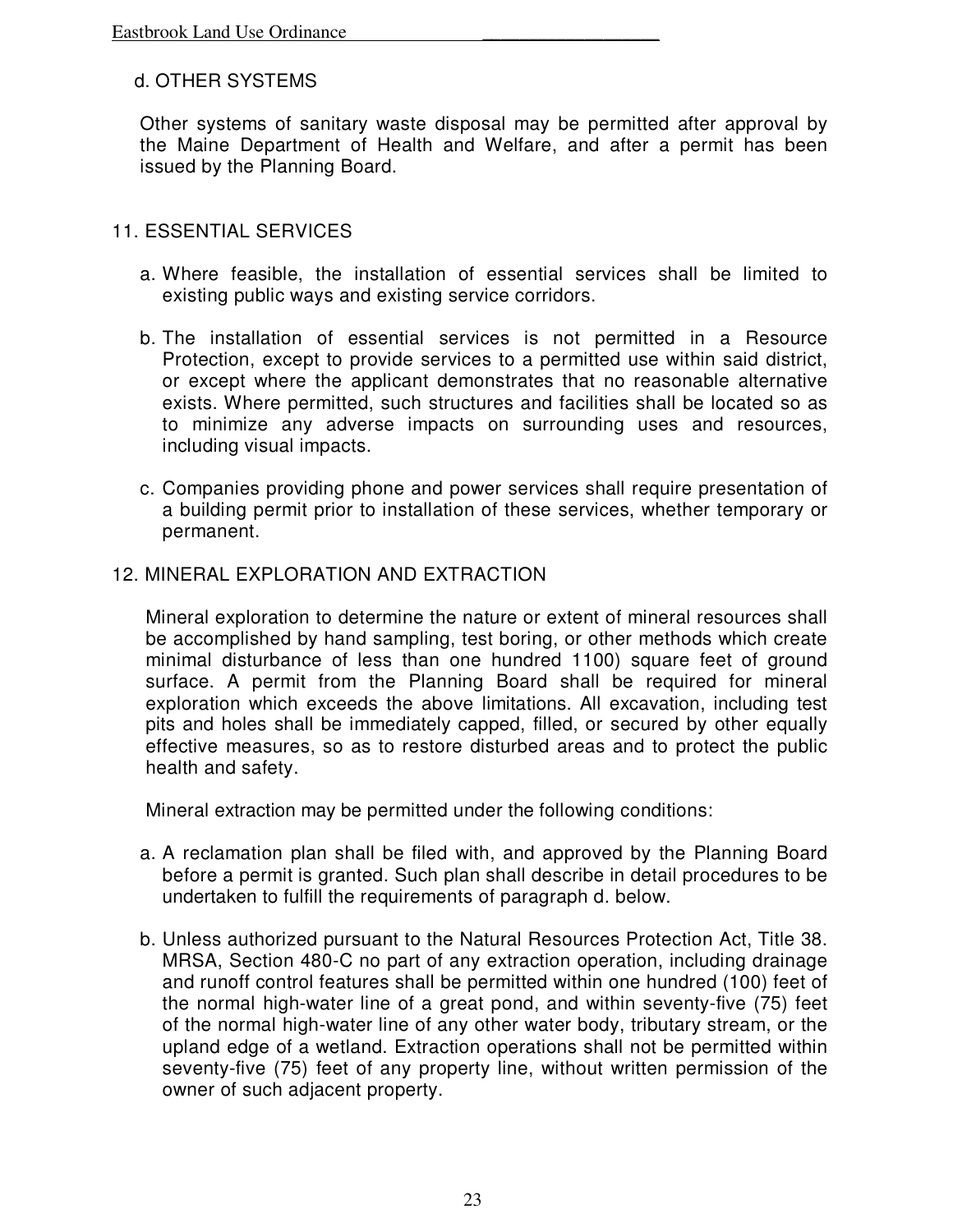d. OTHER SYSTEMS

Other systems of sanitary waste disposal may be permitted after approval by the Maine Department of Health and Welfare, and after a permit has been issued by the Planning Board.

## 11. ESSENTIAL SERVICES

a. Where feasible, the installation of essential services shall be limited to existing public ways and existing service corridors.

b. The installation of essential services is not permitted in a Resource Protection, except to provide services to a permitted use within said district, or except where the applicant demonstrates that no reasonable alternative exists. Where permitted, such structures and facilities shall be located so as to minimize any adverse impacts on surrounding uses and resources, including visual impacts.

c. Companies providing phone and power services shall require presentation of a building permit prior to installation of these services, whether temporary or permanent.

## 12. MINERAL EXPLORATION AND EXTRACTION

Mineral exploration to determine the nature or extent of mineral resources shall be accomplished by hand sampling, test boring, or other methods which create minimal disturbance of less than one hundred 1100) square feet of ground surface. A permit from the Planning Board shall be required for mineral exploration which exceeds the above limitations. All excavation, including test pits and holes shall be immediately capped, filled, or secured by other equally effective measures, so as to restore disturbed areas and to protect the public health and safety.

Mineral extraction may be permitted under the following conditions:

a. A reclamation plan shall be filed with, and approved by the Planning Board before a permit is granted. Such plan shall describe in detail procedures to be undertaken to fulfill the requirements of paragraph d. below.

b. Unless authorized pursuant to the Natural Resources Protection Act, Title 38. MRSA, Section 480-C no part of any extraction operation, including drainage and runoff control features shall be permitted within one hundred (100) feet of the normal high-water line of a great pond, and within seventy-five (75) feet of the normal high-water line of any other water body, tributary stream, or the upland edge of a wetland. Extraction operations shall not be permitted within seventy-five (75) feet of any property line, without written permission of the owner of such adjacent property.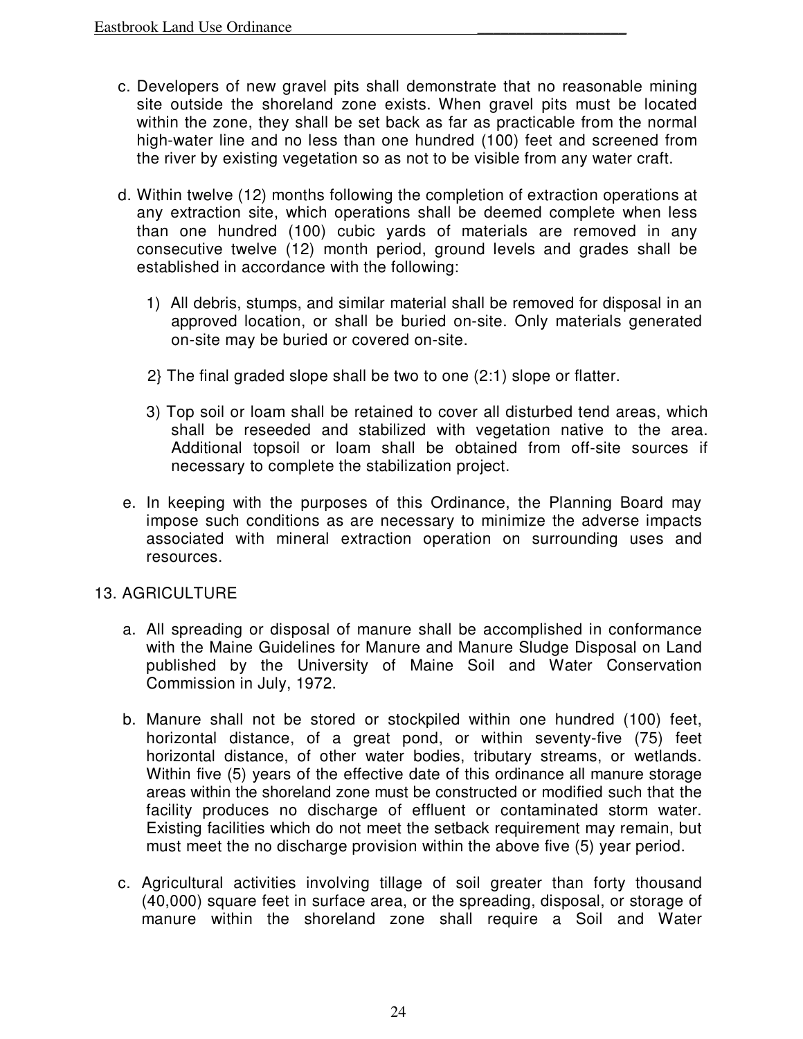c. Developers of new gravel pits shall demonstrate that no reasonable mining site outside the shoreland zone exists. When gravel pits must be located within the zone, they shall be set back as far as practicable from the normal high-water line and no less than one hundred (100) feet and screened from the river by existing vegetation so as not to be visible from any water craft.

d. Within twelve (12) months following the completion of extraction operations at any extraction site, which operations shall be deemed complete when less than one hundred (100) cubic yards of materials are removed in any consecutive twelve (12) month period, ground levels and grades shall be established in accordance with the following:

   1) All debris, stumps, and similar material shall be removed for disposal in an approved location, or shall be buried on-site. Only materials generated on-site may be buried or covered on-site.

   2} The final graded slope shall be two to one (2:1) slope or flatter.

   3) Top soil or loam shall be retained to cover all disturbed tend areas, which shall be reseeded and stabilized with vegetation native to the area. Additional topsoil or loam shall be obtained from off-site sources if necessary to complete the stabilization project.

e. In keeping with the purposes of this Ordinance, the Planning Board may impose such conditions as are necessary to minimize the adverse impacts associated with mineral extraction operation on surrounding uses and resources.

13. AGRICULTURE

a. All spreading or disposal of manure shall be accomplished in conformance with the Maine Guidelines for Manure and Manure Sludge Disposal on Land published by the University of Maine Soil and Water Conservation Commission in July, 1972.

b. Manure shall not be stored or stockpiled within one hundred (100) feet, horizontal distance, of a great pond, or within seventy-five (75) feet horizontal distance, of other water bodies, tributary streams, or wetlands. Within five (5) years of the effective date of this ordinance all manure storage areas within the shoreland zone must be constructed or modified such that the facility produces no discharge of effluent or contaminated storm water. Existing facilities which do not meet the setback requirement may remain, but must meet the no discharge provision within the above five (5) year period.

c. Agricultural activities involving tillage of soil greater than forty thousand (40,000) square feet in surface area, or the spreading, disposal, or storage of manure within the shoreland zone shall require a Soil and Water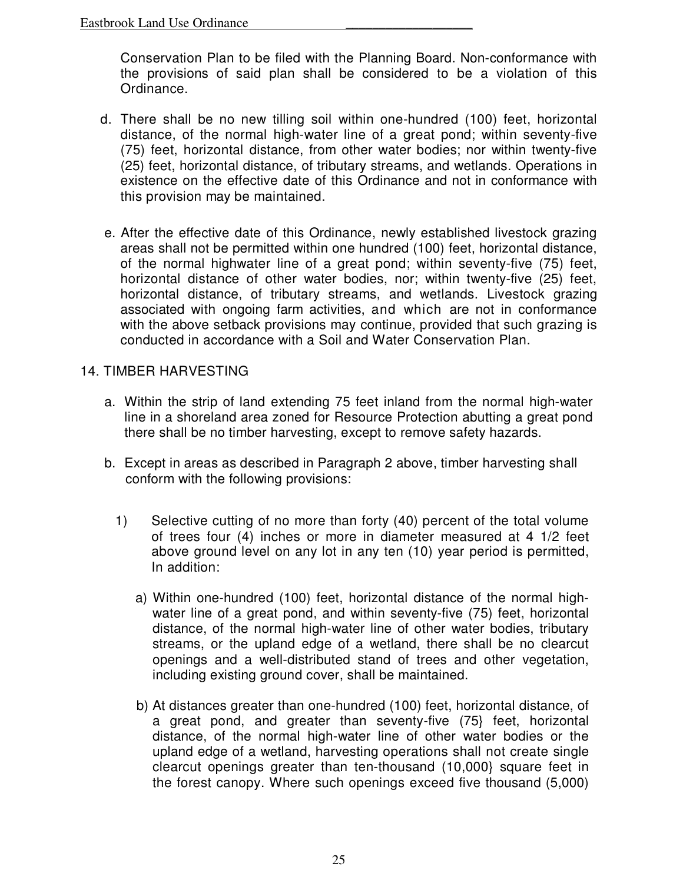Conservation Plan to be filed with the Planning Board. Non-conformance with the provisions of said plan shall be considered to be a violation of this Ordinance.

d. There shall be no new tilling soil within one-hundred (100) feet, horizontal distance, of the normal high-water line of a great pond; within seventy-five (75) feet, horizontal distance, from other water bodies; nor within twenty-five (25) feet, horizontal distance, of tributary streams, and wetlands. Operations in existence on the effective date of this Ordinance and not in conformance with this provision may be maintained.

e. After the effective date of this Ordinance, newly established livestock grazing areas shall not be permitted within one hundred (100) feet, horizontal distance, of the normal highwater line of a great pond; within seventy-five (75) feet, horizontal distance of other water bodies, nor; within twenty-five (25) feet, horizontal distance, of tributary streams, and wetlands. Livestock grazing associated with ongoing farm activities, and which are not in conformance with the above setback provisions may continue, provided that such grazing is conducted in accordance with a Soil and Water Conservation Plan.

14. TIMBER HARVESTING

a. Within the strip of land extending 75 feet inland from the normal high-water line in a shoreland area zoned for Resource Protection abutting a great pond there shall be no timber harvesting, except to remove safety hazards.

b. Except in areas as described in Paragraph 2 above, timber harvesting shall conform with the following provisions:

1) Selective cutting of no more than forty (40) percent of the total volume of trees four (4) inches or more in diameter measured at 4 1/2 feet above ground level on any lot in any ten (10) year period is permitted, In addition:

a) Within one-hundred (100) feet, horizontal distance of the normal high-water line of a great pond, and within seventy-five (75) feet, horizontal distance, of the normal high-water line of other water bodies, tributary streams, or the upland edge of a wetland, there shall be no clearcut openings and a well-distributed stand of trees and other vegetation, including existing ground cover, shall be maintained.

b) At distances greater than one-hundred (100) feet, horizontal distance, of a great pond, and greater than seventy-five (75} feet, horizontal distance, of the normal high-water line of other water bodies or the upland edge of a wetland, harvesting operations shall not create single clearcut openings greater than ten-thousand (10,000} square feet in the forest canopy. Where such openings exceed five thousand (5,000)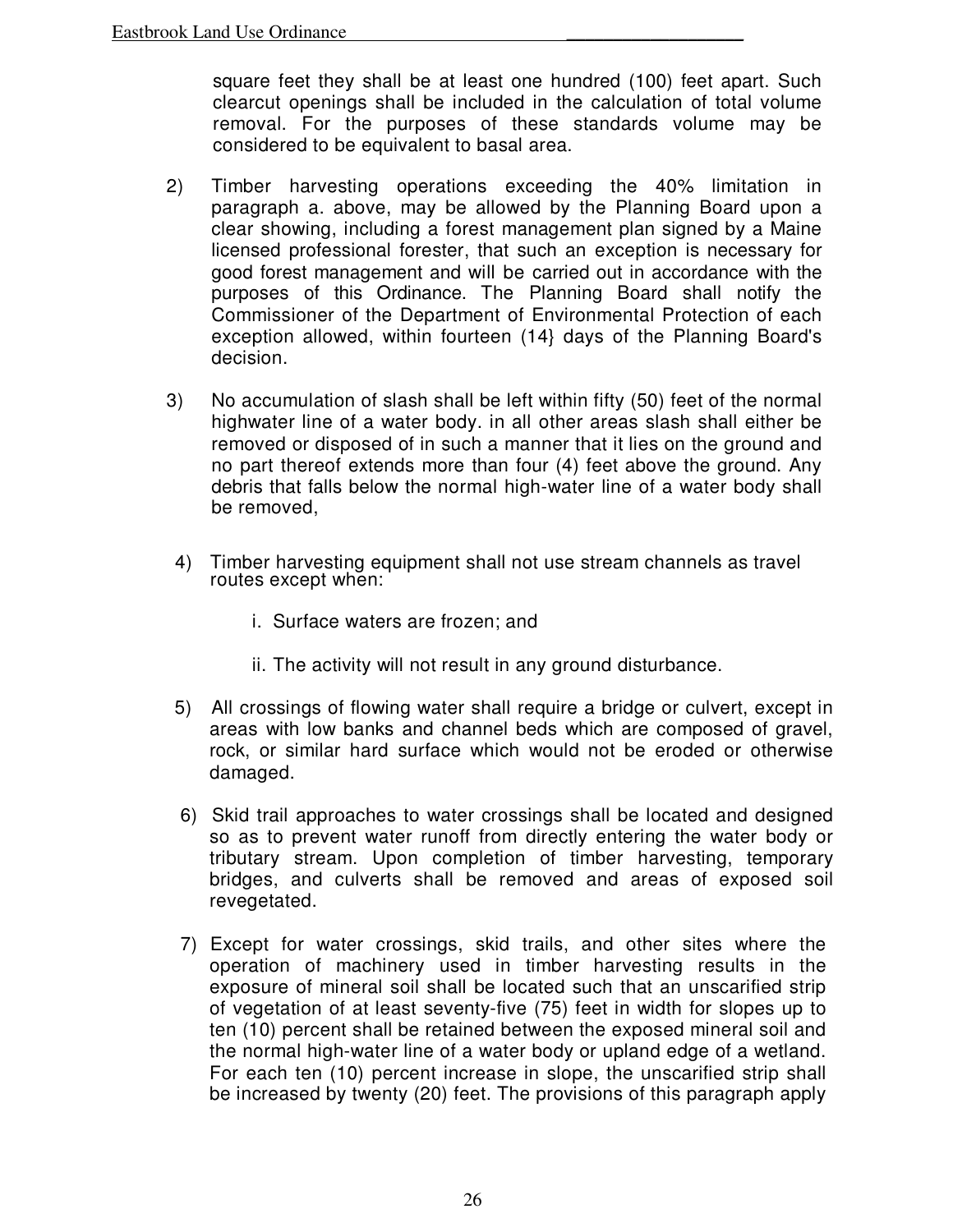square feet they shall be at least one hundred (100) feet apart. Such clearcut openings shall be included in the calculation of total volume removal. For the purposes of these standards volume may be considered to be equivalent to basal area.

2) Timber harvesting operations exceeding the 40% limitation in paragraph a. above, may be allowed by the Planning Board upon a clear showing, including a forest management plan signed by a Maine licensed professional forester, that such an exception is necessary for good forest management and will be carried out in accordance with the purposes of this Ordinance. The Planning Board shall notify the Commissioner of the Department of Environmental Protection of each exception allowed, within fourteen (14} days of the Planning Board's decision.

3) No accumulation of slash shall be left within fifty (50) feet of the normal highwater line of a water body. in all other areas slash shall either be removed or disposed of in such a manner that it lies on the ground and no part thereof extends more than four (4) feet above the ground. Any debris that falls below the normal high-water line of a water body shall be removed,

4) Timber harvesting equipment shall not use stream channels as travel routes except when:

   i. Surface waters are frozen; and

   ii. The activity will not result in any ground disturbance.

5) All crossings of flowing water shall require a bridge or culvert, except in areas with low banks and channel beds which are composed of gravel, rock, or similar hard surface which would not be eroded or otherwise damaged.

6) Skid trail approaches to water crossings shall be located and designed so as to prevent water runoff from directly entering the water body or tributary stream. Upon completion of timber harvesting, temporary bridges, and culverts shall be removed and areas of exposed soil revegetated.

7) Except for water crossings, skid trails, and other sites where the operation of machinery used in timber harvesting results in the exposure of mineral soil shall be located such that an unscarified strip of vegetation of at least seventy-five (75) feet in width for slopes up to ten (10) percent shall be retained between the exposed mineral soil and the normal high-water line of a water body or upland edge of a wetland. For each ten (10) percent increase in slope, the unscarified strip shall be increased by twenty (20) feet. The provisions of this paragraph apply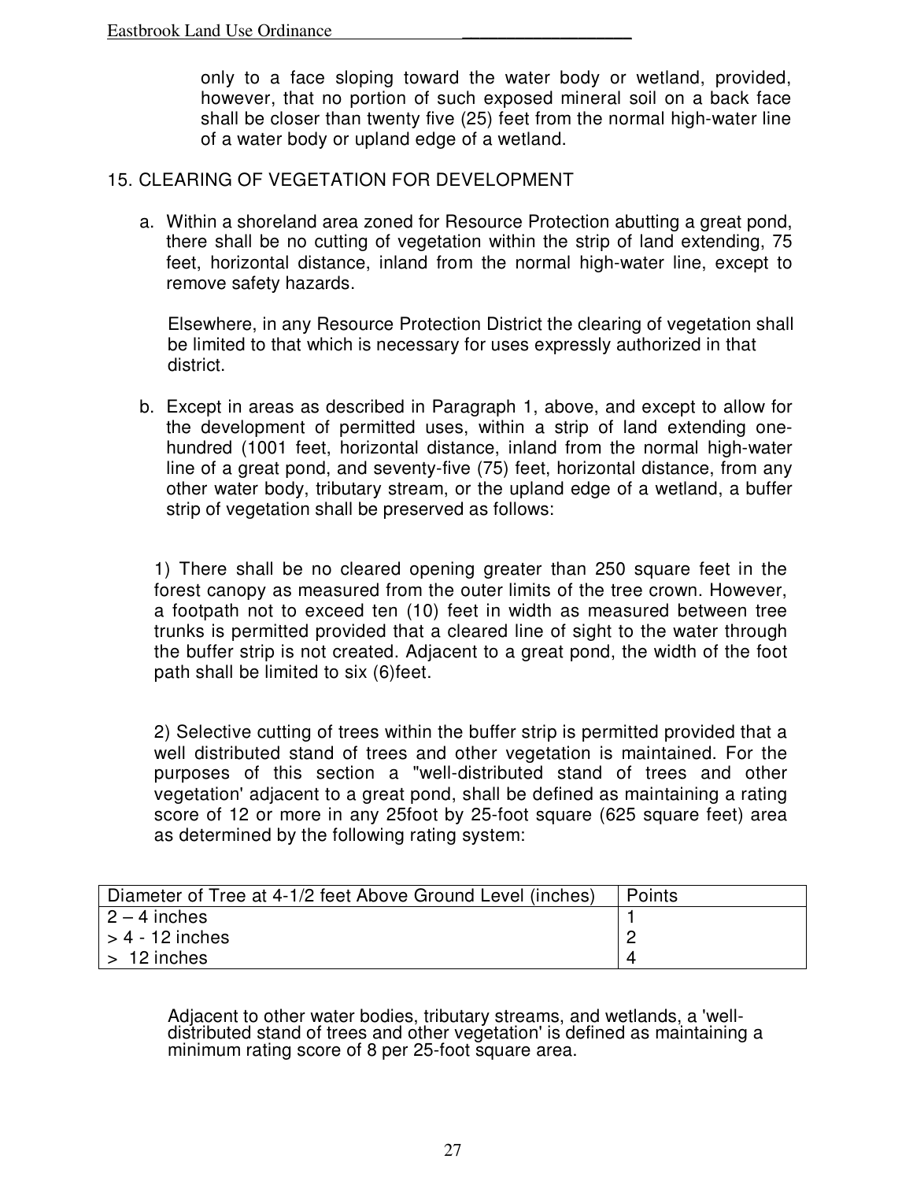only to a face sloping toward the water body or wetland, provided, however, that no portion of such exposed mineral soil on a back face shall be closer than twenty five (25) feet from the normal high-water line of a water body or upland edge of a wetland.

15. CLEARING OF VEGETATION FOR DEVELOPMENT

a. Within a shoreland area zoned for Resource Protection abutting a great pond, there shall be no cutting of vegetation within the strip of land extending, 75 feet, horizontal distance, inland from the normal high-water line, except to remove safety hazards.

   Elsewhere, in any Resource Protection District the clearing of vegetation shall be limited to that which is necessary for uses expressly authorized in that district.

b. Except in areas as described in Paragraph 1, above, and except to allow for the development of permitted uses, within a strip of land extending one-hundred (1001 feet, horizontal distance, inland from the normal high-water line of a great pond, and seventy-five (75) feet, horizontal distance, from any other water body, tributary stream, or the upland edge of a wetland, a buffer strip of vegetation shall be preserved as follows:

   1) There shall be no cleared opening greater than 250 square feet in the forest canopy as measured from the outer limits of the tree crown. However, a footpath not to exceed ten (10) feet in width as measured between tree trunks is permitted provided that a cleared line of sight to the water through the buffer strip is not created. Adjacent to a great pond, the width of the foot path shall be limited to six (6)feet.

   2) Selective cutting of trees within the buffer strip is permitted provided that a well distributed stand of trees and other vegetation is maintained. For the purposes of this section a "well-distributed stand of trees and other vegetation' adjacent to a great pond, shall be defined as maintaining a rating score of 12 or more in any 25foot by 25-foot square (625 square feet) area as determined by the following rating system:

| Diameter of Tree at 4-1/2 feet Above Ground Level (inches) | Points |
|---|---|
| 2 – 4 inches | 1 |
| > 4 - 12 inches | 2 |
| > 12 inches | 4 |

   Adjacent to other water bodies, tributary streams, and wetlands, a 'well-distributed stand of trees and other vegetation' is defined as maintaining a minimum rating score of 8 per 25-foot square area.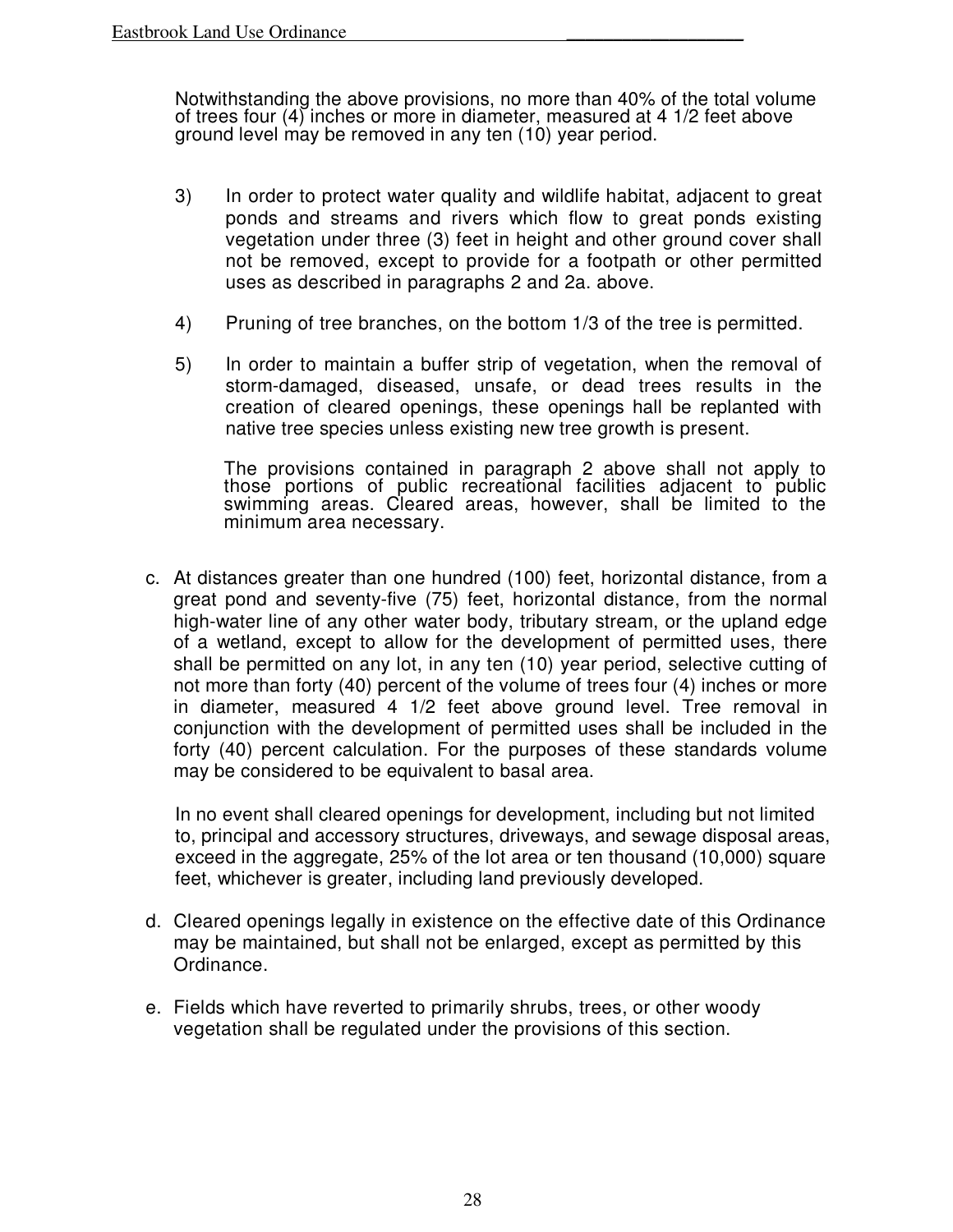Notwithstanding the above provisions, no more than 40% of the total volume of trees four (4) inches or more in diameter, measured at 4 1/2 feet above ground level may be removed in any ten (10) year period.

3) In order to protect water quality and wildlife habitat, adjacent to great ponds and streams and rivers which flow to great ponds existing vegetation under three (3) feet in height and other ground cover shall not be removed, except to provide for a footpath or other permitted uses as described in paragraphs 2 and 2a. above.

4) Pruning of tree branches, on the bottom 1/3 of the tree is permitted.

5) In order to maintain a buffer strip of vegetation, when the removal of storm-damaged, diseased, unsafe, or dead trees results in the creation of cleared openings, these openings hall be replanted with native tree species unless existing new tree growth is present.

The provisions contained in paragraph 2 above shall not apply to those portions of public recreational facilities adjacent to public swimming areas. Cleared areas, however, shall be limited to the minimum area necessary.

c. At distances greater than one hundred (100) feet, horizontal distance, from a great pond and seventy-five (75) feet, horizontal distance, from the normal high-water line of any other water body, tributary stream, or the upland edge of a wetland, except to allow for the development of permitted uses, there shall be permitted on any lot, in any ten (10) year period, selective cutting of not more than forty (40) percent of the volume of trees four (4) inches or more in diameter, measured 4 1/2 feet above ground level. Tree removal in conjunction with the development of permitted uses shall be included in the forty (40) percent calculation. For the purposes of these standards volume may be considered to be equivalent to basal area.

   In no event shall cleared openings for development, including but not limited to, principal and accessory structures, driveways, and sewage disposal areas, exceed in the aggregate, 25% of the lot area or ten thousand (10,000) square feet, whichever is greater, including land previously developed.

d. Cleared openings legally in existence on the effective date of this Ordinance may be maintained, but shall not be enlarged, except as permitted by this Ordinance.

e. Fields which have reverted to primarily shrubs, trees, or other woody vegetation shall be regulated under the provisions of this section.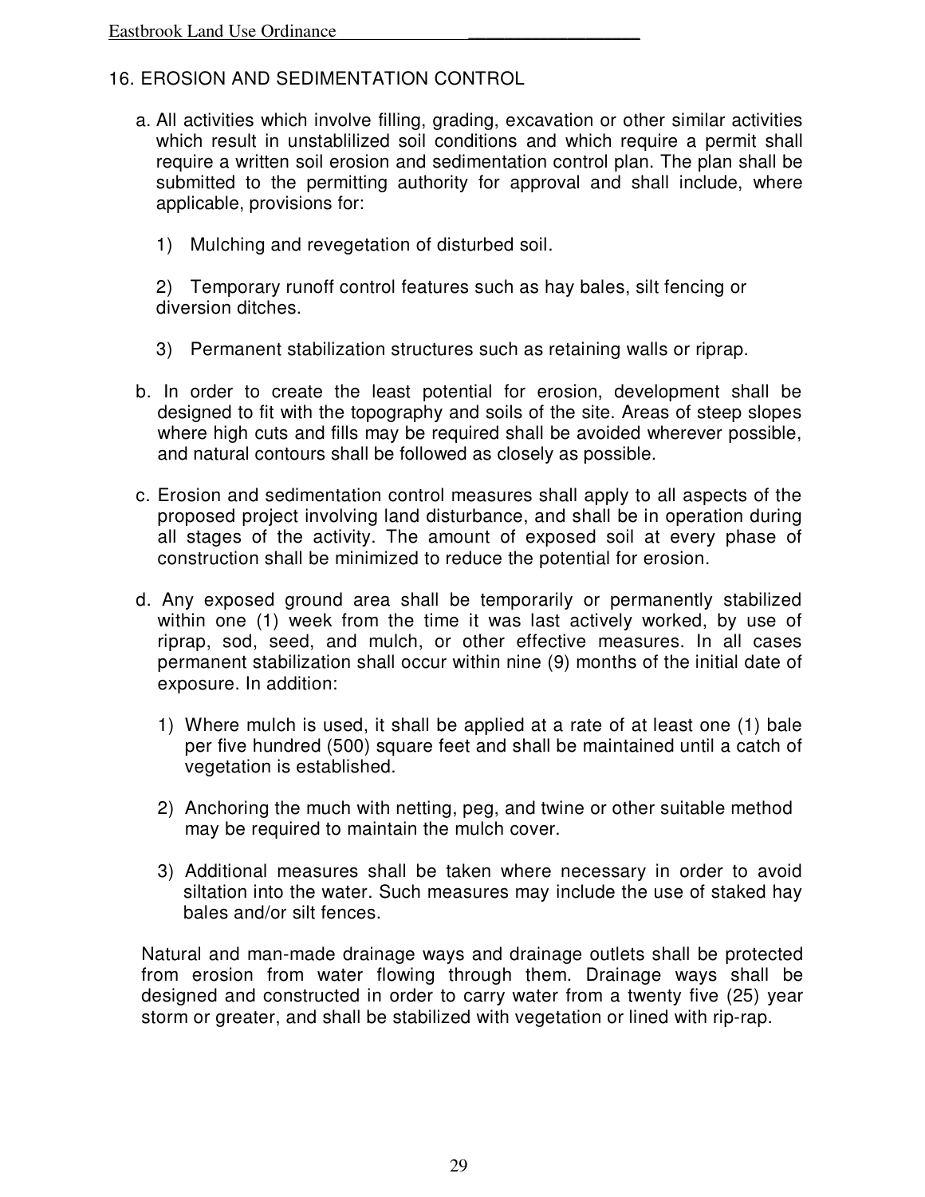## 16. EROSION AND SEDIMENTATION CONTROL

a. All activities which involve filling, grading, excavation or other similar activities which result in unstablilized soil conditions and which require a permit shall require a written soil erosion and sedimentation control plan. The plan shall be submitted to the permitting authority for approval and shall include, where applicable, provisions for:

   1) Mulching and revegetation of disturbed soil.

   2) Temporary runoff control features such as hay bales, silt fencing or diversion ditches.

   3) Permanent stabilization structures such as retaining walls or riprap.

b. In order to create the least potential for erosion, development shall be designed to fit with the topography and soils of the site. Areas of steep slopes where high cuts and fills may be required shall be avoided wherever possible, and natural contours shall be followed as closely as possible.

c. Erosion and sedimentation control measures shall apply to all aspects of the proposed project involving land disturbance, and shall be in operation during all stages of the activity. The amount of exposed soil at every phase of construction shall be minimized to reduce the potential for erosion.

d. Any exposed ground area shall be temporarily or permanently stabilized within one (1) week from the time it was last actively worked, by use of riprap, sod, seed, and mulch, or other effective measures. In all cases permanent stabilization shall occur within nine (9) months of the initial date of exposure. In addition:

   1) Where mulch is used, it shall be applied at a rate of at least one (1) bale per five hundred (500) square feet and shall be maintained until a catch of vegetation is established.

   2) Anchoring the much with netting, peg, and twine or other suitable method may be required to maintain the mulch cover.

   3) Additional measures shall be taken where necessary in order to avoid siltation into the water. Such measures may include the use of staked hay bales and/or silt fences.

Natural and man-made drainage ways and drainage outlets shall be protected from erosion from water flowing through them. Drainage ways shall be designed and constructed in order to carry water from a twenty five (25) year storm or greater, and shall be stabilized with vegetation or lined with rip-rap.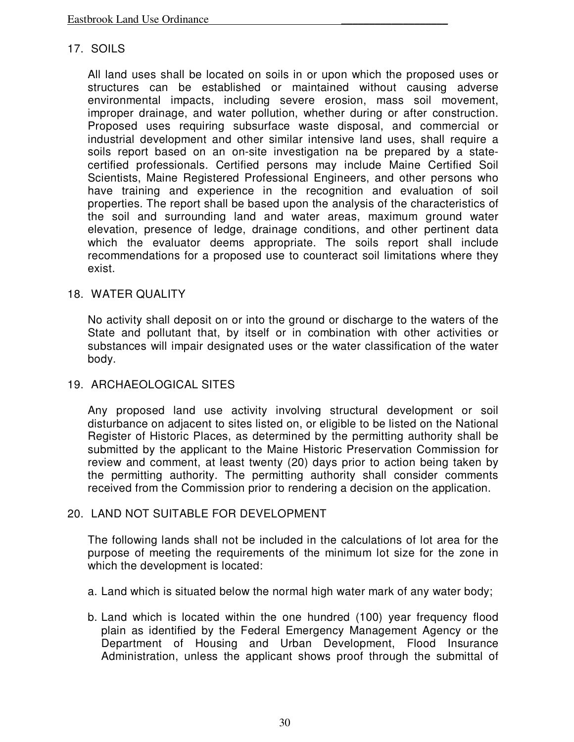## 17. SOILS

All land uses shall be located on soils in or upon which the proposed uses or structures can be established or maintained without causing adverse environmental impacts, including severe erosion, mass soil movement, improper drainage, and water pollution, whether during or after construction. Proposed uses requiring subsurface waste disposal, and commercial or industrial development and other similar intensive land uses, shall require a soils report based on an on-site investigation na be prepared by a state-certified professionals. Certified persons may include Maine Certified Soil Scientists, Maine Registered Professional Engineers, and other persons who have training and experience in the recognition and evaluation of soil properties. The report shall be based upon the analysis of the characteristics of the soil and surrounding land and water areas, maximum ground water elevation, presence of ledge, drainage conditions, and other pertinent data which the evaluator deems appropriate. The soils report shall include recommendations for a proposed use to counteract soil limitations where they exist.

## 18. WATER QUALITY

No activity shall deposit on or into the ground or discharge to the waters of the State and pollutant that, by itself or in combination with other activities or substances will impair designated uses or the water classification of the water body.

## 19. ARCHAEOLOGICAL SITES

Any proposed land use activity involving structural development or soil disturbance on adjacent to sites listed on, or eligible to be listed on the National Register of Historic Places, as determined by the permitting authority shall be submitted by the applicant to the Maine Historic Preservation Commission for review and comment, at least twenty (20) days prior to action being taken by the permitting authority. The permitting authority shall consider comments received from the Commission prior to rendering a decision on the application.

## 20. LAND NOT SUITABLE FOR DEVELOPMENT

The following lands shall not be included in the calculations of lot area for the purpose of meeting the requirements of the minimum lot size for the zone in which the development is located:

a. Land which is situated below the normal high water mark of any water body;

b. Land which is located within the one hundred (100) year frequency flood plain as identified by the Federal Emergency Management Agency or the Department of Housing and Urban Development, Flood Insurance Administration, unless the applicant shows proof through the submittal of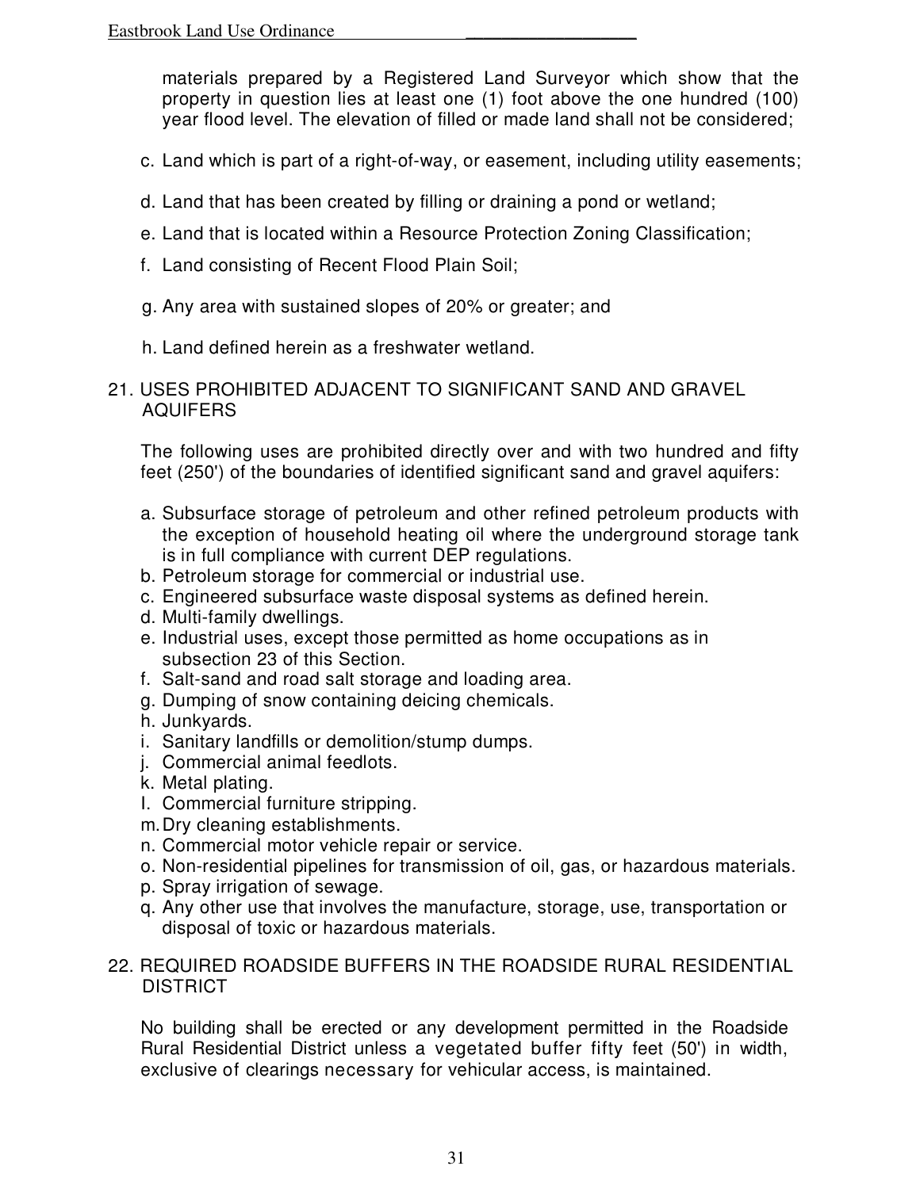materials prepared by a Registered Land Surveyor which show that the property in question lies at least one (1) foot above the one hundred (100) year flood level. The elevation of filled or made land shall not be considered;

c. Land which is part of a right-of-way, or easement, including utility easements;

d. Land that has been created by filling or draining a pond or wetland;

e. Land that is located within a Resource Protection Zoning Classification;

f. Land consisting of Recent Flood Plain Soil;

g. Any area with sustained slopes of 20% or greater; and

h. Land defined herein as a freshwater wetland.

## 21. USES PROHIBITED ADJACENT TO SIGNIFICANT SAND AND GRAVEL AQUIFERS

The following uses are prohibited directly over and with two hundred and fifty feet (250') of the boundaries of identified significant sand and gravel aquifers:

a. Subsurface storage of petroleum and other refined petroleum products with the exception of household heating oil where the underground storage tank is in full compliance with current DEP regulations.
b. Petroleum storage for commercial or industrial use.
c. Engineered subsurface waste disposal systems as defined herein.
d. Multi-family dwellings.
e. Industrial uses, except those permitted as home occupations as in subsection 23 of this Section.
f. Salt-sand and road salt storage and loading area.
g. Dumping of snow containing deicing chemicals.
h. Junkyards.
i. Sanitary landfills or demolition/stump dumps.
j. Commercial animal feedlots.
k. Metal plating.
l. Commercial furniture stripping.
m. Dry cleaning establishments.
n. Commercial motor vehicle repair or service.
o. Non-residential pipelines for transmission of oil, gas, or hazardous materials.
p. Spray irrigation of sewage.
q. Any other use that involves the manufacture, storage, use, transportation or disposal of toxic or hazardous materials.

## 22. REQUIRED ROADSIDE BUFFERS IN THE ROADSIDE RURAL RESIDENTIAL DISTRICT

No building shall be erected or any development permitted in the Roadside Rural Residential District unless a vegetated buffer fifty feet (50') in width, exclusive of clearings necessary for vehicular access, is maintained.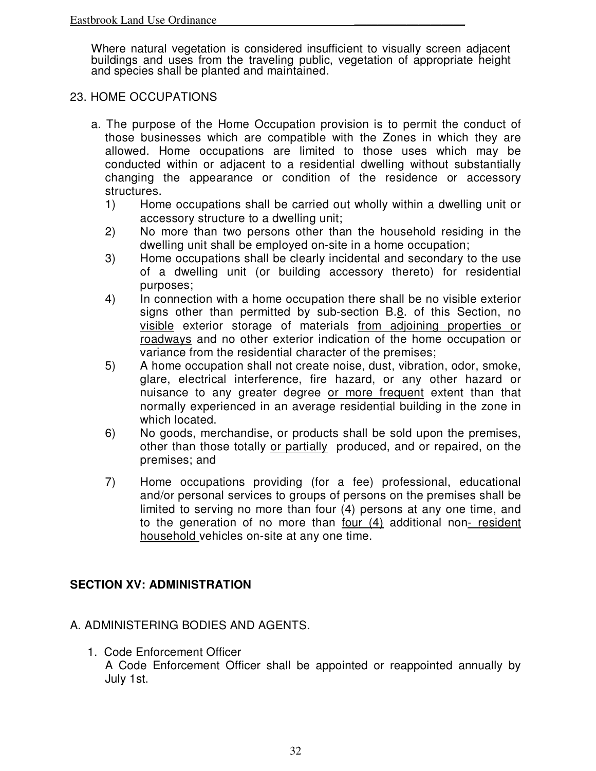Where natural vegetation is considered insufficient to visually screen adjacent buildings and uses from the traveling public, vegetation of appropriate height and species shall be planted and maintained.

23. HOME OCCUPATIONS

a. The purpose of the Home Occupation provision is to permit the conduct of those businesses which are compatible with the Zones in which they are allowed. Home occupations are limited to those uses which may be conducted within or adjacent to a residential dwelling without substantially changing the appearance or condition of the residence or accessory structures.

1) Home occupations shall be carried out wholly within a dwelling unit or accessory structure to a dwelling unit;
2) No more than two persons other than the household residing in the dwelling unit shall be employed on-site in a home occupation;
3) Home occupations shall be clearly incidental and secondary to the use of a dwelling unit (or building accessory thereto) for residential purposes;
4) In connection with a home occupation there shall be no visible exterior signs other than permitted by sub-section B.<u>8</u>. of this Section, no <u>visible</u> exterior storage of materials <u>from adjoining properties or roadways</u> and no other exterior indication of the home occupation or variance from the residential character of the premises;
5) A home occupation shall not create noise, dust, vibration, odor, smoke, glare, electrical interference, fire hazard, or any other hazard or nuisance to any greater degree <u>or more frequent</u> extent than that normally experienced in an average residential building in the zone in which located.
6) No goods, merchandise, or products shall be sold upon the premises, other than those totally <u>or partially</u> produced, and or repaired, on the premises; and
7) Home occupations providing (for a fee) professional, educational and/or personal services to groups of persons on the premises shall be limited to serving no more than four (4) persons at any one time, and to the generation of no more than <u>four (4)</u> additional non<u>- resident household</u> vehicles on-site at any one time.

## SECTION XV: ADMINISTRATION

### A. ADMINISTERING BODIES AND AGENTS.

1. Code Enforcement Officer

   A Code Enforcement Officer shall be appointed or reappointed annually by July 1st.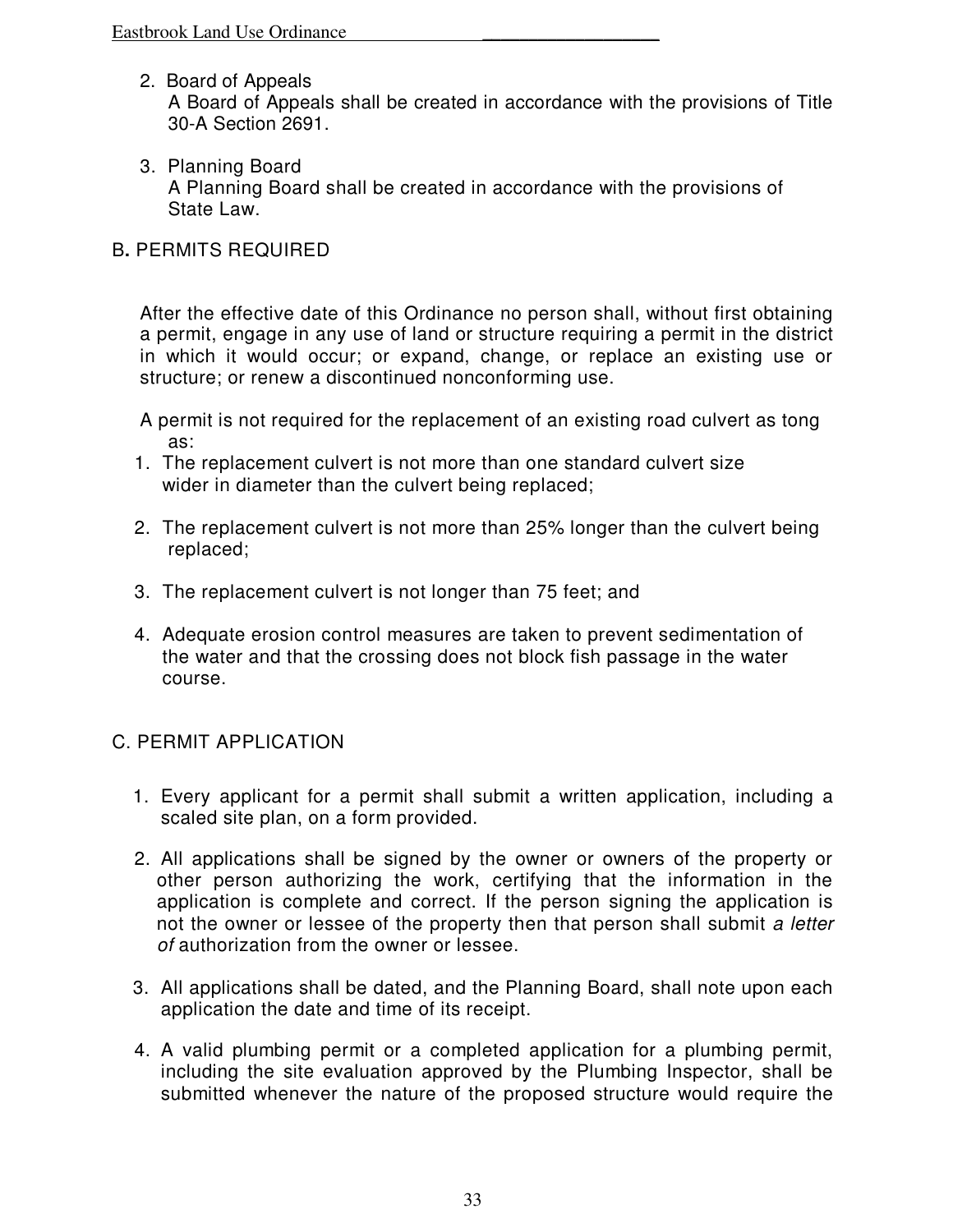2. Board of Appeals
   A Board of Appeals shall be created in accordance with the provisions of Title 30-A Section 2691.

3. Planning Board
   A Planning Board shall be created in accordance with the provisions of State Law.

## B. PERMITS REQUIRED

After the effective date of this Ordinance no person shall, without first obtaining a permit, engage in any use of land or structure requiring a permit in the district in which it would occur; or expand, change, or replace an existing use or structure; or renew a discontinued nonconforming use.

A permit is not required for the replacement of an existing road culvert as tong as:

1. The replacement culvert is not more than one standard culvert size wider in diameter than the culvert being replaced;

2. The replacement culvert is not more than 25% longer than the culvert being replaced;

3. The replacement culvert is not longer than 75 feet; and

4. Adequate erosion control measures are taken to prevent sedimentation of the water and that the crossing does not block fish passage in the water course.

## C. PERMIT APPLICATION

1. Every applicant for a permit shall submit a written application, including a scaled site plan, on a form provided.

2. All applications shall be signed by the owner or owners of the property or other person authorizing the work, certifying that the information in the application is complete and correct. If the person signing the application is not the owner or lessee of the property then that person shall submit *a letter of* authorization from the owner or lessee.

3. All applications shall be dated, and the Planning Board, shall note upon each application the date and time of its receipt.

4. A valid plumbing permit or a completed application for a plumbing permit, including the site evaluation approved by the Plumbing Inspector, shall be submitted whenever the nature of the proposed structure would require the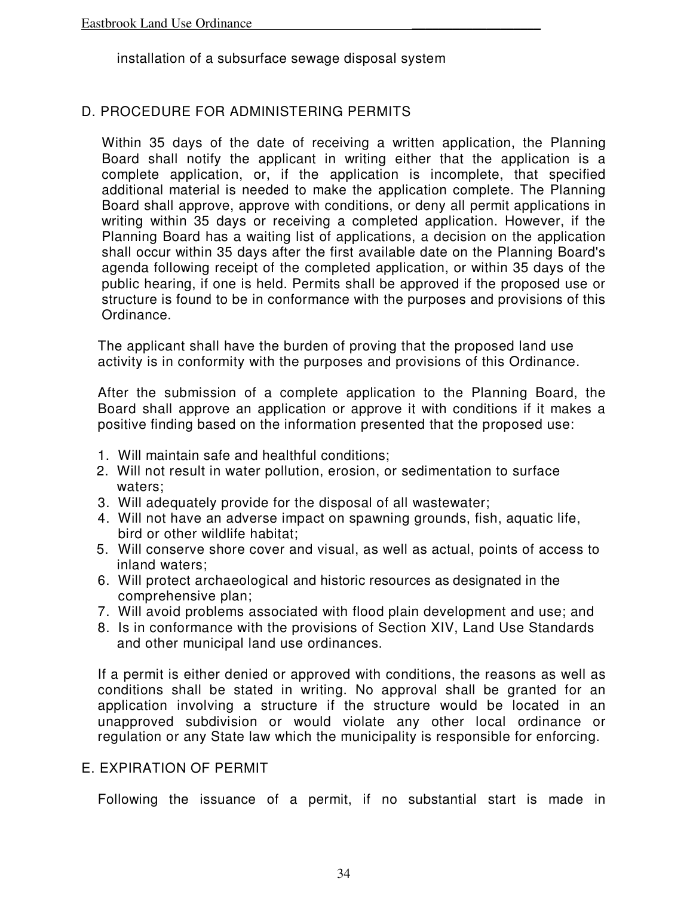installation of a subsurface sewage disposal system

## D. PROCEDURE FOR ADMINISTERING PERMITS

Within 35 days of the date of receiving a written application, the Planning Board shall notify the applicant in writing either that the application is a complete application, or, if the application is incomplete, that specified additional material is needed to make the application complete. The Planning Board shall approve, approve with conditions, or deny all permit applications in writing within 35 days or receiving a completed application. However, if the Planning Board has a waiting list of applications, a decision on the application shall occur within 35 days after the first available date on the Planning Board's agenda following receipt of the completed application, or within 35 days of the public hearing, if one is held. Permits shall be approved if the proposed use or structure is found to be in conformance with the purposes and provisions of this Ordinance.

The applicant shall have the burden of proving that the proposed land use activity is in conformity with the purposes and provisions of this Ordinance.

After the submission of a complete application to the Planning Board, the Board shall approve an application or approve it with conditions if it makes a positive finding based on the information presented that the proposed use:

1. Will maintain safe and healthful conditions;
2. Will not result in water pollution, erosion, or sedimentation to surface waters;
3. Will adequately provide for the disposal of all wastewater;
4. Will not have an adverse impact on spawning grounds, fish, aquatic life, bird or other wildlife habitat;
5. Will conserve shore cover and visual, as well as actual, points of access to inland waters;
6. Will protect archaeological and historic resources as designated in the comprehensive plan;
7. Will avoid problems associated with flood plain development and use; and
8. Is in conformance with the provisions of Section XIV, Land Use Standards and other municipal land use ordinances.

If a permit is either denied or approved with conditions, the reasons as well as conditions shall be stated in writing. No approval shall be granted for an application involving a structure if the structure would be located in an unapproved subdivision or would violate any other local ordinance or regulation or any State law which the municipality is responsible for enforcing.

## E. EXPIRATION OF PERMIT

Following the issuance of a permit, if no substantial start is made in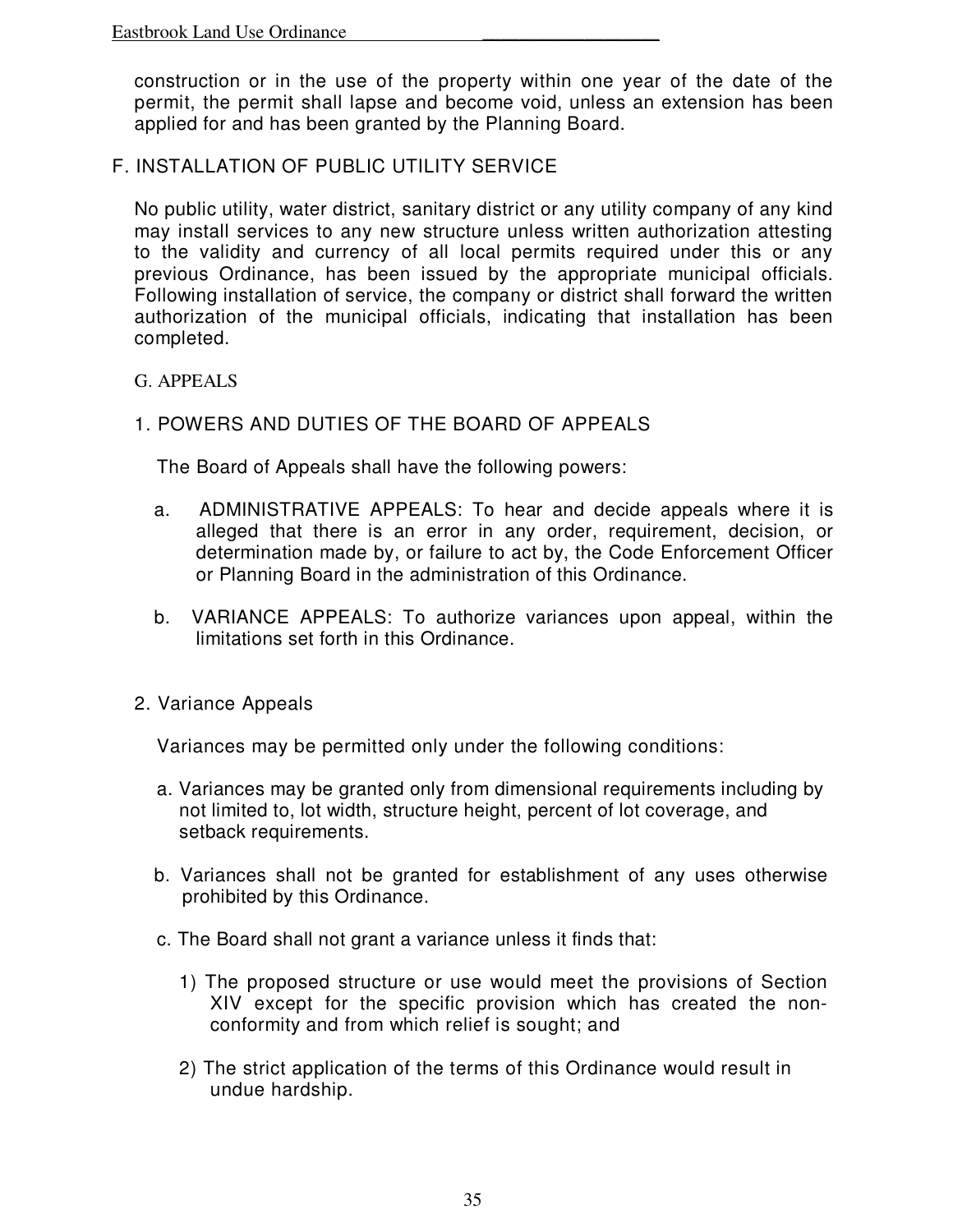construction or in the use of the property within one year of the date of the permit, the permit shall lapse and become void, unless an extension has been applied for and has been granted by the Planning Board.

## F. INSTALLATION OF PUBLIC UTILITY SERVICE

No public utility, water district, sanitary district or any utility company of any kind may install services to any new structure unless written authorization attesting to the validity and currency of all local permits required under this or any previous Ordinance, has been issued by the appropriate municipal officials. Following installation of service, the company or district shall forward the written authorization of the municipal officials, indicating that installation has been completed.

## G. APPEALS

### 1. POWERS AND DUTIES OF THE BOARD OF APPEALS

The Board of Appeals shall have the following powers:

a. ADMINISTRATIVE APPEALS: To hear and decide appeals where it is alleged that there is an error in any order, requirement, decision, or determination made by, or failure to act by, the Code Enforcement Officer or Planning Board in the administration of this Ordinance.

b. VARIANCE APPEALS: To authorize variances upon appeal, within the limitations set forth in this Ordinance.

### 2. Variance Appeals

Variances may be permitted only under the following conditions:

a. Variances may be granted only from dimensional requirements including by not limited to, lot width, structure height, percent of lot coverage, and setback requirements.

b. Variances shall not be granted for establishment of any uses otherwise prohibited by this Ordinance.

c. The Board shall not grant a variance unless it finds that:

1) The proposed structure or use would meet the provisions of Section XIV except for the specific provision which has created the non-conformity and from which relief is sought; and

2) The strict application of the terms of this Ordinance would result in undue hardship.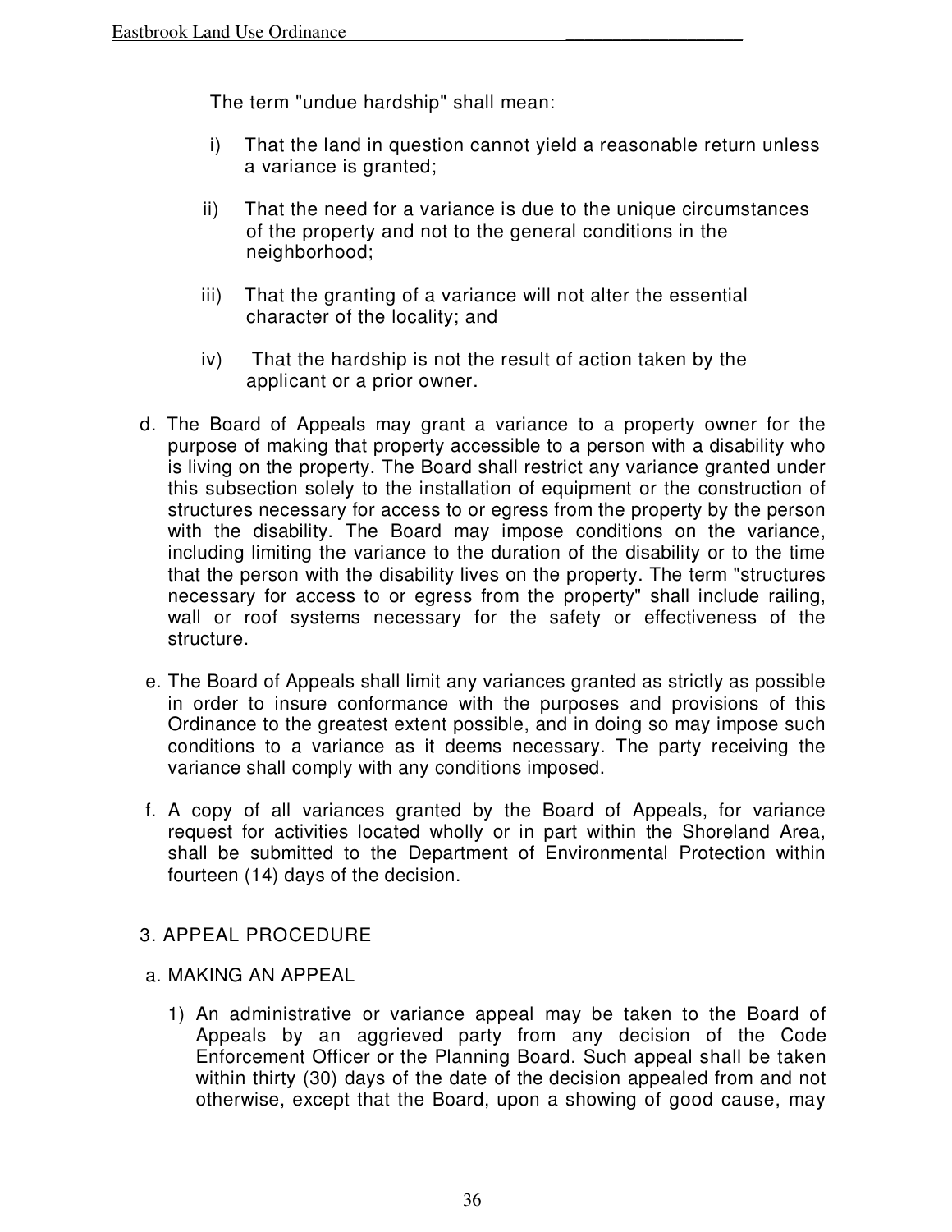The term "undue hardship" shall mean:

i) That the land in question cannot yield a reasonable return unless a variance is granted;

ii) That the need for a variance is due to the unique circumstances of the property and not to the general conditions in the neighborhood;

iii) That the granting of a variance will not alter the essential character of the locality; and

iv) That the hardship is not the result of action taken by the applicant or a prior owner.

d. The Board of Appeals may grant a variance to a property owner for the purpose of making that property accessible to a person with a disability who is living on the property. The Board shall restrict any variance granted under this subsection solely to the installation of equipment or the construction of structures necessary for access to or egress from the property by the person with the disability. The Board may impose conditions on the variance, including limiting the variance to the duration of the disability or to the time that the person with the disability lives on the property. The term "structures necessary for access to or egress from the property" shall include railing, wall or roof systems necessary for the safety or effectiveness of the structure.

e. The Board of Appeals shall limit any variances granted as strictly as possible in order to insure conformance with the purposes and provisions of this Ordinance to the greatest extent possible, and in doing so may impose such conditions to a variance as it deems necessary. The party receiving the variance shall comply with any conditions imposed.

f. A copy of all variances granted by the Board of Appeals, for variance request for activities located wholly or in part within the Shoreland Area, shall be submitted to the Department of Environmental Protection within fourteen (14) days of the decision.

3. APPEAL PROCEDURE

a. MAKING AN APPEAL

1) An administrative or variance appeal may be taken to the Board of Appeals by an aggrieved party from any decision of the Code Enforcement Officer or the Planning Board. Such appeal shall be taken within thirty (30) days of the date of the decision appealed from and not otherwise, except that the Board, upon a showing of good cause, may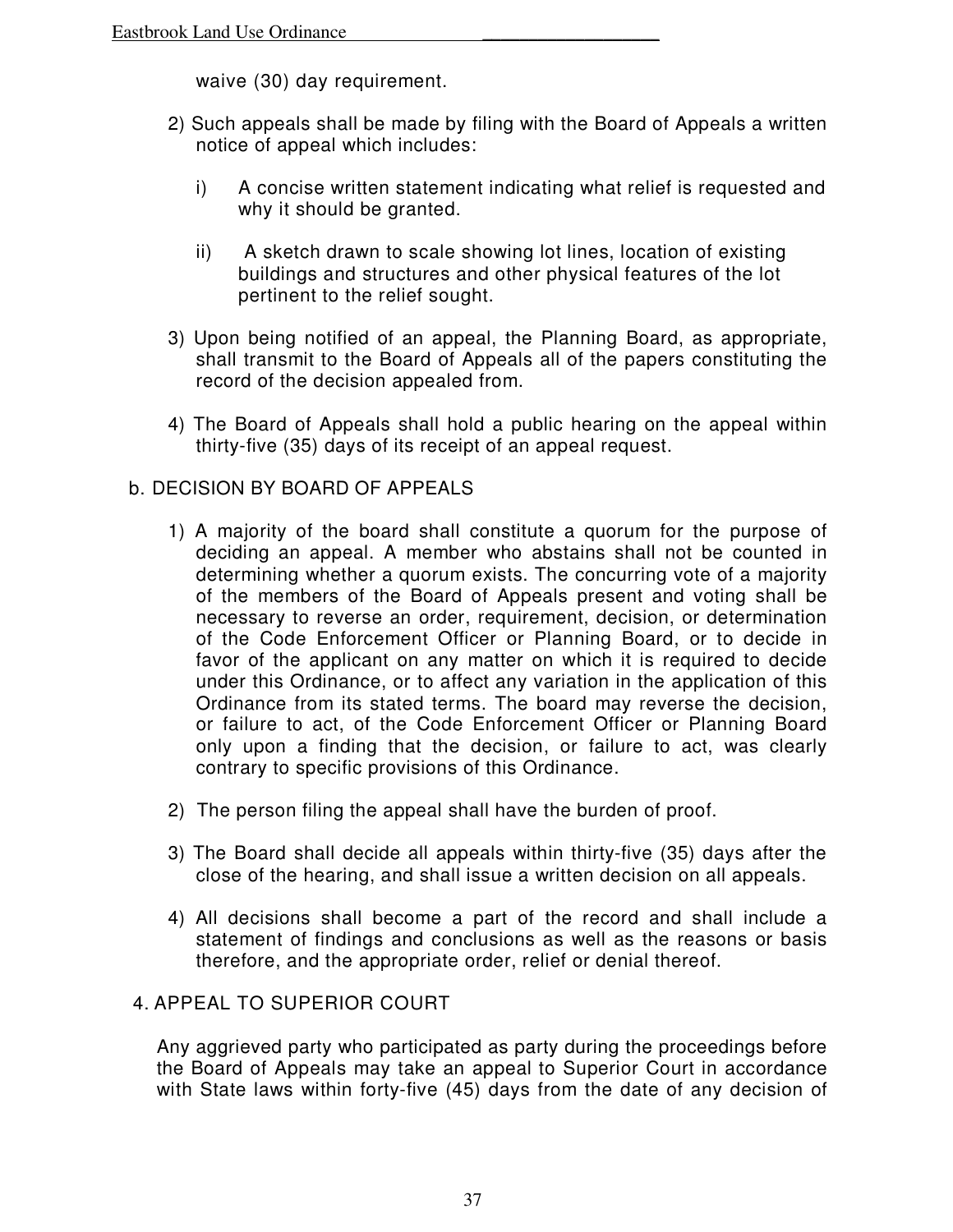waive (30) day requirement.

2) Such appeals shall be made by filing with the Board of Appeals a written notice of appeal which includes:

   i) A concise written statement indicating what relief is requested and why it should be granted.

   ii) A sketch drawn to scale showing lot lines, location of existing buildings and structures and other physical features of the lot pertinent to the relief sought.

3) Upon being notified of an appeal, the Planning Board, as appropriate, shall transmit to the Board of Appeals all of the papers constituting the record of the decision appealed from.

4) The Board of Appeals shall hold a public hearing on the appeal within thirty-five (35) days of its receipt of an appeal request.

b. DECISION BY BOARD OF APPEALS

1) A majority of the board shall constitute a quorum for the purpose of deciding an appeal. A member who abstains shall not be counted in determining whether a quorum exists. The concurring vote of a majority of the members of the Board of Appeals present and voting shall be necessary to reverse an order, requirement, decision, or determination of the Code Enforcement Officer or Planning Board, or to decide in favor of the applicant on any matter on which it is required to decide under this Ordinance, or to affect any variation in the application of this Ordinance from its stated terms. The board may reverse the decision, or failure to act, of the Code Enforcement Officer or Planning Board only upon a finding that the decision, or failure to act, was clearly contrary to specific provisions of this Ordinance.

2) The person filing the appeal shall have the burden of proof.

3) The Board shall decide all appeals within thirty-five (35) days after the close of the hearing, and shall issue a written decision on all appeals.

4) All decisions shall become a part of the record and shall include a statement of findings and conclusions as well as the reasons or basis therefore, and the appropriate order, relief or denial thereof.

4. APPEAL TO SUPERIOR COURT

Any aggrieved party who participated as party during the proceedings before the Board of Appeals may take an appeal to Superior Court in accordance with State laws within forty-five (45) days from the date of any decision of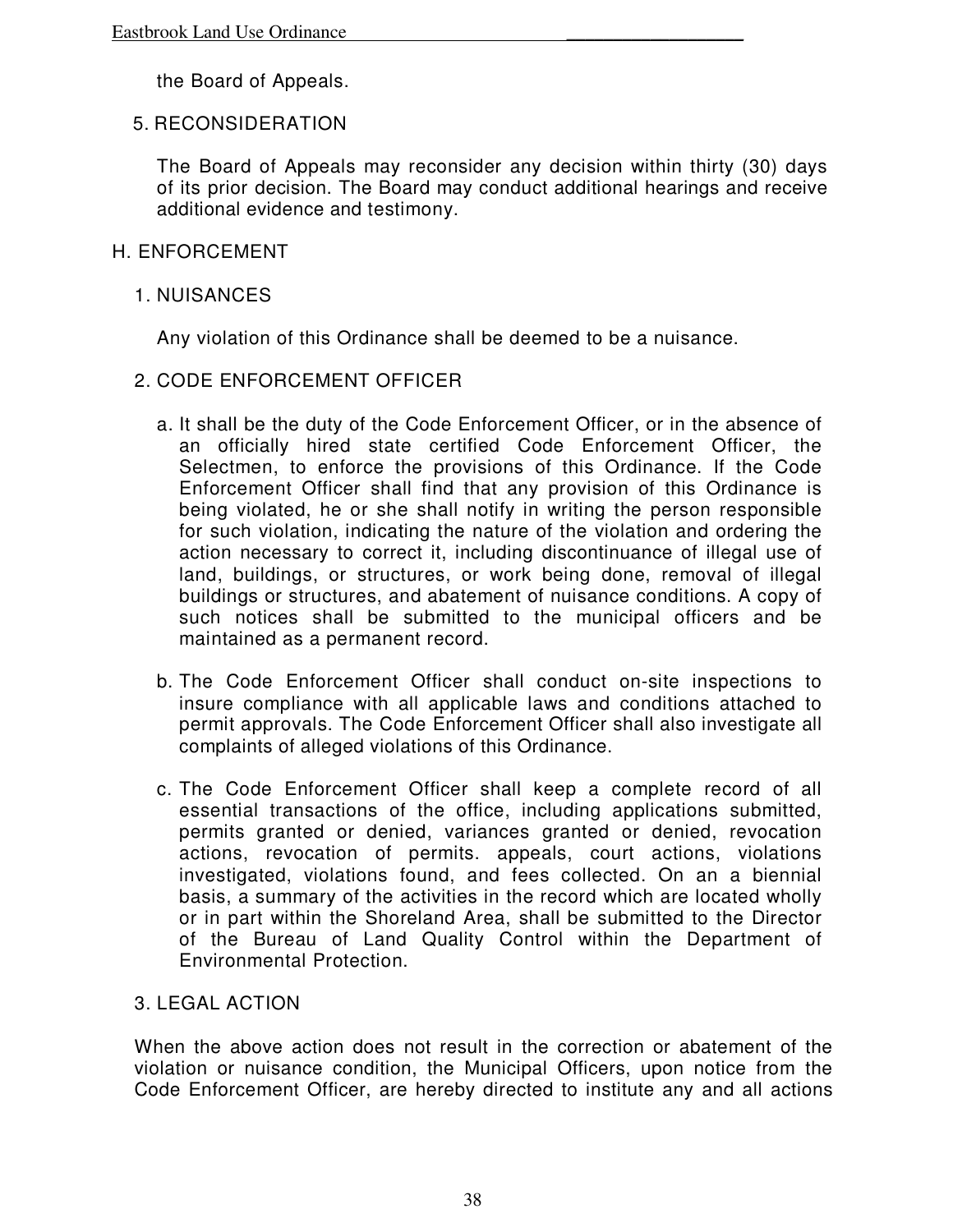the Board of Appeals.

5. RECONSIDERATION

The Board of Appeals may reconsider any decision within thirty (30) days of its prior decision. The Board may conduct additional hearings and receive additional evidence and testimony.

## H. ENFORCEMENT

### 1. NUISANCES

Any violation of this Ordinance shall be deemed to be a nuisance.

### 2. CODE ENFORCEMENT OFFICER

a. It shall be the duty of the Code Enforcement Officer, or in the absence of an officially hired state certified Code Enforcement Officer, the Selectmen, to enforce the provisions of this Ordinance. If the Code Enforcement Officer shall find that any provision of this Ordinance is being violated, he or she shall notify in writing the person responsible for such violation, indicating the nature of the violation and ordering the action necessary to correct it, including discontinuance of illegal use of land, buildings, or structures, or work being done, removal of illegal buildings or structures, and abatement of nuisance conditions. A copy of such notices shall be submitted to the municipal officers and be maintained as a permanent record.

b. The Code Enforcement Officer shall conduct on-site inspections to insure compliance with all applicable laws and conditions attached to permit approvals. The Code Enforcement Officer shall also investigate all complaints of alleged violations of this Ordinance.

c. The Code Enforcement Officer shall keep a complete record of all essential transactions of the office, including applications submitted, permits granted or denied, variances granted or denied, revocation actions, revocation of permits. appeals, court actions, violations investigated, violations found, and fees collected. On an a biennial basis, a summary of the activities in the record which are located wholly or in part within the Shoreland Area, shall be submitted to the Director of the Bureau of Land Quality Control within the Department of Environmental Protection.

### 3. LEGAL ACTION

When the above action does not result in the correction or abatement of the violation or nuisance condition, the Municipal Officers, upon notice from the Code Enforcement Officer, are hereby directed to institute any and all actions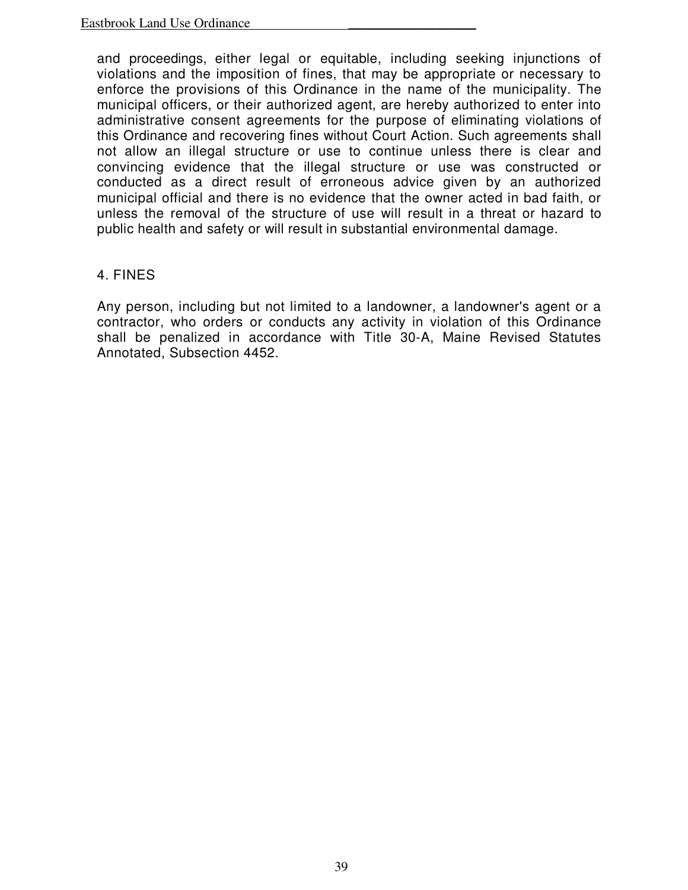and proceedings, either legal or equitable, including seeking injunctions of violations and the imposition of fines, that may be appropriate or necessary to enforce the provisions of this Ordinance in the name of the municipality. The municipal officers, or their authorized agent, are hereby authorized to enter into administrative consent agreements for the purpose of eliminating violations of this Ordinance and recovering fines without Court Action. Such agreements shall not allow an illegal structure or use to continue unless there is clear and convincing evidence that the illegal structure or use was constructed or conducted as a direct result of erroneous advice given by an authorized municipal official and there is no evidence that the owner acted in bad faith, or unless the removal of the structure of use will result in a threat or hazard to public health and safety or will result in substantial environmental damage.

## 4. FINES

Any person, including but not limited to a landowner, a landowner's agent or a contractor, who orders or conducts any activity in violation of this Ordinance shall be penalized in accordance with Title 30-A, Maine Revised Statutes Annotated, Subsection 4452.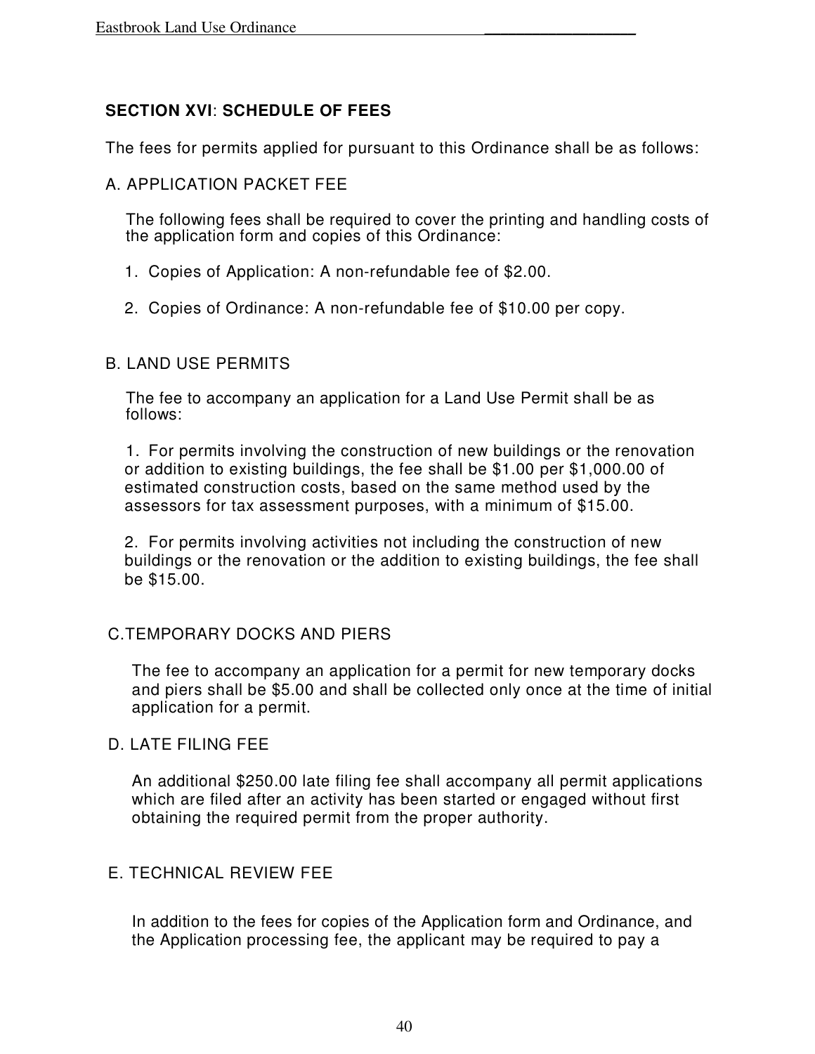## SECTION XVI: SCHEDULE OF FEES

The fees for permits applied for pursuant to this Ordinance shall be as follows:

### A. APPLICATION PACKET FEE

The following fees shall be required to cover the printing and handling costs of the application form and copies of this Ordinance:

1. Copies of Application: A non-refundable fee of $2.00.

2. Copies of Ordinance: A non-refundable fee of $10.00 per copy.

### B. LAND USE PERMITS

The fee to accompany an application for a Land Use Permit shall be as follows:

1. For permits involving the construction of new buildings or the renovation or addition to existing buildings, the fee shall be $1.00 per $1,000.00 of estimated construction costs, based on the same method used by the assessors for tax assessment purposes, with a minimum of $15.00.

2. For permits involving activities not including the construction of new buildings or the renovation or the addition to existing buildings, the fee shall be $15.00.

### C. TEMPORARY DOCKS AND PIERS

The fee to accompany an application for a permit for new temporary docks and piers shall be $5.00 and shall be collected only once at the time of initial application for a permit.

### D. LATE FILING FEE

An additional $250.00 late filing fee shall accompany all permit applications which are filed after an activity has been started or engaged without first obtaining the required permit from the proper authority.

### E. TECHNICAL REVIEW FEE

In addition to the fees for copies of the Application form and Ordinance, and the Application processing fee, the applicant may be required to pay a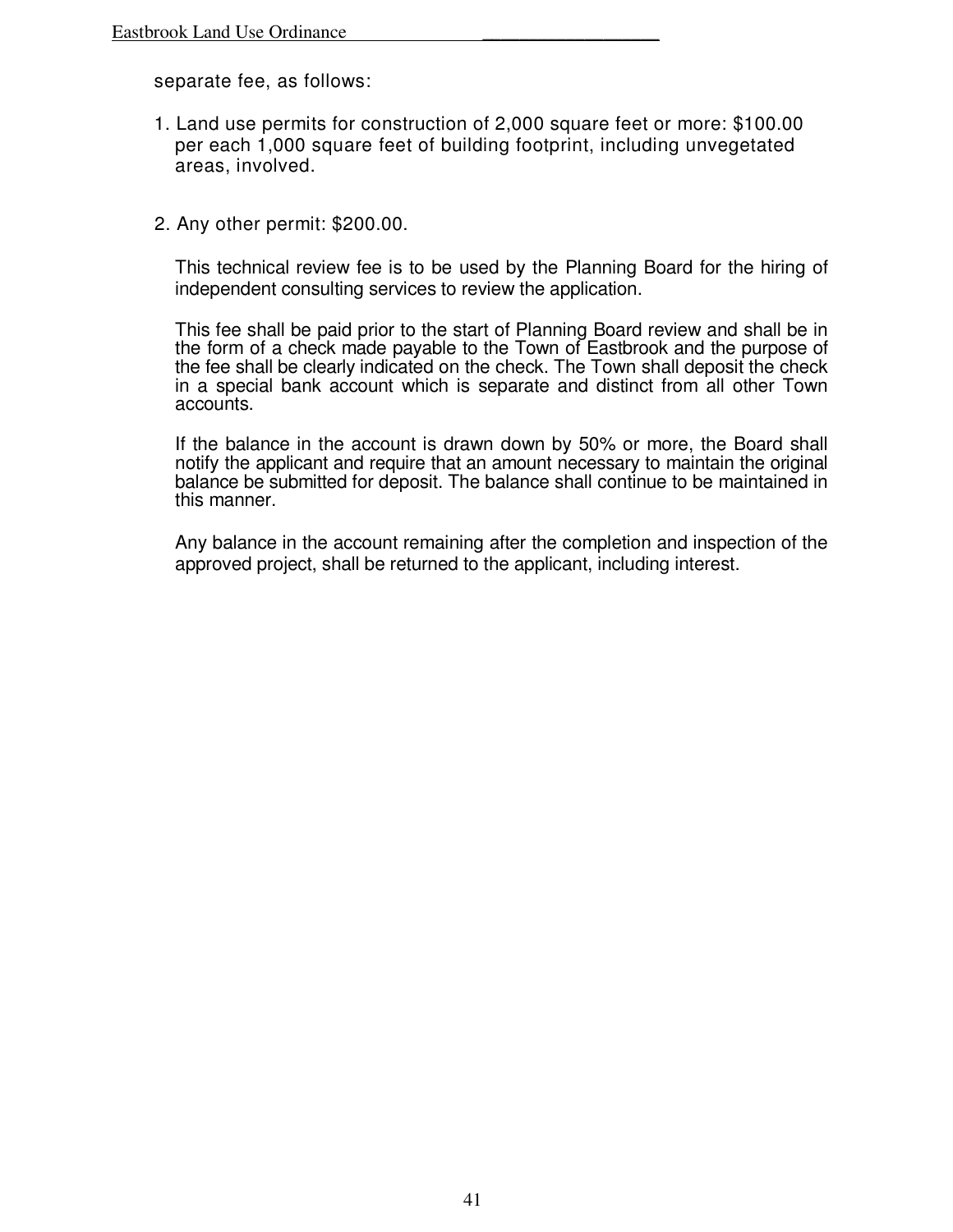separate fee, as follows:

1. Land use permits for construction of 2,000 square feet or more: $100.00 per each 1,000 square feet of building footprint, including unvegetated areas, involved.

2. Any other permit: $200.00.

This technical review fee is to be used by the Planning Board for the hiring of independent consulting services to review the application.

This fee shall be paid prior to the start of Planning Board review and shall be in the form of a check made payable to the Town of Eastbrook and the purpose of the fee shall be clearly indicated on the check. The Town shall deposit the check in a special bank account which is separate and distinct from all other Town accounts.

If the balance in the account is drawn down by 50% or more, the Board shall notify the applicant and require that an amount necessary to maintain the original balance be submitted for deposit. The balance shall continue to be maintained in this manner.

Any balance in the account remaining after the completion and inspection of the approved project, shall be returned to the applicant, including interest.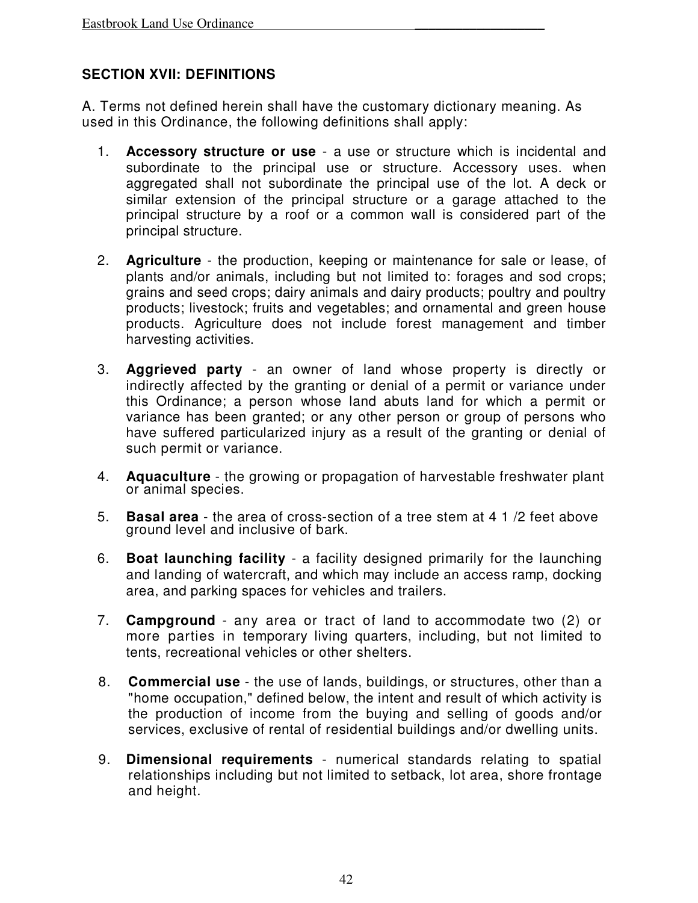## SECTION XVII: DEFINITIONS

A. Terms not defined herein shall have the customary dictionary meaning. As used in this Ordinance, the following definitions shall apply:

1. **Accessory structure or use** - a use or structure which is incidental and subordinate to the principal use or structure. Accessory uses. when aggregated shall not subordinate the principal use of the lot. A deck or similar extension of the principal structure or a garage attached to the principal structure by a roof or a common wall is considered part of the principal structure.

2. **Agriculture** - the production, keeping or maintenance for sale or lease, of plants and/or animals, including but not limited to: forages and sod crops; grains and seed crops; dairy animals and dairy products; poultry and poultry products; livestock; fruits and vegetables; and ornamental and green house products. Agriculture does not include forest management and timber harvesting activities.

3. **Aggrieved party** - an owner of land whose property is directly or indirectly affected by the granting or denial of a permit or variance under this Ordinance; a person whose land abuts land for which a permit or variance has been granted; or any other person or group of persons who have suffered particularized injury as a result of the granting or denial of such permit or variance.

4. **Aquaculture** - the growing or propagation of harvestable freshwater plant or animal species.

5. **Basal area** - the area of cross-section of a tree stem at 4 1 /2 feet above ground level and inclusive of bark.

6. **Boat launching facility** - a facility designed primarily for the launching and landing of watercraft, and which may include an access ramp, docking area, and parking spaces for vehicles and trailers.

7. **Campground** - any area or tract of land to accommodate two (2) or more parties in temporary living quarters, including, but not limited to tents, recreational vehicles or other shelters.

8. **Commercial use** - the use of lands, buildings, or structures, other than a "home occupation," defined below, the intent and result of which activity is the production of income from the buying and selling of goods and/or services, exclusive of rental of residential buildings and/or dwelling units.

9. **Dimensional requirements** - numerical standards relating to spatial relationships including but not limited to setback, lot area, shore frontage and height.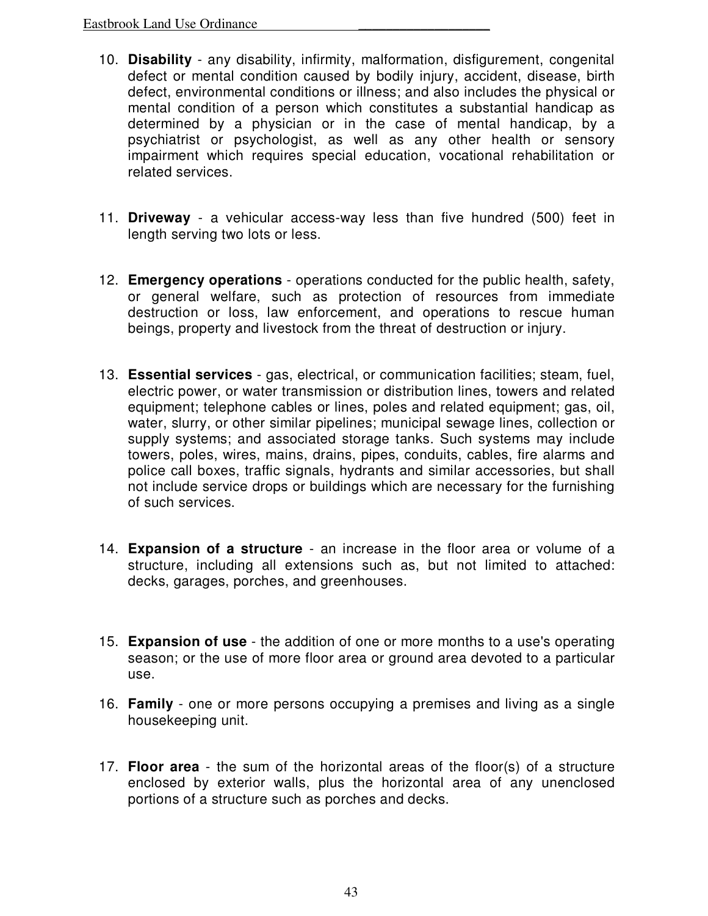10. **Disability** - any disability, infirmity, malformation, disfigurement, congenital defect or mental condition caused by bodily injury, accident, disease, birth defect, environmental conditions or illness; and also includes the physical or mental condition of a person which constitutes a substantial handicap as determined by a physician or in the case of mental handicap, by a psychiatrist or psychologist, as well as any other health or sensory impairment which requires special education, vocational rehabilitation or related services.

11. **Driveway** - a vehicular access-way less than five hundred (500) feet in length serving two lots or less.

12. **Emergency operations** - operations conducted for the public health, safety, or general welfare, such as protection of resources from immediate destruction or loss, law enforcement, and operations to rescue human beings, property and livestock from the threat of destruction or injury.

13. **Essential services** - gas, electrical, or communication facilities; steam, fuel, electric power, or water transmission or distribution lines, towers and related equipment; telephone cables or lines, poles and related equipment; gas, oil, water, slurry, or other similar pipelines; municipal sewage lines, collection or supply systems; and associated storage tanks. Such systems may include towers, poles, wires, mains, drains, pipes, conduits, cables, fire alarms and police call boxes, traffic signals, hydrants and similar accessories, but shall not include service drops or buildings which are necessary for the furnishing of such services.

14. **Expansion of a structure** - an increase in the floor area or volume of a structure, including all extensions such as, but not limited to attached: decks, garages, porches, and greenhouses.

15. **Expansion of use** - the addition of one or more months to a use's operating season; or the use of more floor area or ground area devoted to a particular use.

16. **Family** - one or more persons occupying a premises and living as a single housekeeping unit.

17. **Floor area** - the sum of the horizontal areas of the floor(s) of a structure enclosed by exterior walls, plus the horizontal area of any unenclosed portions of a structure such as porches and decks.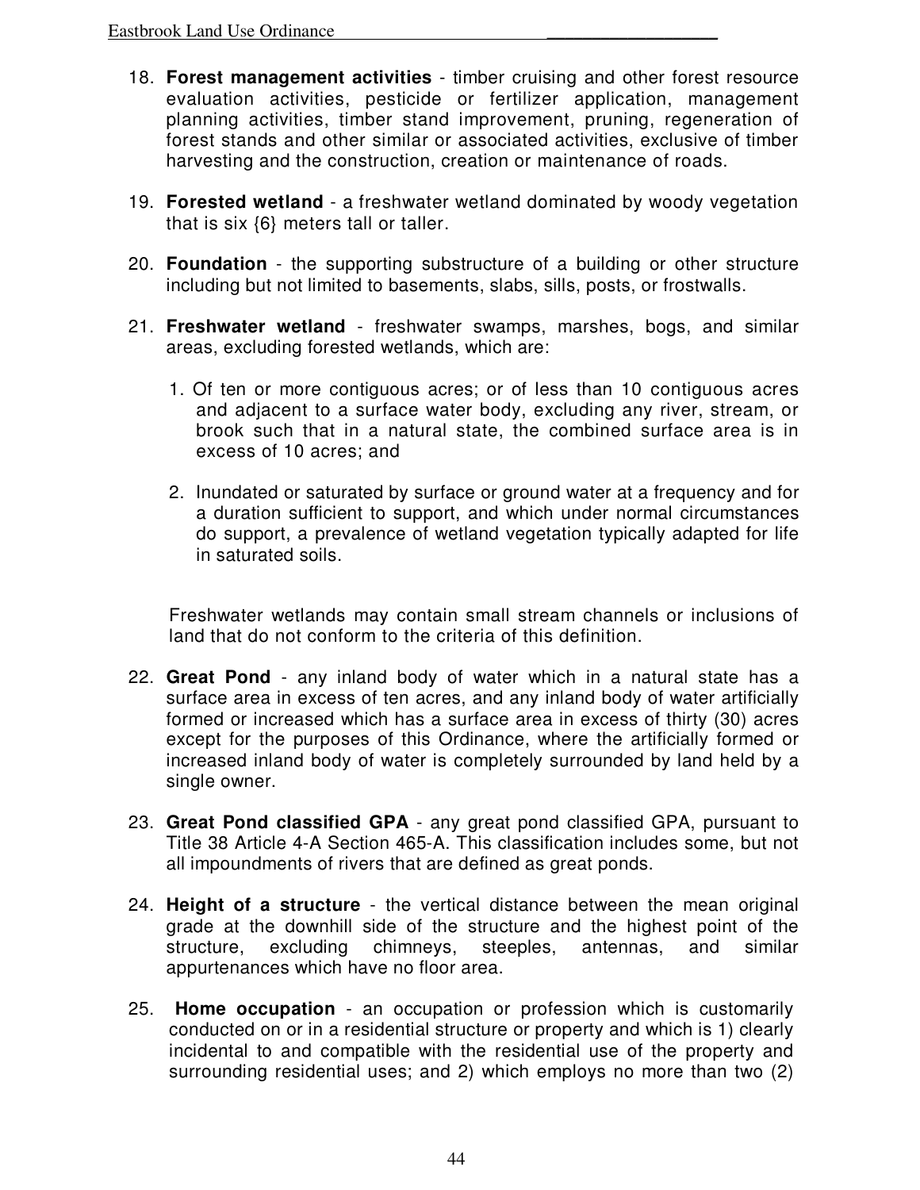18. **Forest management activities** - timber cruising and other forest resource evaluation activities, pesticide or fertilizer application, management planning activities, timber stand improvement, pruning, regeneration of forest stands and other similar or associated activities, exclusive of timber harvesting and the construction, creation or maintenance of roads.

19. **Forested wetland** - a freshwater wetland dominated by woody vegetation that is six {6} meters tall or taller.

20. **Foundation** - the supporting substructure of a building or other structure including but not limited to basements, slabs, sills, posts, or frostwalls.

21. **Freshwater wetland** - freshwater swamps, marshes, bogs, and similar areas, excluding forested wetlands, which are:

    1. Of ten or more contiguous acres; or of less than 10 contiguous acres and adjacent to a surface water body, excluding any river, stream, or brook such that in a natural state, the combined surface area is in excess of 10 acres; and

    2. Inundated or saturated by surface or ground water at a frequency and for a duration sufficient to support, and which under normal circumstances do support, a prevalence of wetland vegetation typically adapted for life in saturated soils.

    Freshwater wetlands may contain small stream channels or inclusions of land that do not conform to the criteria of this definition.

22. **Great Pond** - any inland body of water which in a natural state has a surface area in excess of ten acres, and any inland body of water artificially formed or increased which has a surface area in excess of thirty (30) acres except for the purposes of this Ordinance, where the artificially formed or increased inland body of water is completely surrounded by land held by a single owner.

23. **Great Pond classified GPA** - any great pond classified GPA, pursuant to Title 38 Article 4-A Section 465-A. This classification includes some, but not all impoundments of rivers that are defined as great ponds.

24. **Height of a structure** - the vertical distance between the mean original grade at the downhill side of the structure and the highest point of the structure, excluding chimneys, steeples, antennas, and similar appurtenances which have no floor area.

25. **Home occupation** - an occupation or profession which is customarily conducted on or in a residential structure or property and which is 1) clearly incidental to and compatible with the residential use of the property and surrounding residential uses; and 2) which employs no more than two (2)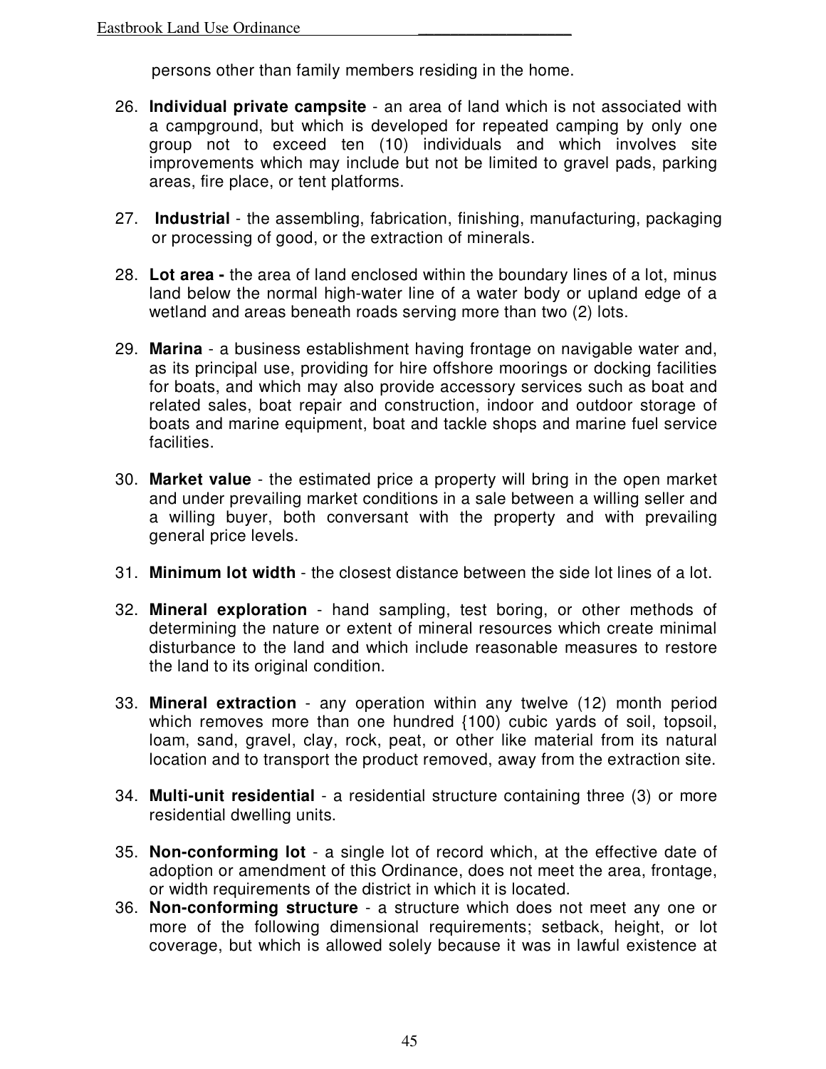persons other than family members residing in the home.

26. **Individual private campsite** - an area of land which is not associated with a campground, but which is developed for repeated camping by only one group not to exceed ten (10) individuals and which involves site improvements which may include but not be limited to gravel pads, parking areas, fire place, or tent platforms.

27. **Industrial** - the assembling, fabrication, finishing, manufacturing, packaging or processing of good, or the extraction of minerals.

28. **Lot area -** the area of land enclosed within the boundary lines of a lot, minus land below the normal high-water line of a water body or upland edge of a wetland and areas beneath roads serving more than two (2) lots.

29. **Marina** - a business establishment having frontage on navigable water and, as its principal use, providing for hire offshore moorings or docking facilities for boats, and which may also provide accessory services such as boat and related sales, boat repair and construction, indoor and outdoor storage of boats and marine equipment, boat and tackle shops and marine fuel service facilities.

30. **Market value** - the estimated price a property will bring in the open market and under prevailing market conditions in a sale between a willing seller and a willing buyer, both conversant with the property and with prevailing general price levels.

31. **Minimum lot width** - the closest distance between the side lot lines of a lot.

32. **Mineral exploration** - hand sampling, test boring, or other methods of determining the nature or extent of mineral resources which create minimal disturbance to the land and which include reasonable measures to restore the land to its original condition.

33. **Mineral extraction** - any operation within any twelve (12) month period which removes more than one hundred {100) cubic yards of soil, topsoil, loam, sand, gravel, clay, rock, peat, or other like material from its natural location and to transport the product removed, away from the extraction site.

34. **Multi-unit residential** - a residential structure containing three (3) or more residential dwelling units.

35. **Non-conforming lot** - a single lot of record which, at the effective date of adoption or amendment of this Ordinance, does not meet the area, frontage, or width requirements of the district in which it is located.

36. **Non-conforming structure** - a structure which does not meet any one or more of the following dimensional requirements; setback, height, or lot coverage, but which is allowed solely because it was in lawful existence at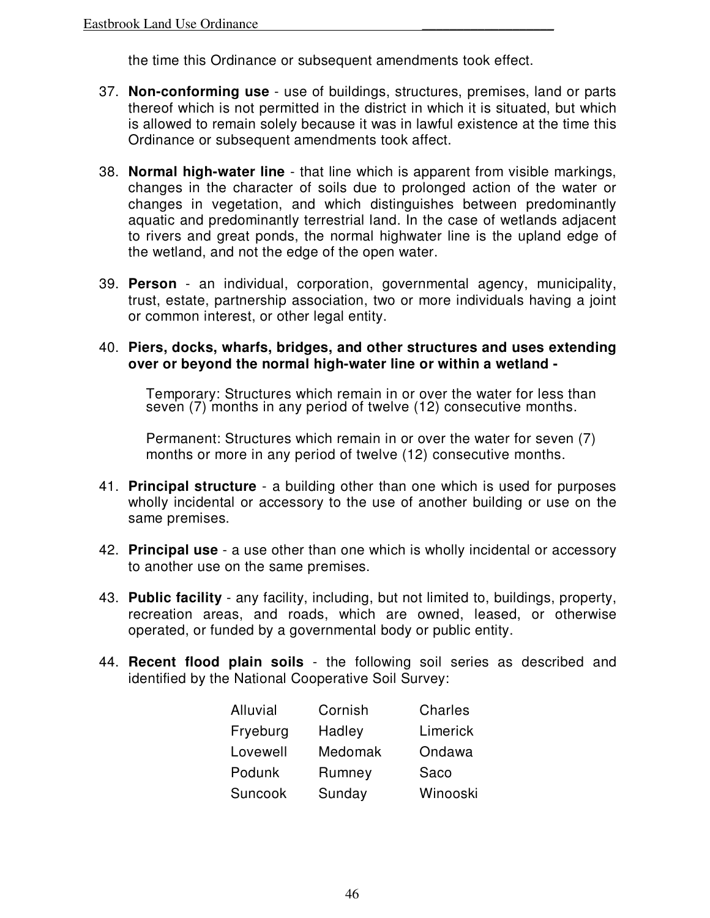the time this Ordinance or subsequent amendments took effect.

37. **Non-conforming use** - use of buildings, structures, premises, land or parts thereof which is not permitted in the district in which it is situated, but which is allowed to remain solely because it was in lawful existence at the time this Ordinance or subsequent amendments took affect.

38. **Normal high-water line** - that line which is apparent from visible markings, changes in the character of soils due to prolonged action of the water or changes in vegetation, and which distinguishes between predominantly aquatic and predominantly terrestrial land. In the case of wetlands adjacent to rivers and great ponds, the normal highwater line is the upland edge of the wetland, and not the edge of the open water.

39. **Person** - an individual, corporation, governmental agency, municipality, trust, estate, partnership association, two or more individuals having a joint or common interest, or other legal entity.

40. **Piers, docks, wharfs, bridges, and other structures and uses extending over or beyond the normal high-water line or within a wetland -**

    Temporary: Structures which remain in or over the water for less than seven (7) months in any period of twelve (12) consecutive months.

    Permanent: Structures which remain in or over the water for seven (7) months or more in any period of twelve (12) consecutive months.

41. **Principal structure** - a building other than one which is used for purposes wholly incidental or accessory to the use of another building or use on the same premises.

42. **Principal use** - a use other than one which is wholly incidental or accessory to another use on the same premises.

43. **Public facility** - any facility, including, but not limited to, buildings, property, recreation areas, and roads, which are owned, leased, or otherwise operated, or funded by a governmental body or public entity.

44. **Recent flood plain soils** - the following soil series as described and identified by the National Cooperative Soil Survey:

| | | |
|---|---|---|
| Alluvial | Cornish | Charles |
| Fryeburg | Hadley | Limerick |
| Lovewell | Medomak | Ondawa |
| Podunk | Rumney | Saco |
| Suncook | Sunday | Winooski |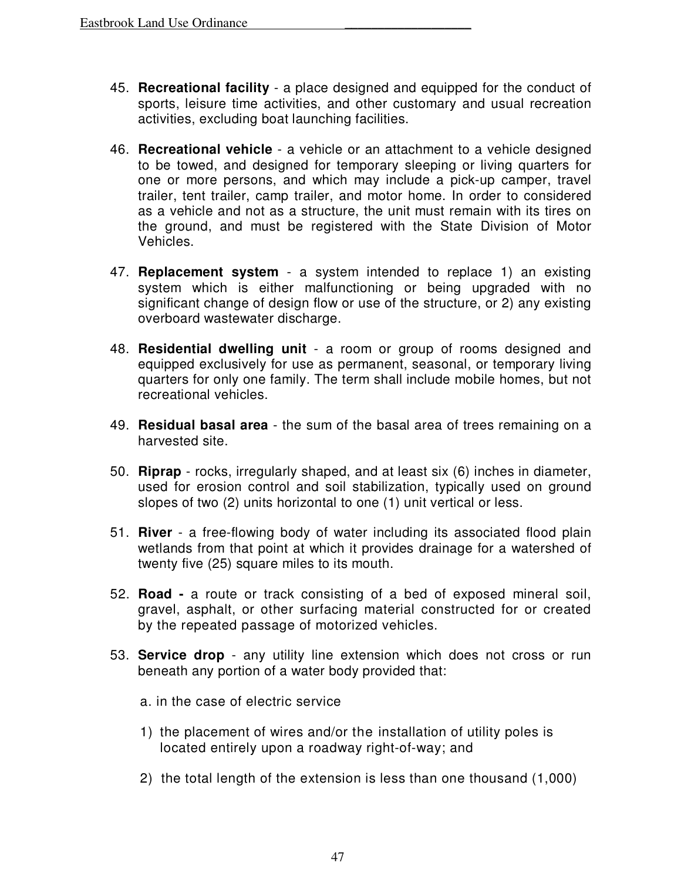45. **Recreational facility** - a place designed and equipped for the conduct of sports, leisure time activities, and other customary and usual recreation activities, excluding boat launching facilities.

46. **Recreational vehicle** - a vehicle or an attachment to a vehicle designed to be towed, and designed for temporary sleeping or living quarters for one or more persons, and which may include a pick-up camper, travel trailer, tent trailer, camp trailer, and motor home. In order to considered as a vehicle and not as a structure, the unit must remain with its tires on the ground, and must be registered with the State Division of Motor Vehicles.

47. **Replacement system** - a system intended to replace 1) an existing system which is either malfunctioning or being upgraded with no significant change of design flow or use of the structure, or 2) any existing overboard wastewater discharge.

48. **Residential dwelling unit** - a room or group of rooms designed and equipped exclusively for use as permanent, seasonal, or temporary living quarters for only one family. The term shall include mobile homes, but not recreational vehicles.

49. **Residual basal area** - the sum of the basal area of trees remaining on a harvested site.

50. **Riprap** - rocks, irregularly shaped, and at least six (6) inches in diameter, used for erosion control and soil stabilization, typically used on ground slopes of two (2) units horizontal to one (1) unit vertical or less.

51. **River** - a free-flowing body of water including its associated flood plain wetlands from that point at which it provides drainage for a watershed of twenty five (25) square miles to its mouth.

52. **Road -** a route or track consisting of a bed of exposed mineral soil, gravel, asphalt, or other surfacing material constructed for or created by the repeated passage of motorized vehicles.

53. **Service drop** - any utility line extension which does not cross or run beneath any portion of a water body provided that:

    a. in the case of electric service

    1) the placement of wires and/or the installation of utility poles is located entirely upon a roadway right-of-way; and

    2) the total length of the extension is less than one thousand (1,000)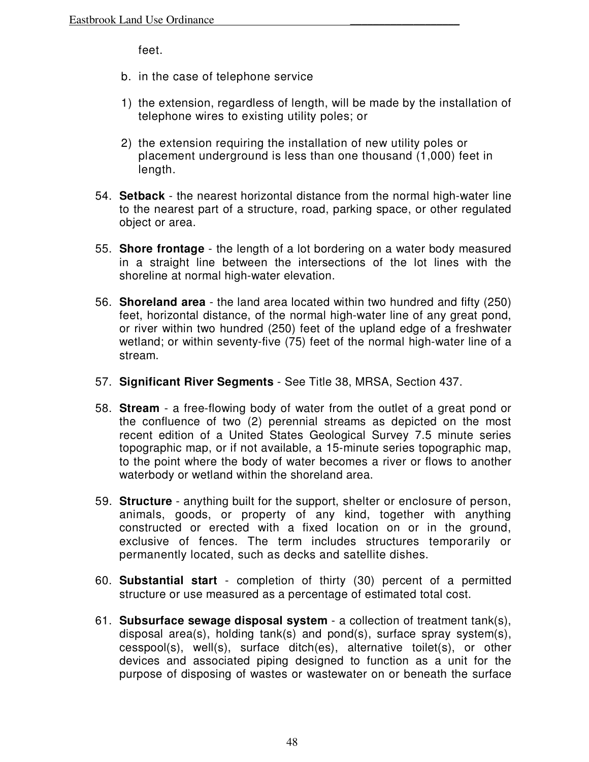feet.

b. in the case of telephone service

1) the extension, regardless of length, will be made by the installation of telephone wires to existing utility poles; or

2) the extension requiring the installation of new utility poles or placement underground is less than one thousand (1,000) feet in length.

54. **Setback** - the nearest horizontal distance from the normal high-water line to the nearest part of a structure, road, parking space, or other regulated object or area.

55. **Shore frontage** - the length of a lot bordering on a water body measured in a straight line between the intersections of the lot lines with the shoreline at normal high-water elevation.

56. **Shoreland area** - the land area located within two hundred and fifty (250) feet, horizontal distance, of the normal high-water line of any great pond, or river within two hundred (250) feet of the upland edge of a freshwater wetland; or within seventy-five (75) feet of the normal high-water line of a stream.

57. **Significant River Segments** - See Title 38, MRSA, Section 437.

58. **Stream** - a free-flowing body of water from the outlet of a great pond or the confluence of two (2) perennial streams as depicted on the most recent edition of a United States Geological Survey 7.5 minute series topographic map, or if not available, a 15-minute series topographic map, to the point where the body of water becomes a river or flows to another waterbody or wetland within the shoreland area.

59. **Structure** - anything built for the support, shelter or enclosure of person, animals, goods, or property of any kind, together with anything constructed or erected with a fixed location on or in the ground, exclusive of fences. The term includes structures temporarily or permanently located, such as decks and satellite dishes.

60. **Substantial start** - completion of thirty (30) percent of a permitted structure or use measured as a percentage of estimated total cost.

61. **Subsurface sewage disposal system** - a collection of treatment tank(s), disposal area(s), holding tank(s) and pond(s), surface spray system(s), cesspool(s), well(s), surface ditch(es), alternative toilet(s), or other devices and associated piping designed to function as a unit for the purpose of disposing of wastes or wastewater on or beneath the surface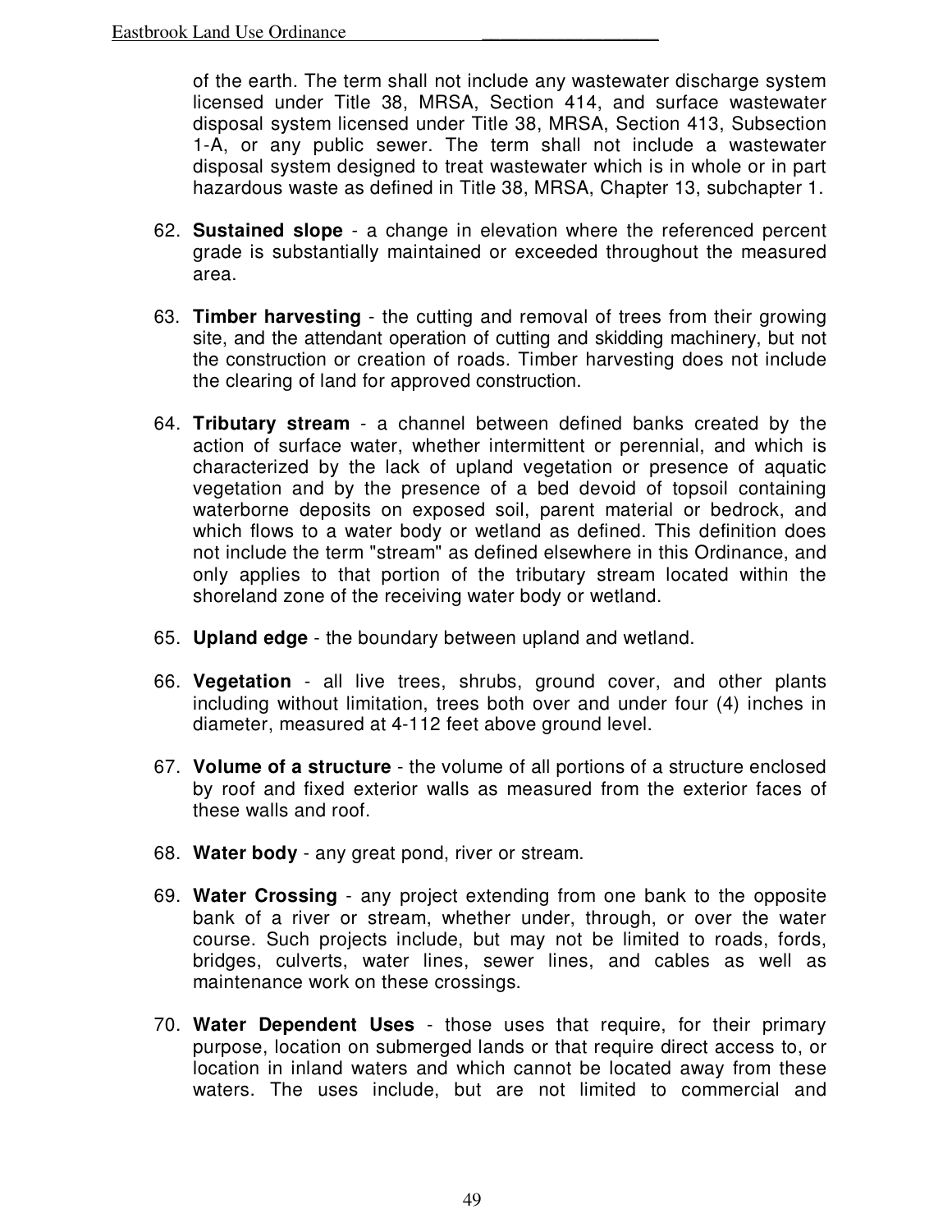of the earth. The term shall not include any wastewater discharge system licensed under Title 38, MRSA, Section 414, and surface wastewater disposal system licensed under Title 38, MRSA, Section 413, Subsection 1-A, or any public sewer. The term shall not include a wastewater disposal system designed to treat wastewater which is in whole or in part hazardous waste as defined in Title 38, MRSA, Chapter 13, subchapter 1.

62. **Sustained slope** - a change in elevation where the referenced percent grade is substantially maintained or exceeded throughout the measured area.

63. **Timber harvesting** - the cutting and removal of trees from their growing site, and the attendant operation of cutting and skidding machinery, but not the construction or creation of roads. Timber harvesting does not include the clearing of land for approved construction.

64. **Tributary stream** - a channel between defined banks created by the action of surface water, whether intermittent or perennial, and which is characterized by the lack of upland vegetation or presence of aquatic vegetation and by the presence of a bed devoid of topsoil containing waterborne deposits on exposed soil, parent material or bedrock, and which flows to a water body or wetland as defined. This definition does not include the term "stream" as defined elsewhere in this Ordinance, and only applies to that portion of the tributary stream located within the shoreland zone of the receiving water body or wetland.

65. **Upland edge** - the boundary between upland and wetland.

66. **Vegetation** - all live trees, shrubs, ground cover, and other plants including without limitation, trees both over and under four (4) inches in diameter, measured at 4-112 feet above ground level.

67. **Volume of a structure** - the volume of all portions of a structure enclosed by roof and fixed exterior walls as measured from the exterior faces of these walls and roof.

68. **Water body** - any great pond, river or stream.

69. **Water Crossing** - any project extending from one bank to the opposite bank of a river or stream, whether under, through, or over the water course. Such projects include, but may not be limited to roads, fords, bridges, culverts, water lines, sewer lines, and cables as well as maintenance work on these crossings.

70. **Water Dependent Uses** - those uses that require, for their primary purpose, location on submerged lands or that require direct access to, or location in inland waters and which cannot be located away from these waters. The uses include, but are not limited to commercial and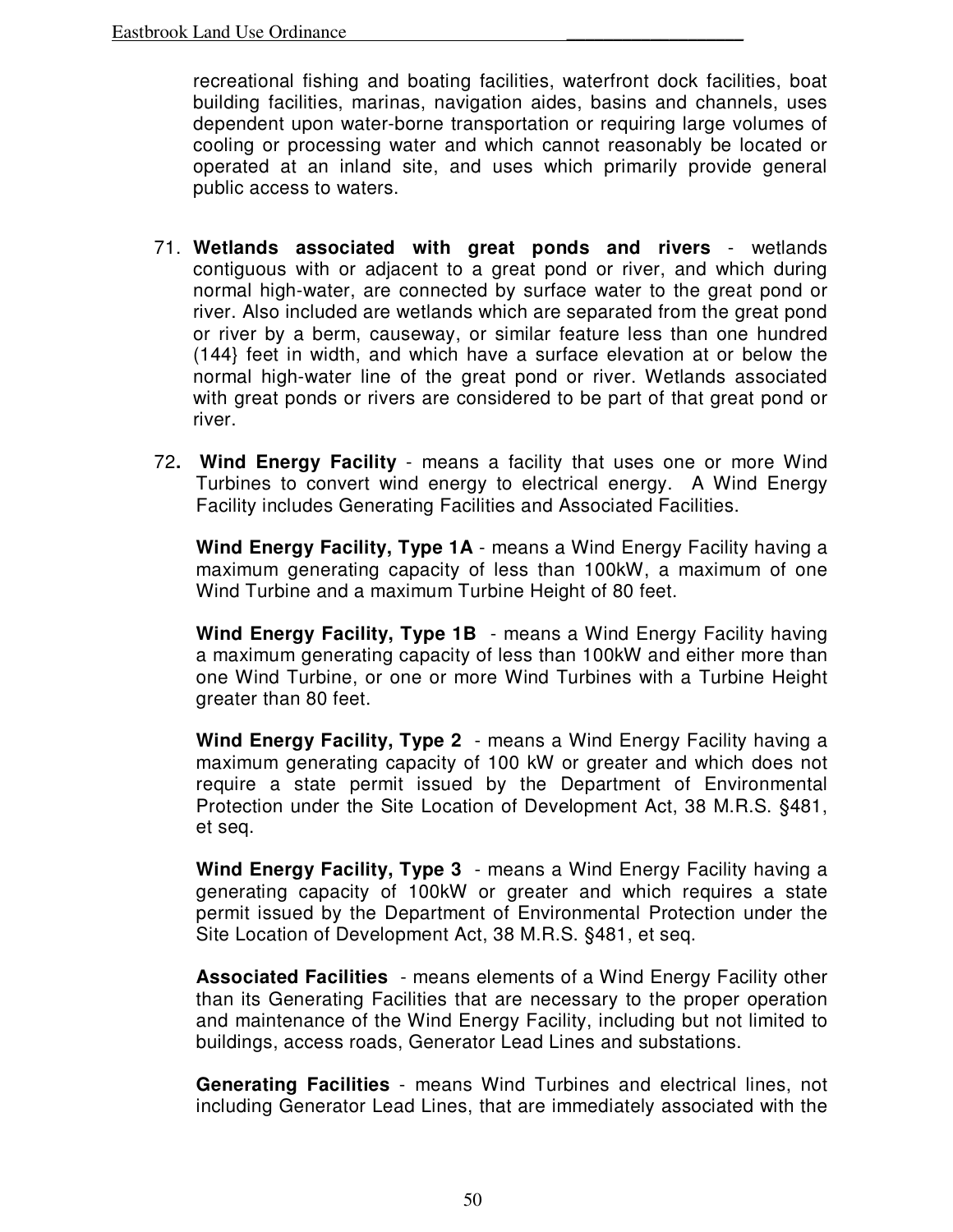recreational fishing and boating facilities, waterfront dock facilities, boat building facilities, marinas, navigation aides, basins and channels, uses dependent upon water-borne transportation or requiring large volumes of cooling or processing water and which cannot reasonably be located or operated at an inland site, and uses which primarily provide general public access to waters.

71. **Wetlands associated with great ponds and rivers** - wetlands contiguous with or adjacent to a great pond or river, and which during normal high-water, are connected by surface water to the great pond or river. Also included are wetlands which are separated from the great pond or river by a berm, causeway, or similar feature less than one hundred (144} feet in width, and which have a surface elevation at or below the normal high-water line of the great pond or river. Wetlands associated with great ponds or rivers are considered to be part of that great pond or river.

72. **Wind Energy Facility** - means a facility that uses one or more Wind Turbines to convert wind energy to electrical energy. A Wind Energy Facility includes Generating Facilities and Associated Facilities.

    **Wind Energy Facility, Type 1A** - means a Wind Energy Facility having a maximum generating capacity of less than 100kW, a maximum of one Wind Turbine and a maximum Turbine Height of 80 feet.

    **Wind Energy Facility, Type 1B** - means a Wind Energy Facility having a maximum generating capacity of less than 100kW and either more than one Wind Turbine, or one or more Wind Turbines with a Turbine Height greater than 80 feet.

    **Wind Energy Facility, Type 2** - means a Wind Energy Facility having a maximum generating capacity of 100 kW or greater and which does not require a state permit issued by the Department of Environmental Protection under the Site Location of Development Act, 38 M.R.S. §481, et seq.

    **Wind Energy Facility, Type 3** - means a Wind Energy Facility having a generating capacity of 100kW or greater and which requires a state permit issued by the Department of Environmental Protection under the Site Location of Development Act, 38 M.R.S. §481, et seq.

    **Associated Facilities** - means elements of a Wind Energy Facility other than its Generating Facilities that are necessary to the proper operation and maintenance of the Wind Energy Facility, including but not limited to buildings, access roads, Generator Lead Lines and substations.

    **Generating Facilities** - means Wind Turbines and electrical lines, not including Generator Lead Lines, that are immediately associated with the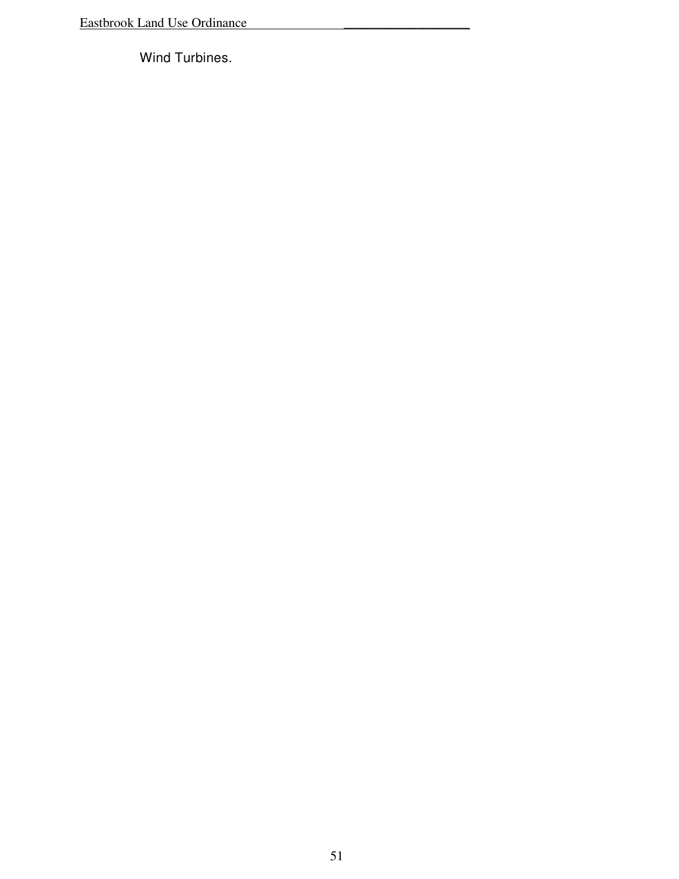Wind Turbines.